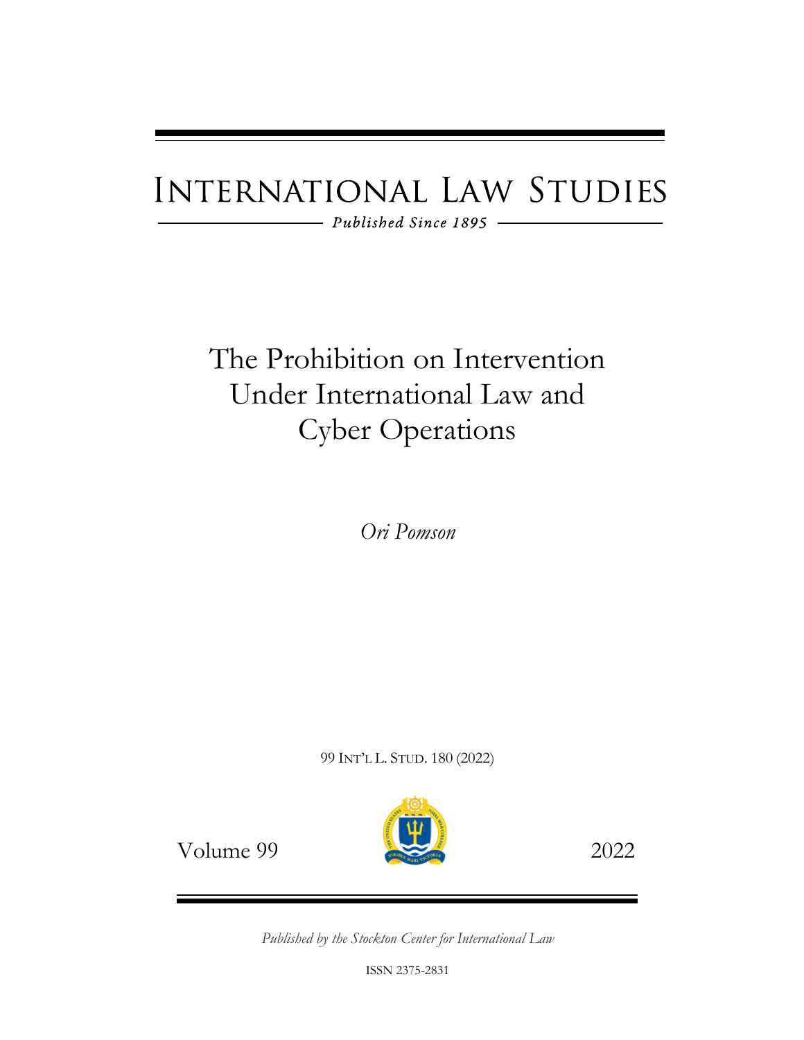# INTERNATIONAL LAW STUDIES

*Published Since 1895*

## The Prohibition on Intervention Under International Law and Cyber Operations

*Ori Pomson*

99 INT'L L. STUD. 180 (2022)

Volume 99 — 2022

*Published by the Stockton Center for International Law*

ISSN 2375-2831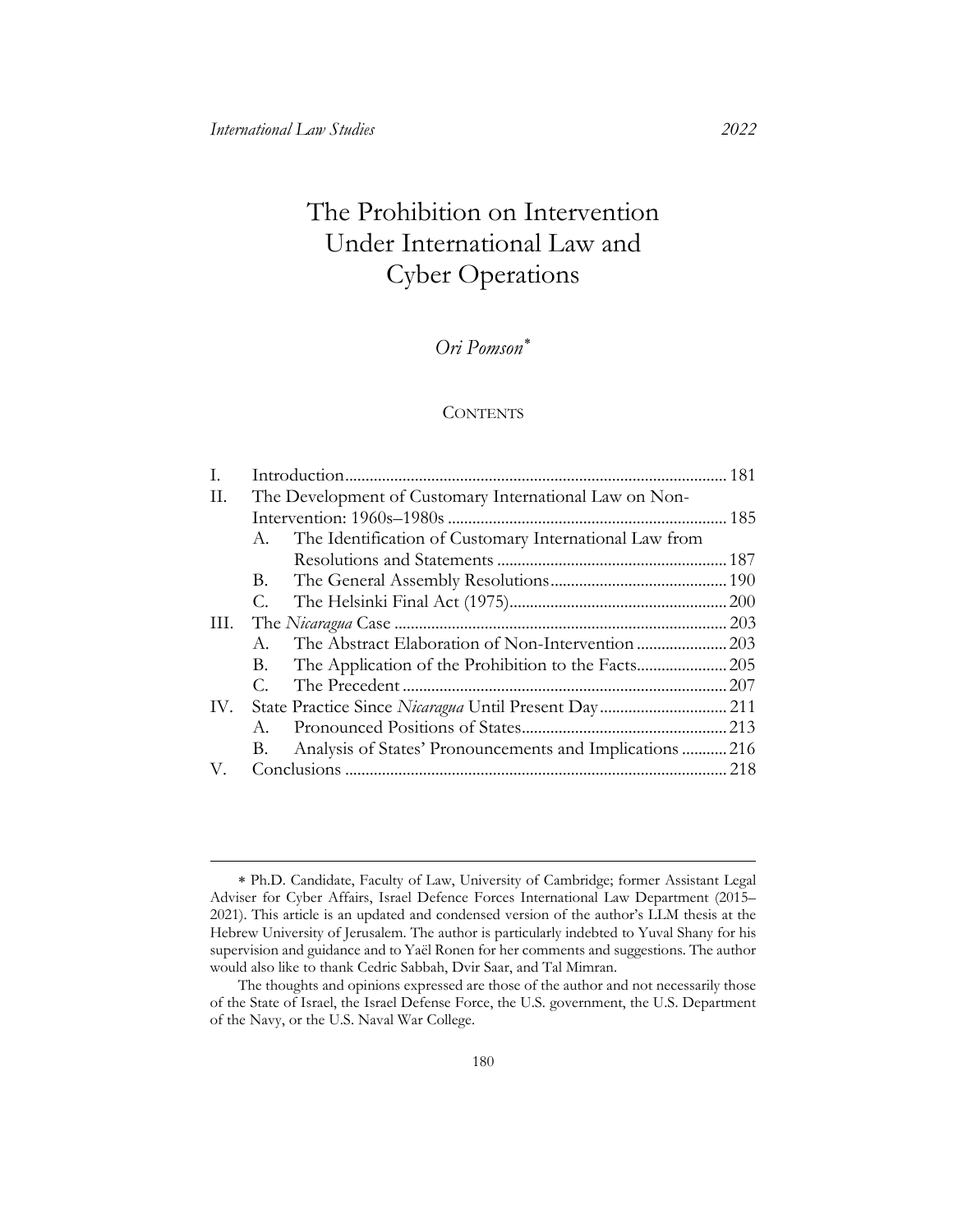# The Prohibition on Intervention Under International Law and Cyber Operations

*Ori Pomson*[*]

CONTENTS

| | | |
|---|---|---|
| I. | Introduction | 181 |
| II. | The Development of Customary International Law on Non-Intervention: 1960s–1980s | 185 |
| | A. The Identification of Customary International Law from Resolutions and Statements | 187 |
| | B. The General Assembly Resolutions | 190 |
| | C. The Helsinki Final Act (1975) | 200 |
| III. | The *Nicaragua* Case | 203 |
| | A. The Abstract Elaboration of Non-Intervention | 203 |
| | B. The Application of the Prohibition to the Facts | 205 |
| | C. The Precedent | 207 |
| IV. | State Practice Since *Nicaragua* Until Present Day | 211 |
| | A. Pronounced Positions of States | 213 |
| | B. Analysis of States' Pronouncements and Implications | 216 |
| V. | Conclusions | 218 |

---

[*] Ph.D. Candidate, Faculty of Law, University of Cambridge; former Assistant Legal Adviser for Cyber Affairs, Israel Defence Forces International Law Department (2015–2021). This article is an updated and condensed version of the author's LLM thesis at the Hebrew University of Jerusalem. The author is particularly indebted to Yuval Shany for his supervision and guidance and to Yaël Ronen for her comments and suggestions. The author would also like to thank Cedric Sabbah, Dvir Saar, and Tal Mimran.

The thoughts and opinions expressed are those of the author and not necessarily those of the State of Israel, the Israel Defense Force, the U.S. government, the U.S. Department of the Navy, or the U.S. Naval War College.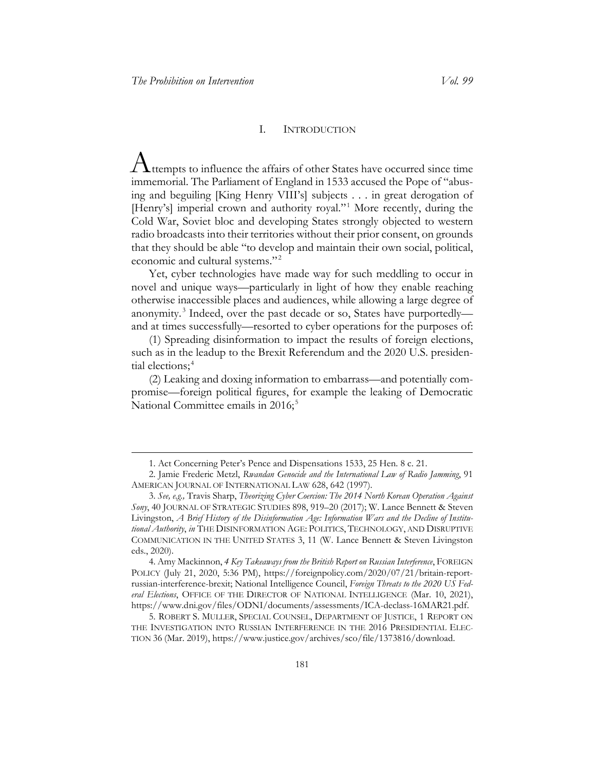## I. INTRODUCTION

Attempts to influence the affairs of other States have occurred since time immemorial. The Parliament of England in 1533 accused the Pope of "abusing and beguiling [King Henry VIII's] subjects . . . in great derogation of [Henry's] imperial crown and authority royal."[1] More recently, during the Cold War, Soviet bloc and developing States strongly objected to western radio broadcasts into their territories without their prior consent, on grounds that they should be able "to develop and maintain their own social, political, economic and cultural systems."[2]

Yet, cyber technologies have made way for such meddling to occur in novel and unique ways—particularly in light of how they enable reaching otherwise inaccessible places and audiences, while allowing a large degree of anonymity.[3] Indeed, over the past decade or so, States have purportedly—and at times successfully—resorted to cyber operations for the purposes of:

(1) Spreading disinformation to impact the results of foreign elections, such as in the leadup to the Brexit Referendum and the 2020 U.S. presidential elections;[4]

(2) Leaking and doxing information to embarrass—and potentially compromise—foreign political figures, for example the leaking of Democratic National Committee emails in 2016;[5]

---

1. Act Concerning Peter's Pence and Dispensations 1533, 25 Hen. 8 c. 21.

2. Jamie Frederic Metzl, *Rwandan Genocide and the International Law of Radio Jamming*, 91 AMERICAN JOURNAL OF INTERNATIONAL LAW 628, 642 (1997).

3. *See, e.g.,* Travis Sharp, *Theorizing Cyber Coercion: The 2014 North Korean Operation Against Sony*, 40 JOURNAL OF STRATEGIC STUDIES 898, 919–20 (2017); W. Lance Bennett & Steven Livingston, *A Brief History of the Disinformation Age: Information Wars and the Decline of Institutional Authority*, *in* THE DISINFORMATION AGE: POLITICS, TECHNOLOGY, AND DISRUPTIVE COMMUNICATION IN THE UNITED STATES 3, 11 (W. Lance Bennett & Steven Livingston eds., 2020).

4. Amy Mackinnon, *4 Key Takeaways from the British Report on Russian Interference*, FOREIGN POLICY (July 21, 2020, 5:36 PM), https://foreignpolicy.com/2020/07/21/britain-report-russian-interference-brexit; National Intelligence Council, *Foreign Threats to the 2020 US Federal Elections*, OFFICE OF THE DIRECTOR OF NATIONAL INTELLIGENCE (Mar. 10, 2021), https://www.dni.gov/files/ODNI/documents/assessments/ICA-declass-16MAR21.pdf.

5. ROBERT S. MULLER, SPECIAL COUNSEL, DEPARTMENT OF JUSTICE, 1 REPORT ON THE INVESTIGATION INTO RUSSIAN INTERFERENCE IN THE 2016 PRESIDENTIAL ELECTION 36 (Mar. 2019), https://www.justice.gov/archives/sco/file/1373816/download.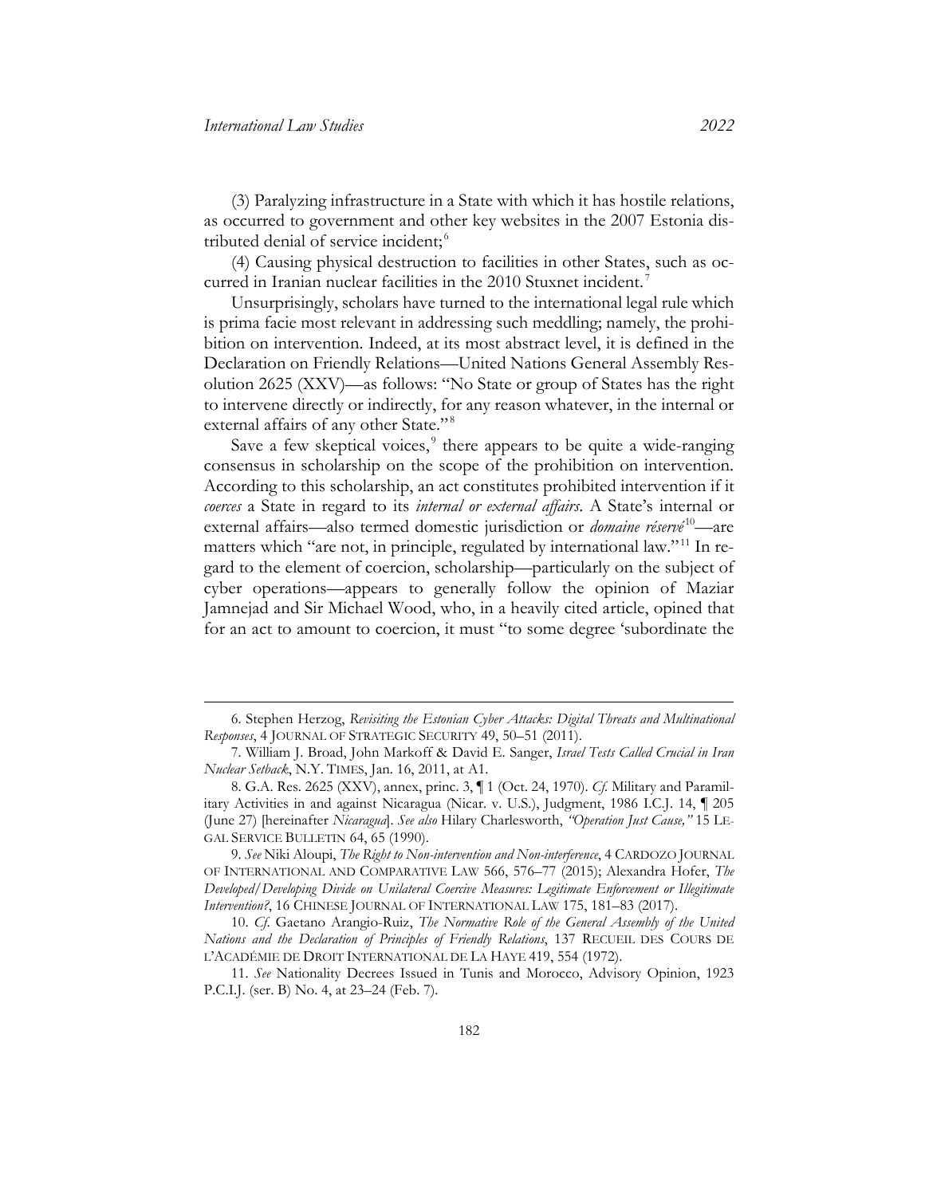(3) Paralyzing infrastructure in a State with which it has hostile relations, as occurred to government and other key websites in the 2007 Estonia distributed denial of service incident;[6]

(4) Causing physical destruction to facilities in other States, such as occurred in Iranian nuclear facilities in the 2010 Stuxnet incident.[7]

Unsurprisingly, scholars have turned to the international legal rule which is prima facie most relevant in addressing such meddling; namely, the prohibition on intervention. Indeed, at its most abstract level, it is defined in the Declaration on Friendly Relations—United Nations General Assembly Resolution 2625 (XXV)—as follows: "No State or group of States has the right to intervene directly or indirectly, for any reason whatever, in the internal or external affairs of any other State."[8]

Save a few skeptical voices,[9] there appears to be quite a wide-ranging consensus in scholarship on the scope of the prohibition on intervention. According to this scholarship, an act constitutes prohibited intervention if it *coerces* a State in regard to its *internal or external affairs*. A State's internal or external affairs—also termed domestic jurisdiction or *domaine réservé*[10]—are matters which "are not, in principle, regulated by international law."[11] In regard to the element of coercion, scholarship—particularly on the subject of cyber operations—appears to generally follow the opinion of Maziar Jamnejad and Sir Michael Wood, who, in a heavily cited article, opined that for an act to amount to coercion, it must "to some degree 'subordinate the

---

6. Stephen Herzog, *Revisiting the Estonian Cyber Attacks: Digital Threats and Multinational Responses*, 4 JOURNAL OF STRATEGIC SECURITY 49, 50–51 (2011).

7. William J. Broad, John Markoff & David E. Sanger, *Israel Tests Called Crucial in Iran Nuclear Setback*, N.Y. TIMES, Jan. 16, 2011, at A1.

8. G.A. Res. 2625 (XXV), annex, princ. 3, ¶ 1 (Oct. 24, 1970). *Cf.* Military and Paramilitary Activities in and against Nicaragua (Nicar. v. U.S.), Judgment, 1986 I.C.J. 14, ¶ 205 (June 27) [hereinafter *Nicaragua*]. *See also* Hilary Charlesworth, *"Operation Just Cause,"* 15 LEGAL SERVICE BULLETIN 64, 65 (1990).

9. *See* Niki Aloupi, *The Right to Non-intervention and Non-interference*, 4 CARDOZO JOURNAL OF INTERNATIONAL AND COMPARATIVE LAW 566, 576–77 (2015); Alexandra Hofer, *The Developed/Developing Divide on Unilateral Coercive Measures: Legitimate Enforcement or Illegitimate Intervention?*, 16 CHINESE JOURNAL OF INTERNATIONAL LAW 175, 181–83 (2017).

10. *Cf.* Gaetano Arangio-Ruiz, *The Normative Role of the General Assembly of the United Nations and the Declaration of Principles of Friendly Relations*, 137 RECUEIL DES COURS DE L'ACADÉMIE DE DROIT INTERNATIONAL DE LA HAYE 419, 554 (1972).

11. *See* Nationality Decrees Issued in Tunis and Morocco, Advisory Opinion, 1923 P.C.I.J. (ser. B) No. 4, at 23–24 (Feb. 7).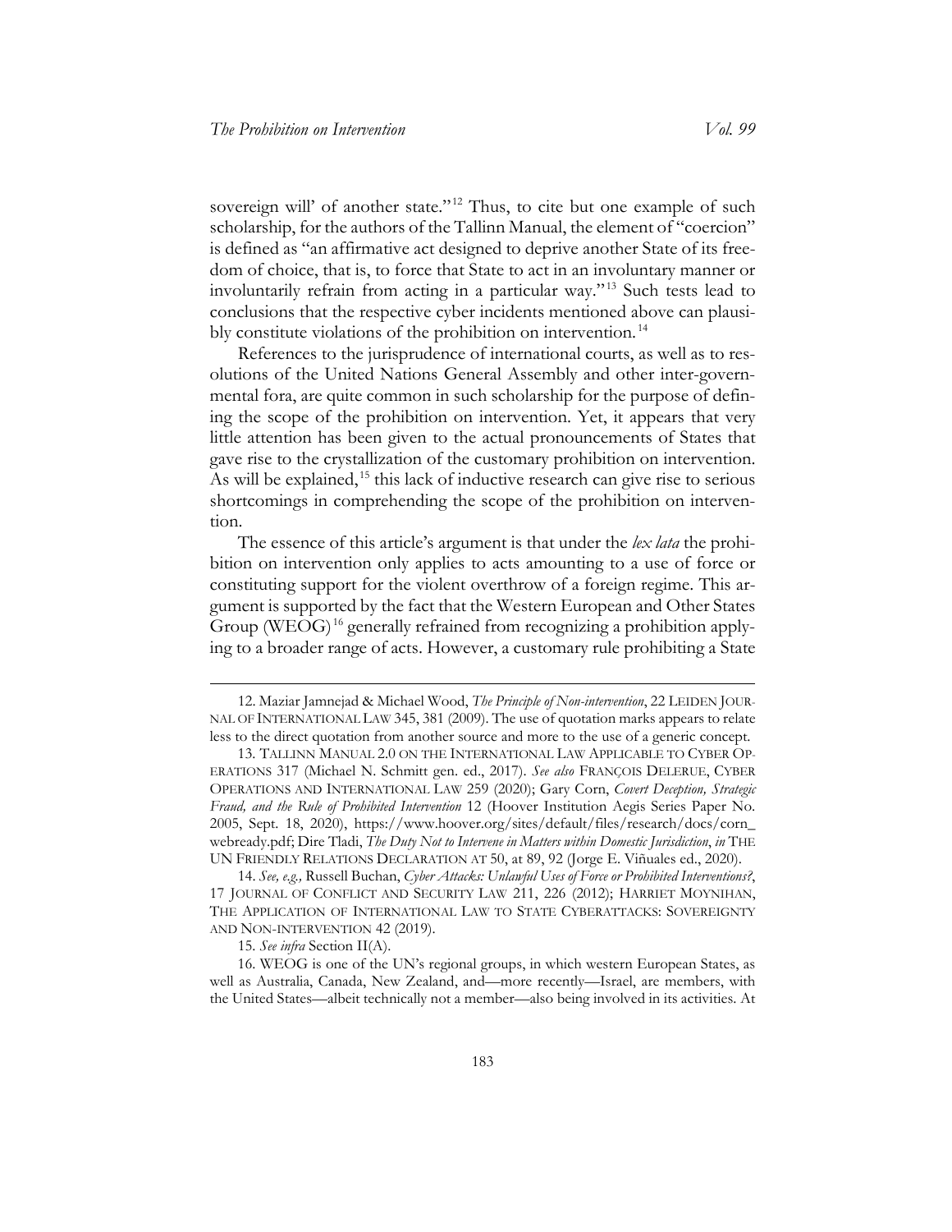sovereign will' of another state."[12] Thus, to cite but one example of such scholarship, for the authors of the Tallinn Manual, the element of "coercion" is defined as "an affirmative act designed to deprive another State of its freedom of choice, that is, to force that State to act in an involuntary manner or involuntarily refrain from acting in a particular way."[13] Such tests lead to conclusions that the respective cyber incidents mentioned above can plausibly constitute violations of the prohibition on intervention.[14]

References to the jurisprudence of international courts, as well as to resolutions of the United Nations General Assembly and other inter-governmental fora, are quite common in such scholarship for the purpose of defining the scope of the prohibition on intervention. Yet, it appears that very little attention has been given to the actual pronouncements of States that gave rise to the crystallization of the customary prohibition on intervention. As will be explained,[15] this lack of inductive research can give rise to serious shortcomings in comprehending the scope of the prohibition on intervention.

The essence of this article's argument is that under the *lex lata* the prohibition on intervention only applies to acts amounting to a use of force or constituting support for the violent overthrow of a foreign regime. This argument is supported by the fact that the Western European and Other States Group (WEOG)[16] generally refrained from recognizing a prohibition applying to a broader range of acts. However, a customary rule prohibiting a State

---

12. Maziar Jamnejad & Michael Wood, *The Principle of Non-intervention*, 22 LEIDEN JOURNAL OF INTERNATIONAL LAW 345, 381 (2009). The use of quotation marks appears to relate less to the direct quotation from another source and more to the use of a generic concept.

13. TALLINN MANUAL 2.0 ON THE INTERNATIONAL LAW APPLICABLE TO CYBER OPERATIONS 317 (Michael N. Schmitt gen. ed., 2017). *See also* FRANÇOIS DELERUE, CYBER OPERATIONS AND INTERNATIONAL LAW 259 (2020); Gary Corn, *Covert Deception, Strategic Fraud, and the Rule of Prohibited Intervention* 12 (Hoover Institution Aegis Series Paper No. 2005, Sept. 18, 2020), https://www.hoover.org/sites/default/files/research/docs/corn_webready.pdf; Dire Tladi, *The Duty Not to Intervene in Matters within Domestic Jurisdiction*, *in* THE UN FRIENDLY RELATIONS DECLARATION AT 50, at 89, 92 (Jorge E. Viñuales ed., 2020).

14. *See, e.g.,* Russell Buchan, *Cyber Attacks: Unlawful Uses of Force or Prohibited Interventions?*, 17 JOURNAL OF CONFLICT AND SECURITY LAW 211, 226 (2012); HARRIET MOYNIHAN, THE APPLICATION OF INTERNATIONAL LAW TO STATE CYBERATTACKS: SOVEREIGNTY AND NON-INTERVENTION 42 (2019).

15. *See infra* Section II(A).

16. WEOG is one of the UN's regional groups, in which western European States, as well as Australia, Canada, New Zealand, and—more recently—Israel, are members, with the United States—albeit technically not a member—also being involved in its activities. At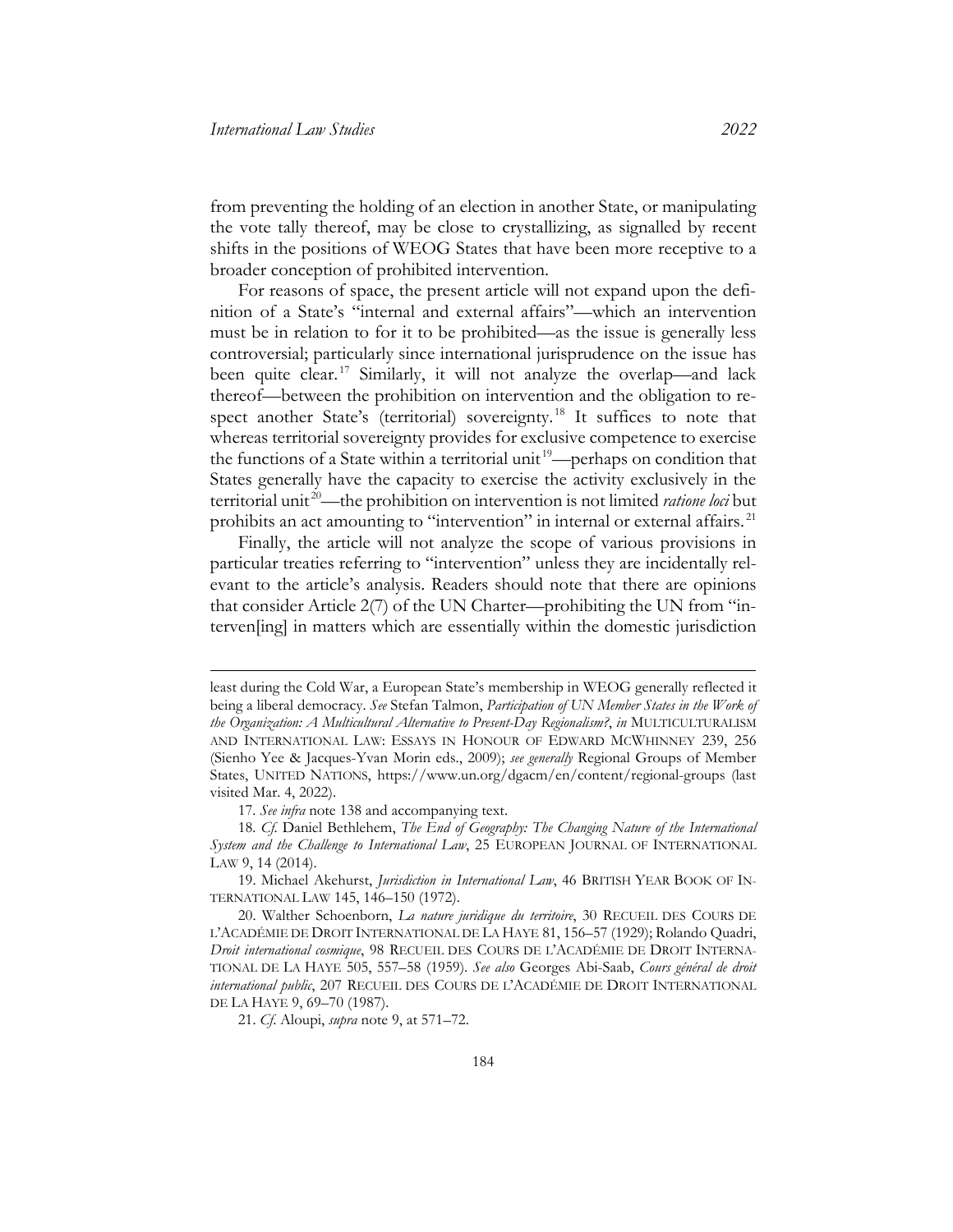from preventing the holding of an election in another State, or manipulating the vote tally thereof, may be close to crystallizing, as signalled by recent shifts in the positions of WEOG States that have been more receptive to a broader conception of prohibited intervention.

For reasons of space, the present article will not expand upon the definition of a State's "internal and external affairs"—which an intervention must be in relation to for it to be prohibited—as the issue is generally less controversial; particularly since international jurisprudence on the issue has been quite clear.[17] Similarly, it will not analyze the overlap—and lack thereof—between the prohibition on intervention and the obligation to respect another State's (territorial) sovereignty.[18] It suffices to note that whereas territorial sovereignty provides for exclusive competence to exercise the functions of a State within a territorial unit[19]—perhaps on condition that States generally have the capacity to exercise the activity exclusively in the territorial unit[20]—the prohibition on intervention is not limited *ratione loci* but prohibits an act amounting to "intervention" in internal or external affairs.[21]

Finally, the article will not analyze the scope of various provisions in particular treaties referring to "intervention" unless they are incidentally relevant to the article's analysis. Readers should note that there are opinions that consider Article 2(7) of the UN Charter—prohibiting the UN from "interven[ing] in matters which are essentially within the domestic jurisdiction

---

least during the Cold War, a European State's membership in WEOG generally reflected it being a liberal democracy. *See* Stefan Talmon, *Participation of UN Member States in the Work of the Organization: A Multicultural Alternative to Present-Day Regionalism?*, *in* MULTICULTURALISM AND INTERNATIONAL LAW: ESSAYS IN HONOUR OF EDWARD MCWHINNEY 239, 256 (Sienho Yee & Jacques-Yvan Morin eds., 2009); *see generally* Regional Groups of Member States, UNITED NATIONS, https://www.un.org/dgacm/en/content/regional-groups (last visited Mar. 4, 2022).

17. *See infra* note 138 and accompanying text.

18. *Cf.* Daniel Bethlehem, *The End of Geography: The Changing Nature of the International System and the Challenge to International Law*, 25 EUROPEAN JOURNAL OF INTERNATIONAL LAW 9, 14 (2014).

19. Michael Akehurst, *Jurisdiction in International Law*, 46 BRITISH YEAR BOOK OF INTERNATIONAL LAW 145, 146–150 (1972).

20. Walther Schoenborn, *La nature juridique du territoire*, 30 RECUEIL DES COURS DE L'ACADÉMIE DE DROIT INTERNATIONAL DE LA HAYE 81, 156–57 (1929); Rolando Quadri, *Droit international cosmique*, 98 RECUEIL DES COURS DE L'ACADÉMIE DE DROIT INTERNATIONAL DE LA HAYE 505, 557–58 (1959). *See also* Georges Abi-Saab, *Cours général de droit international public*, 207 RECUEIL DES COURS DE L'ACADÉMIE DE DROIT INTERNATIONAL DE LA HAYE 9, 69–70 (1987).

21. *Cf.* Aloupi, *supra* note 9, at 571–72.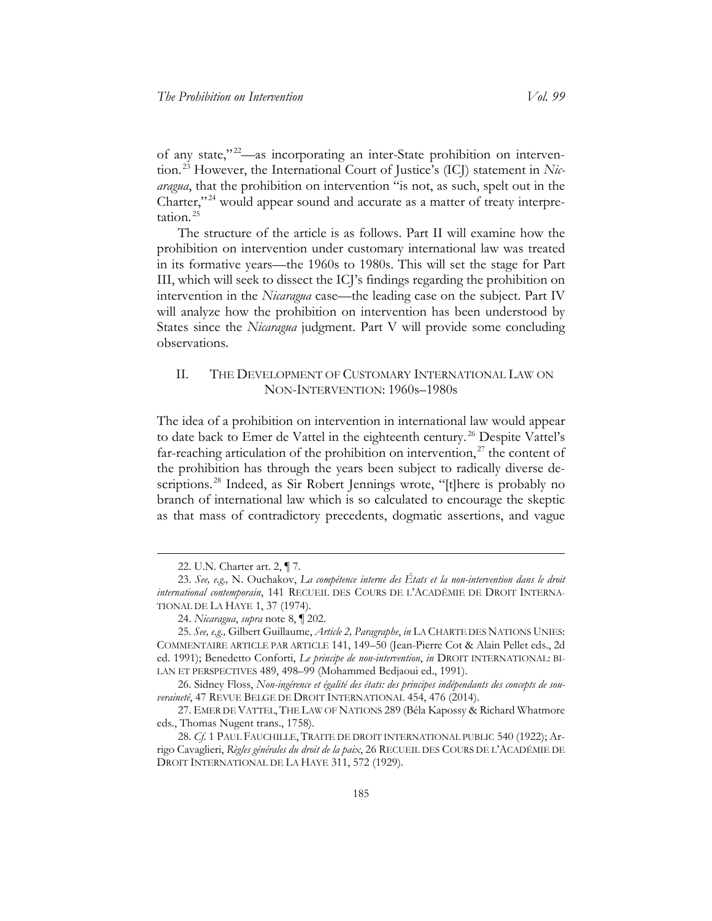of any state,"[22]—as incorporating an inter-State prohibition on intervention.[23] However, the International Court of Justice's (ICJ) statement in *Nicaragua*, that the prohibition on intervention "is not, as such, spelt out in the Charter,"[24] would appear sound and accurate as a matter of treaty interpretation.[25]

The structure of the article is as follows. Part II will examine how the prohibition on intervention under customary international law was treated in its formative years—the 1960s to 1980s. This will set the stage for Part III, which will seek to dissect the ICJ's findings regarding the prohibition on intervention in the *Nicaragua* case—the leading case on the subject. Part IV will analyze how the prohibition on intervention has been understood by States since the *Nicaragua* judgment. Part V will provide some concluding observations.

## II. The Development of Customary International Law on Non-Intervention: 1960s–1980s

The idea of a prohibition on intervention in international law would appear to date back to Emer de Vattel in the eighteenth century.[26] Despite Vattel's far-reaching articulation of the prohibition on intervention,[27] the content of the prohibition has through the years been subject to radically diverse descriptions.[28] Indeed, as Sir Robert Jennings wrote, "[t]here is probably no branch of international law which is so calculated to encourage the skeptic as that mass of contradictory precedents, dogmatic assertions, and vague

---

22. U.N. Charter art. 2, ¶ 7.

23. *See, e.g.,* N. Ouchakov, *La compétence interne des États et la non-intervention dans le droit international contemporain*, 141 Recueil des Cours de l'Académie de Droit International de La Haye 1, 37 (1974).

24. *Nicaragua*, *supra* note 8, ¶ 202.

25. *See, e.g.,* Gilbert Guillaume, *Article 2, Paragraphe*, *in* La Charte des Nations Unies: Commentaire article par article 141, 149–50 (Jean-Pierre Cot & Alain Pellet eds., 2d ed. 1991); Benedetto Conforti, *Le principe de non-intervention*, *in* Droit international: bilan et perspectives 489, 498–99 (Mohammed Bedjaoui ed., 1991).

26. Sidney Floss, *Non-ingérence et égalité des états: des principes indépendants des concepts de souveraineté*, 47 Revue Belge de Droit International 454, 476 (2014).

27. Emer de Vattel, The Law of Nations 289 (Béla Kapossy & Richard Whatmore eds., Thomas Nugent trans., 1758).

28. *Cf.* 1 Paul Fauchille, Traite de droit international public 540 (1922); Arrigo Cavaglieri, *Règles générales du droit de la paix*, 26 Recueil des Cours de l'Académie de Droit International de La Haye 311, 572 (1929).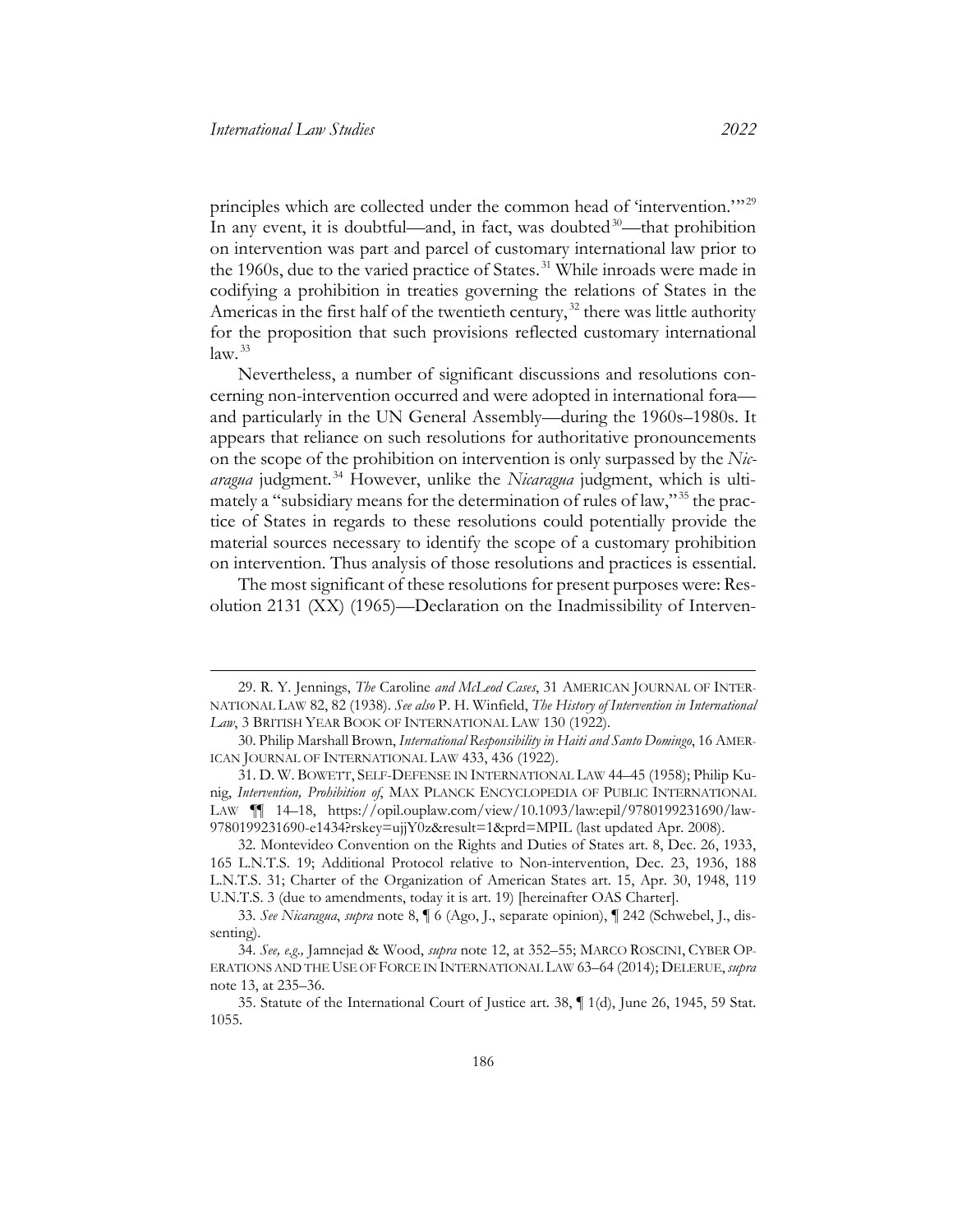principles which are collected under the common head of 'intervention.'"[29] In any event, it is doubtful—and, in fact, was doubted[30]—that prohibition on intervention was part and parcel of customary international law prior to the 1960s, due to the varied practice of States.[31] While inroads were made in codifying a prohibition in treaties governing the relations of States in the Americas in the first half of the twentieth century,[32] there was little authority for the proposition that such provisions reflected customary international law.[33]

Nevertheless, a number of significant discussions and resolutions concerning non-intervention occurred and were adopted in international fora—and particularly in the UN General Assembly—during the 1960s–1980s. It appears that reliance on such resolutions for authoritative pronouncements on the scope of the prohibition on intervention is only surpassed by the *Nicaragua* judgment.[34] However, unlike the *Nicaragua* judgment, which is ultimately a "subsidiary means for the determination of rules of law,"[35] the practice of States in regards to these resolutions could potentially provide the material sources necessary to identify the scope of a customary prohibition on intervention. Thus analysis of those resolutions and practices is essential.

The most significant of these resolutions for present purposes were: Resolution 2131 (XX) (1965)—Declaration on the Inadmissibility of Interven-

---

29. R. Y. Jennings, *The* Caroline *and McLeod Cases*, 31 AMERICAN JOURNAL OF INTERNATIONAL LAW 82, 82 (1938). *See also* P. H. Winfield, *The History of Intervention in International Law*, 3 BRITISH YEAR BOOK OF INTERNATIONAL LAW 130 (1922).

30. Philip Marshall Brown, *International Responsibility in Haiti and Santo Domingo*, 16 AMERICAN JOURNAL OF INTERNATIONAL LAW 433, 436 (1922).

31. D. W. BOWETT, SELF-DEFENSE IN INTERNATIONAL LAW 44–45 (1958); Philip Kunig, *Intervention, Prohibition of*, MAX PLANCK ENCYCLOPEDIA OF PUBLIC INTERNATIONAL LAW ¶¶ 14–18, https://opil.ouplaw.com/view/10.1093/law:epil/9780199231690/law-9780199231690-e1434?rskey=ujjY0z&result=1&prd=MPIL (last updated Apr. 2008).

32. Montevideo Convention on the Rights and Duties of States art. 8, Dec. 26, 1933, 165 L.N.T.S. 19; Additional Protocol relative to Non-intervention, Dec. 23, 1936, 188 L.N.T.S. 31; Charter of the Organization of American States art. 15, Apr. 30, 1948, 119 U.N.T.S. 3 (due to amendments, today it is art. 19) [hereinafter OAS Charter].

33. *See Nicaragua*, *supra* note 8, ¶ 6 (Ago, J., separate opinion), ¶ 242 (Schwebel, J., dissenting).

34. *See, e.g.,* Jamnejad & Wood, *supra* note 12, at 352–55; MARCO ROSCINI, CYBER OPERATIONS AND THE USE OF FORCE IN INTERNATIONAL LAW 63–64 (2014); DELERUE, *supra* note 13, at 235–36.

35. Statute of the International Court of Justice art. 38, ¶ 1(d), June 26, 1945, 59 Stat. 1055.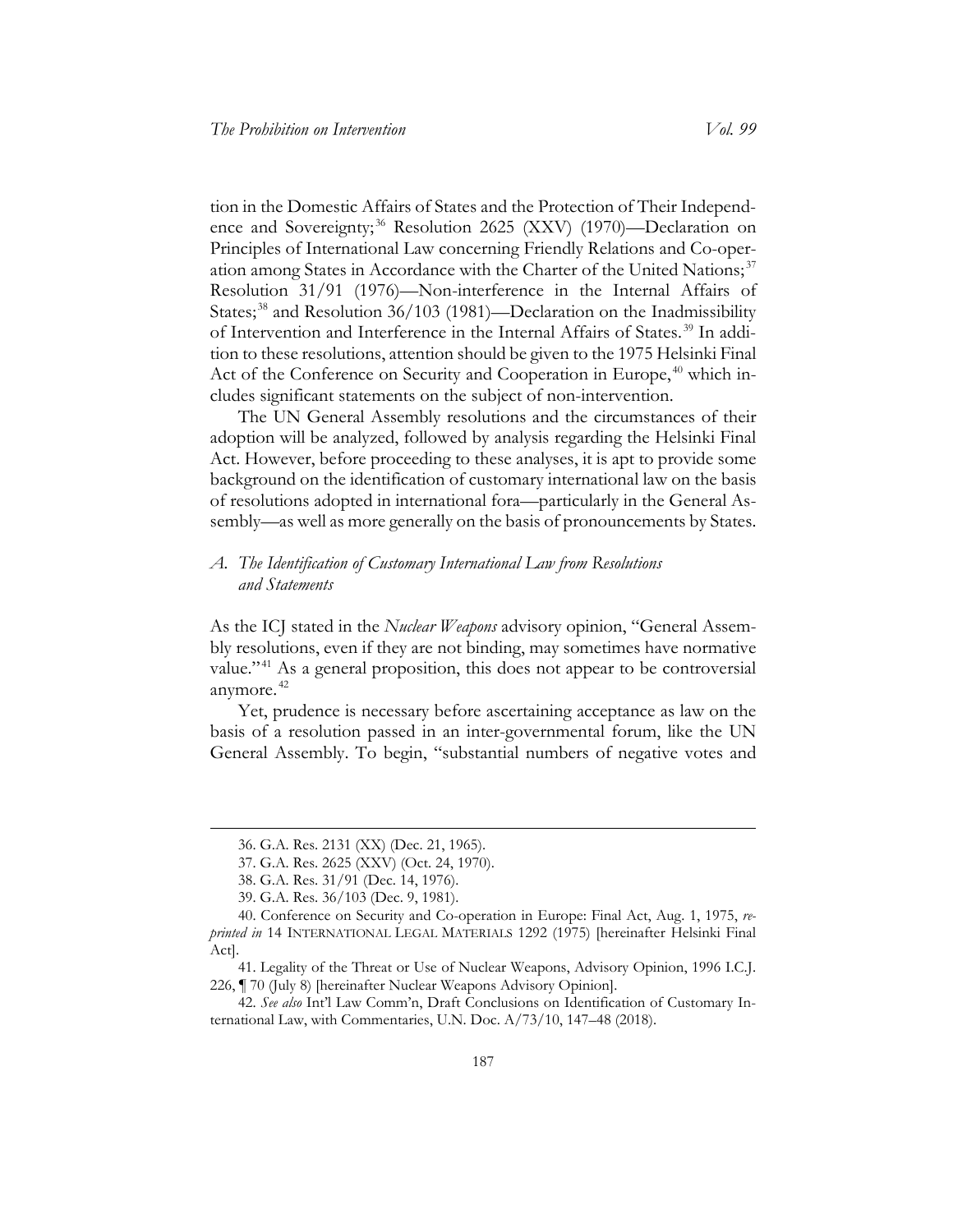tion in the Domestic Affairs of States and the Protection of Their Independence and Sovereignty;[36] Resolution 2625 (XXV) (1970)—Declaration on Principles of International Law concerning Friendly Relations and Co-operation among States in Accordance with the Charter of the United Nations;[37] Resolution 31/91 (1976)—Non-interference in the Internal Affairs of States;[38] and Resolution 36/103 (1981)—Declaration on the Inadmissibility of Intervention and Interference in the Internal Affairs of States.[39] In addition to these resolutions, attention should be given to the 1975 Helsinki Final Act of the Conference on Security and Cooperation in Europe,[40] which includes significant statements on the subject of non-intervention.

The UN General Assembly resolutions and the circumstances of their adoption will be analyzed, followed by analysis regarding the Helsinki Final Act. However, before proceeding to these analyses, it is apt to provide some background on the identification of customary international law on the basis of resolutions adopted in international fora—particularly in the General Assembly—as well as more generally on the basis of pronouncements by States.

### *A. The Identification of Customary International Law from Resolutions and Statements*

As the ICJ stated in the *Nuclear Weapons* advisory opinion, "General Assembly resolutions, even if they are not binding, may sometimes have normative value."[41] As a general proposition, this does not appear to be controversial anymore.[42]

Yet, prudence is necessary before ascertaining acceptance as law on the basis of a resolution passed in an inter-governmental forum, like the UN General Assembly. To begin, "substantial numbers of negative votes and

---

36. G.A. Res. 2131 (XX) (Dec. 21, 1965).

37. G.A. Res. 2625 (XXV) (Oct. 24, 1970).

38. G.A. Res. 31/91 (Dec. 14, 1976).

39. G.A. Res. 36/103 (Dec. 9, 1981).

40. Conference on Security and Co-operation in Europe: Final Act, Aug. 1, 1975, *reprinted in* 14 INTERNATIONAL LEGAL MATERIALS 1292 (1975) [hereinafter Helsinki Final Act].

41. Legality of the Threat or Use of Nuclear Weapons, Advisory Opinion, 1996 I.C.J. 226, ¶ 70 (July 8) [hereinafter Nuclear Weapons Advisory Opinion].

42. *See also* Int'l Law Comm'n, Draft Conclusions on Identification of Customary International Law, with Commentaries, U.N. Doc. A/73/10, 147–48 (2018).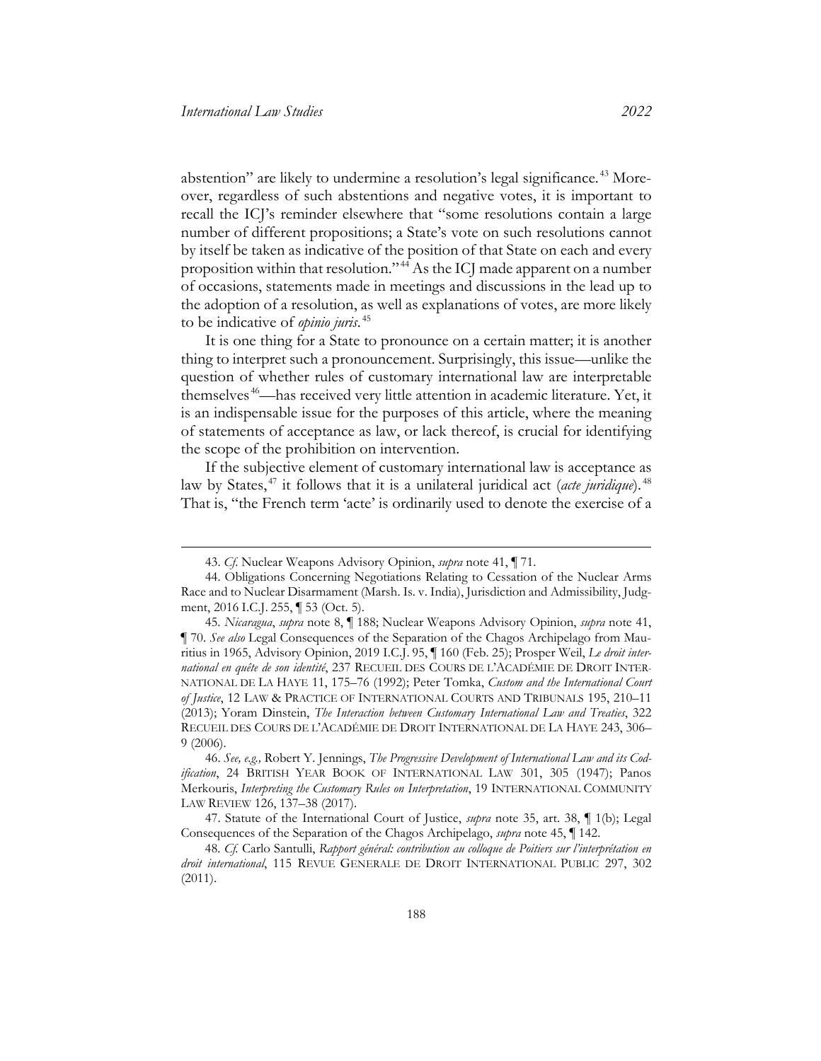abstention" are likely to undermine a resolution's legal significance.[43] Moreover, regardless of such abstentions and negative votes, it is important to recall the ICJ's reminder elsewhere that "some resolutions contain a large number of different propositions; a State's vote on such resolutions cannot by itself be taken as indicative of the position of that State on each and every proposition within that resolution."[44] As the ICJ made apparent on a number of occasions, statements made in meetings and discussions in the lead up to the adoption of a resolution, as well as explanations of votes, are more likely to be indicative of *opinio juris*.[45]

It is one thing for a State to pronounce on a certain matter; it is another thing to interpret such a pronouncement. Surprisingly, this issue—unlike the question of whether rules of customary international law are interpretable themselves[46]—has received very little attention in academic literature. Yet, it is an indispensable issue for the purposes of this article, where the meaning of statements of acceptance as law, or lack thereof, is crucial for identifying the scope of the prohibition on intervention.

If the subjective element of customary international law is acceptance as law by States,[47] it follows that it is a unilateral juridical act (*acte juridique*).[48] That is, "the French term 'acte' is ordinarily used to denote the exercise of a

---

43. *Cf.* Nuclear Weapons Advisory Opinion, *supra* note 41, ¶ 71.

44. Obligations Concerning Negotiations Relating to Cessation of the Nuclear Arms Race and to Nuclear Disarmament (Marsh. Is. v. India), Jurisdiction and Admissibility, Judgment, 2016 I.C.J. 255, ¶ 53 (Oct. 5).

45. *Nicaragua*, *supra* note 8, ¶ 188; Nuclear Weapons Advisory Opinion, *supra* note 41, ¶ 70. *See also* Legal Consequences of the Separation of the Chagos Archipelago from Mauritius in 1965, Advisory Opinion, 2019 I.C.J. 95, ¶ 160 (Feb. 25); Prosper Weil, *Le droit international en quête de son identité*, 237 RECUEIL DES COURS DE L'ACADÉMIE DE DROIT INTERNATIONAL DE LA HAYE 11, 175–76 (1992); Peter Tomka, *Custom and the International Court of Justice*, 12 LAW & PRACTICE OF INTERNATIONAL COURTS AND TRIBUNALS 195, 210–11 (2013); Yoram Dinstein, *The Interaction between Customary International Law and Treaties*, 322 RECUEIL DES COURS DE L'ACADÉMIE DE DROIT INTERNATIONAL DE LA HAYE 243, 306–9 (2006).

46. *See, e.g.,* Robert Y. Jennings, *The Progressive Development of International Law and its Codification*, 24 BRITISH YEAR BOOK OF INTERNATIONAL LAW 301, 305 (1947); Panos Merkouris, *Interpreting the Customary Rules on Interpretation*, 19 INTERNATIONAL COMMUNITY LAW REVIEW 126, 137–38 (2017).

47. Statute of the International Court of Justice, *supra* note 35, art. 38, ¶ 1(b); Legal Consequences of the Separation of the Chagos Archipelago, *supra* note 45, ¶ 142.

48. *Cf.* Carlo Santulli, *Rapport général: contribution au colloque de Poitiers sur l'interprétation en droit international*, 115 REVUE GENERALE DE DROIT INTERNATIONAL PUBLIC 297, 302 (2011).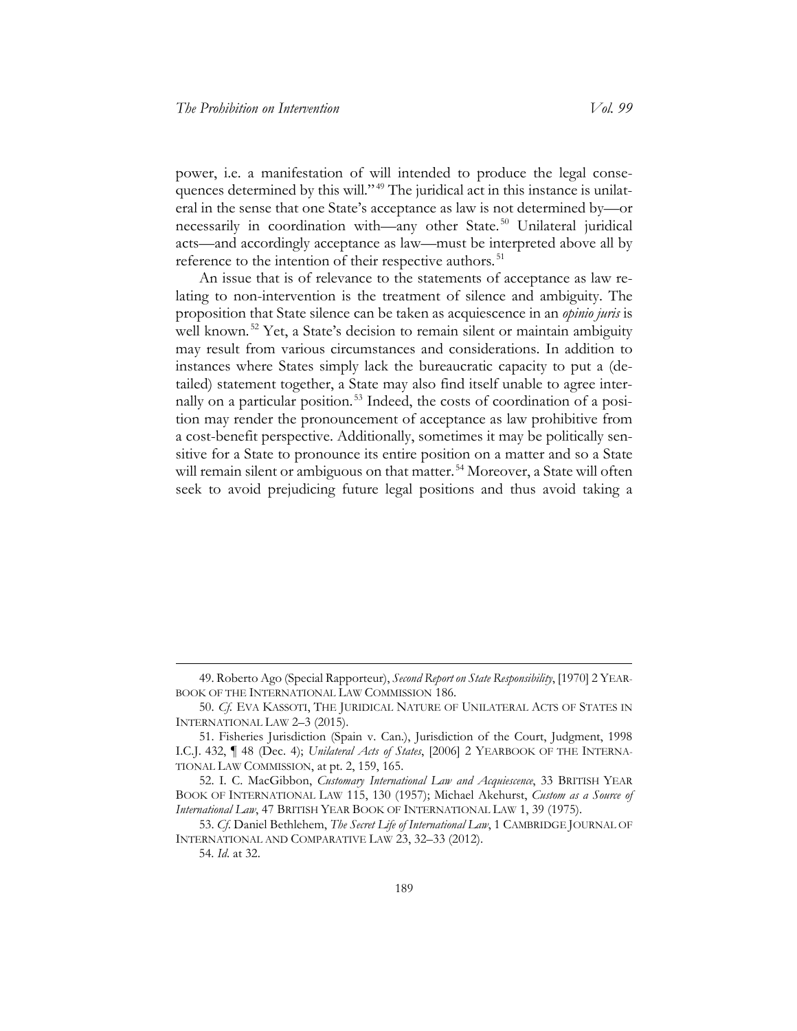power, i.e. a manifestation of will intended to produce the legal consequences determined by this will."[49] The juridical act in this instance is unilateral in the sense that one State's acceptance as law is not determined by—or necessarily in coordination with—any other State.[50] Unilateral juridical acts—and accordingly acceptance as law—must be interpreted above all by reference to the intention of their respective authors.[51]

An issue that is of relevance to the statements of acceptance as law relating to non-intervention is the treatment of silence and ambiguity. The proposition that State silence can be taken as acquiescence in an *opinio juris* is well known.[52] Yet, a State's decision to remain silent or maintain ambiguity may result from various circumstances and considerations. In addition to instances where States simply lack the bureaucratic capacity to put a (detailed) statement together, a State may also find itself unable to agree internally on a particular position.[53] Indeed, the costs of coordination of a position may render the pronouncement of acceptance as law prohibitive from a cost-benefit perspective. Additionally, sometimes it may be politically sensitive for a State to pronounce its entire position on a matter and so a State will remain silent or ambiguous on that matter.[54] Moreover, a State will often seek to avoid prejudicing future legal positions and thus avoid taking a

---

49. Roberto Ago (Special Rapporteur), *Second Report on State Responsibility*, [1970] 2 YEARBOOK OF THE INTERNATIONAL LAW COMMISSION 186.

50. *Cf.* EVA KASSOTI, THE JURIDICAL NATURE OF UNILATERAL ACTS OF STATES IN INTERNATIONAL LAW 2–3 (2015).

51. Fisheries Jurisdiction (Spain v. Can.), Jurisdiction of the Court, Judgment, 1998 I.C.J. 432, ¶ 48 (Dec. 4); *Unilateral Acts of States*, [2006] 2 YEARBOOK OF THE INTERNATIONAL LAW COMMISSION, at pt. 2, 159, 165.

52. I. C. MacGibbon, *Customary International Law and Acquiescence*, 33 BRITISH YEAR BOOK OF INTERNATIONAL LAW 115, 130 (1957); Michael Akehurst, *Custom as a Source of International Law*, 47 BRITISH YEAR BOOK OF INTERNATIONAL LAW 1, 39 (1975).

53. *Cf.* Daniel Bethlehem, *The Secret Life of International Law*, 1 CAMBRIDGE JOURNAL OF INTERNATIONAL AND COMPARATIVE LAW 23, 32–33 (2012).

54. *Id.* at 32.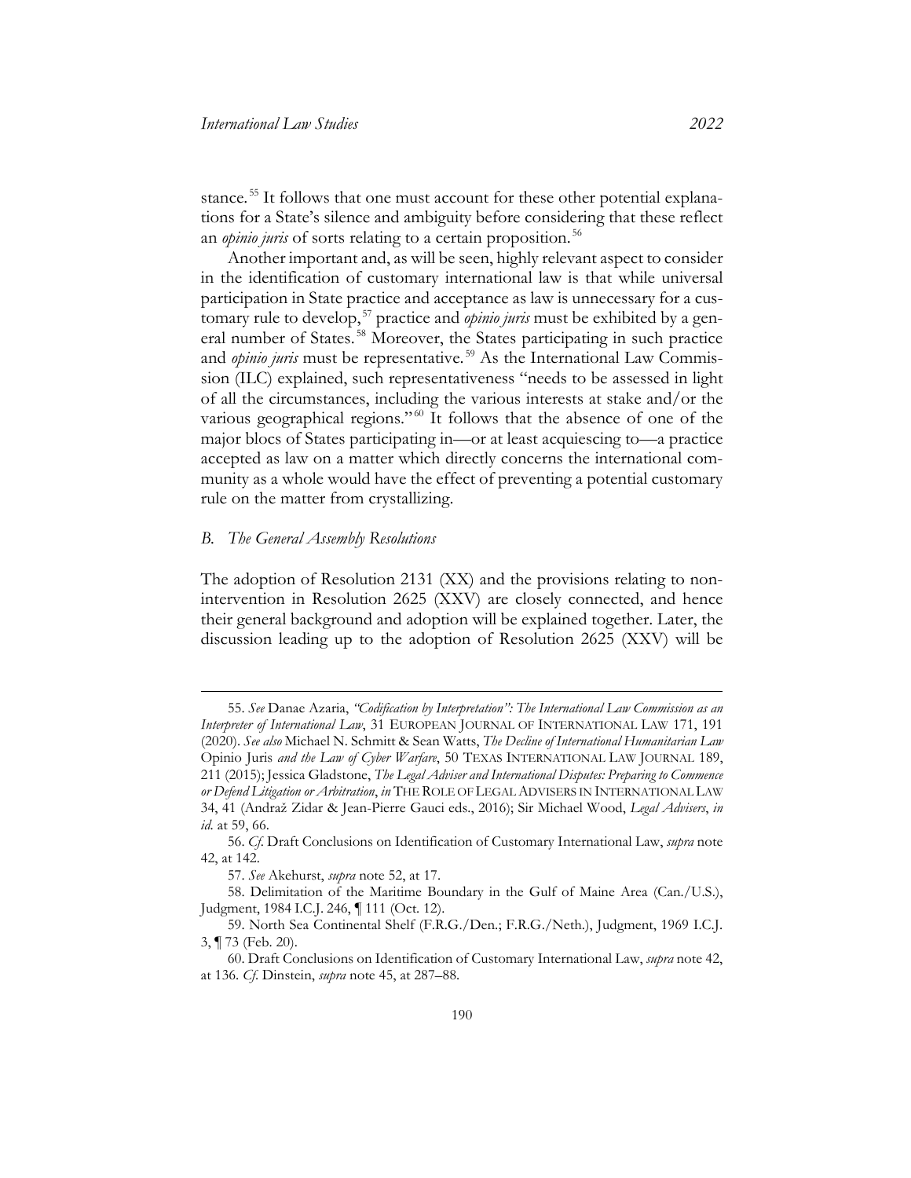stance.[55] It follows that one must account for these other potential explanations for a State's silence and ambiguity before considering that these reflect an *opinio juris* of sorts relating to a certain proposition.[56]

Another important and, as will be seen, highly relevant aspect to consider in the identification of customary international law is that while universal participation in State practice and acceptance as law is unnecessary for a customary rule to develop,[57] practice and *opinio juris* must be exhibited by a general number of States.[58] Moreover, the States participating in such practice and *opinio juris* must be representative.[59] As the International Law Commission (ILC) explained, such representativeness "needs to be assessed in light of all the circumstances, including the various interests at stake and/or the various geographical regions."[60] It follows that the absence of one of the major blocs of States participating in—or at least acquiescing to—a practice accepted as law on a matter which directly concerns the international community as a whole would have the effect of preventing a potential customary rule on the matter from crystallizing.

### *B. The General Assembly Resolutions*

The adoption of Resolution 2131 (XX) and the provisions relating to non-intervention in Resolution 2625 (XXV) are closely connected, and hence their general background and adoption will be explained together. Later, the discussion leading up to the adoption of Resolution 2625 (XXV) will be

---

55. *See* Danae Azaria, *"Codification by Interpretation": The International Law Commission as an Interpreter of International Law*, 31 EUROPEAN JOURNAL OF INTERNATIONAL LAW 171, 191 (2020). *See also* Michael N. Schmitt & Sean Watts, *The Decline of International Humanitarian Law* Opinio Juris *and the Law of Cyber Warfare*, 50 TEXAS INTERNATIONAL LAW JOURNAL 189, 211 (2015); Jessica Gladstone, *The Legal Adviser and International Disputes: Preparing to Commence or Defend Litigation or Arbitration*, *in* THE ROLE OF LEGAL ADVISERS IN INTERNATIONAL LAW 34, 41 (Andraž Zidar & Jean-Pierre Gauci eds., 2016); Sir Michael Wood, *Legal Advisers*, *in id.* at 59, 66.

56. *Cf.* Draft Conclusions on Identification of Customary International Law, *supra* note 42, at 142.

57. *See* Akehurst, *supra* note 52, at 17.

58. Delimitation of the Maritime Boundary in the Gulf of Maine Area (Can./U.S.), Judgment, 1984 I.C.J. 246, ¶ 111 (Oct. 12).

59. North Sea Continental Shelf (F.R.G./Den.; F.R.G./Neth.), Judgment, 1969 I.C.J. 3, ¶ 73 (Feb. 20).

60. Draft Conclusions on Identification of Customary International Law, *supra* note 42, at 136. *Cf.* Dinstein, *supra* note 45, at 287–88.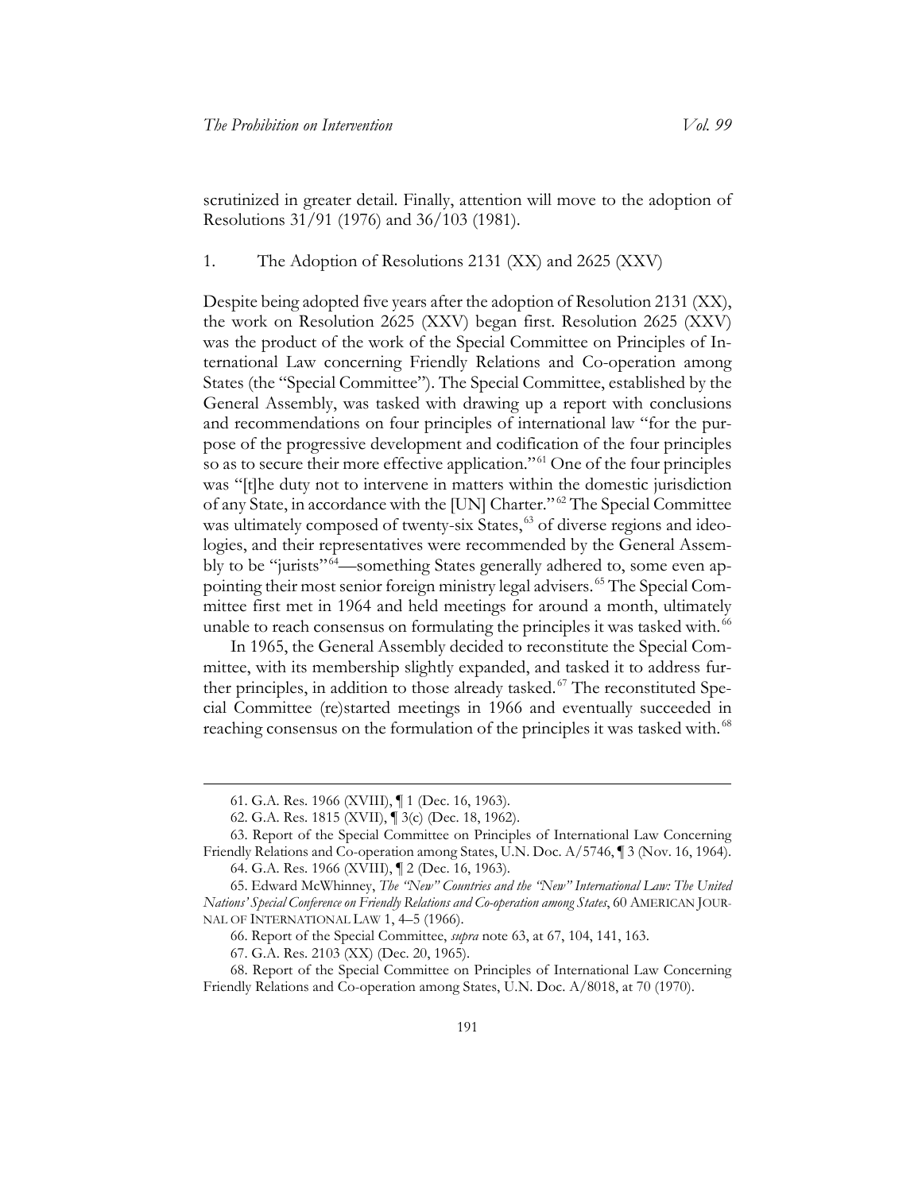scrutinized in greater detail. Finally, attention will move to the adoption of Resolutions 31/91 (1976) and 36/103 (1981).

### 1. The Adoption of Resolutions 2131 (XX) and 2625 (XXV)

Despite being adopted five years after the adoption of Resolution 2131 (XX), the work on Resolution 2625 (XXV) began first. Resolution 2625 (XXV) was the product of the work of the Special Committee on Principles of International Law concerning Friendly Relations and Co-operation among States (the "Special Committee"). The Special Committee, established by the General Assembly, was tasked with drawing up a report with conclusions and recommendations on four principles of international law "for the purpose of the progressive development and codification of the four principles so as to secure their more effective application."[61] One of the four principles was "[t]he duty not to intervene in matters within the domestic jurisdiction of any State, in accordance with the [UN] Charter."[62] The Special Committee was ultimately composed of twenty-six States,[63] of diverse regions and ideologies, and their representatives were recommended by the General Assembly to be "jurists"[64]—something States generally adhered to, some even appointing their most senior foreign ministry legal advisers.[65] The Special Committee first met in 1964 and held meetings for around a month, ultimately unable to reach consensus on formulating the principles it was tasked with.[66]

In 1965, the General Assembly decided to reconstitute the Special Committee, with its membership slightly expanded, and tasked it to address further principles, in addition to those already tasked.[67] The reconstituted Special Committee (re)started meetings in 1966 and eventually succeeded in reaching consensus on the formulation of the principles it was tasked with.[68]

---

61. G.A. Res. 1966 (XVIII), ¶ 1 (Dec. 16, 1963).

62. G.A. Res. 1815 (XVII), ¶ 3(c) (Dec. 18, 1962).

63. Report of the Special Committee on Principles of International Law Concerning Friendly Relations and Co-operation among States, U.N. Doc. A/5746, ¶ 3 (Nov. 16, 1964).

64. G.A. Res. 1966 (XVIII), ¶ 2 (Dec. 16, 1963).

65. Edward McWhinney, *The "New" Countries and the "New" International Law: The United Nations' Special Conference on Friendly Relations and Co-operation among States*, 60 AMERICAN JOURNAL OF INTERNATIONAL LAW 1, 4–5 (1966).

66. Report of the Special Committee, *supra* note 63, at 67, 104, 141, 163.

67. G.A. Res. 2103 (XX) (Dec. 20, 1965).

68. Report of the Special Committee on Principles of International Law Concerning Friendly Relations and Co-operation among States, U.N. Doc. A/8018, at 70 (1970).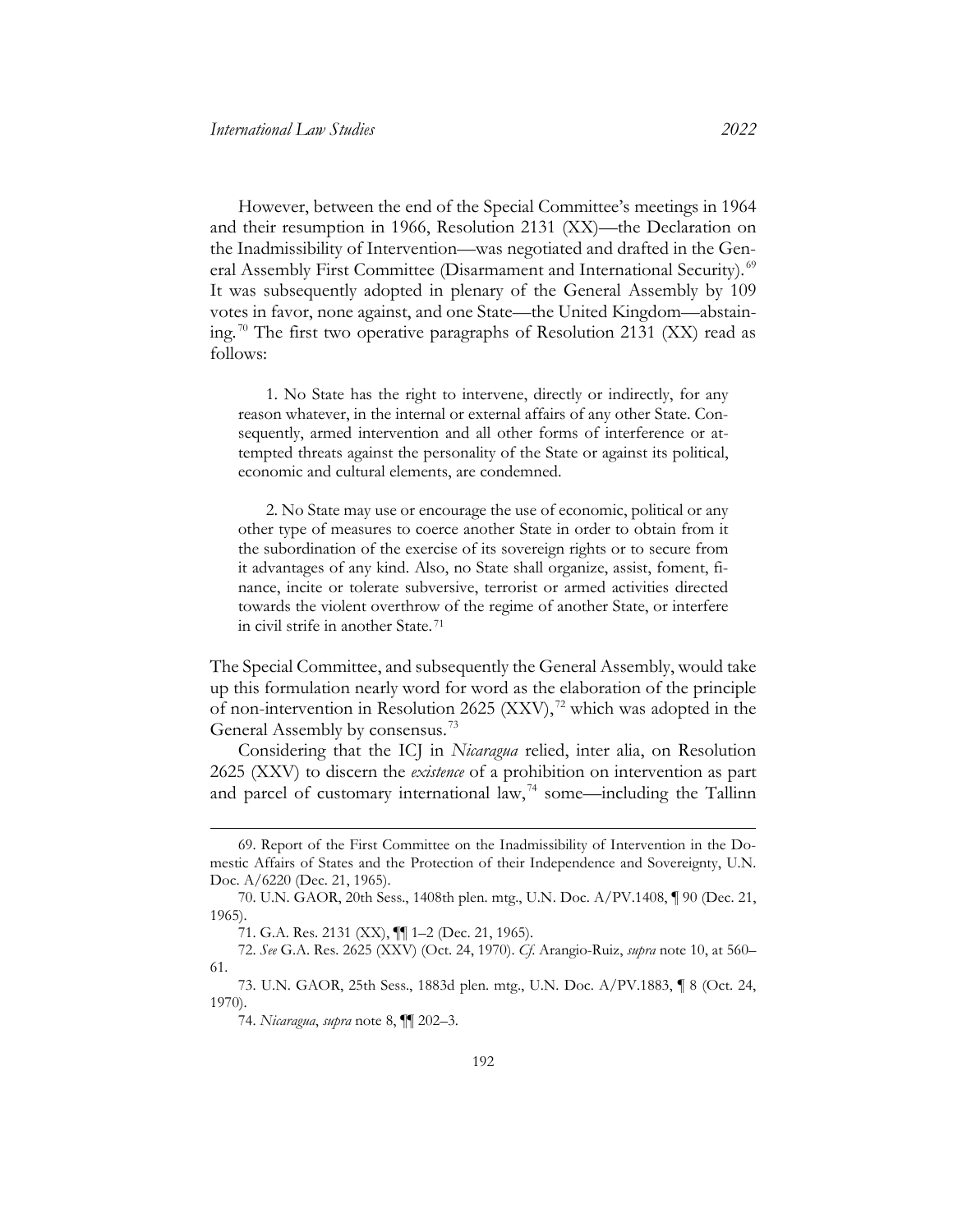However, between the end of the Special Committee's meetings in 1964 and their resumption in 1966, Resolution 2131 (XX)—the Declaration on the Inadmissibility of Intervention—was negotiated and drafted in the General Assembly First Committee (Disarmament and International Security).[69] It was subsequently adopted in plenary of the General Assembly by 109 votes in favor, none against, and one State—the United Kingdom—abstaining.[70] The first two operative paragraphs of Resolution 2131 (XX) read as follows:

> 1. No State has the right to intervene, directly or indirectly, for any reason whatever, in the internal or external affairs of any other State. Consequently, armed intervention and all other forms of interference or attempted threats against the personality of the State or against its political, economic and cultural elements, are condemned.
>
> 2. No State may use or encourage the use of economic, political or any other type of measures to coerce another State in order to obtain from it the subordination of the exercise of its sovereign rights or to secure from it advantages of any kind. Also, no State shall organize, assist, foment, finance, incite or tolerate subversive, terrorist or armed activities directed towards the violent overthrow of the regime of another State, or interfere in civil strife in another State.[71]

The Special Committee, and subsequently the General Assembly, would take up this formulation nearly word for word as the elaboration of the principle of non-intervention in Resolution 2625 (XXV),[72] which was adopted in the General Assembly by consensus.[73]

Considering that the ICJ in *Nicaragua* relied, inter alia, on Resolution 2625 (XXV) to discern the *existence* of a prohibition on intervention as part and parcel of customary international law,[74] some—including the Tallinn

---

69. Report of the First Committee on the Inadmissibility of Intervention in the Domestic Affairs of States and the Protection of their Independence and Sovereignty, U.N. Doc. A/6220 (Dec. 21, 1965).

70. U.N. GAOR, 20th Sess., 1408th plen. mtg., U.N. Doc. A/PV.1408, ¶ 90 (Dec. 21, 1965).

71. G.A. Res. 2131 (XX), ¶¶ 1–2 (Dec. 21, 1965).

72. *See* G.A. Res. 2625 (XXV) (Oct. 24, 1970). *Cf.* Arangio-Ruiz, *supra* note 10, at 560–61.

73. U.N. GAOR, 25th Sess., 1883d plen. mtg., U.N. Doc. A/PV.1883, ¶ 8 (Oct. 24, 1970).

74. *Nicaragua*, *supra* note 8, ¶¶ 202–3.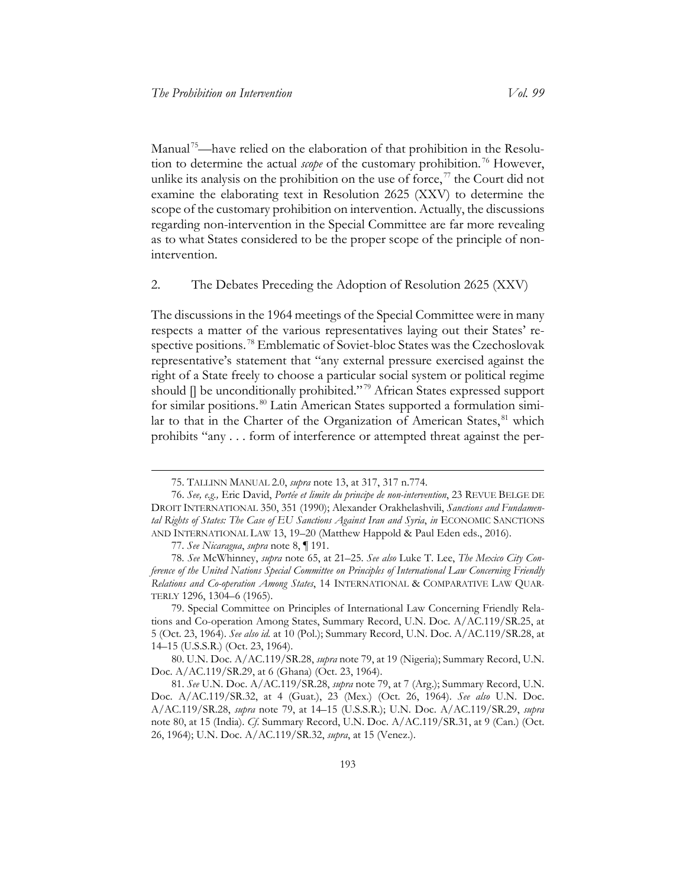Manual[75]—have relied on the elaboration of that prohibition in the Resolution to determine the actual *scope* of the customary prohibition.[76] However, unlike its analysis on the prohibition on the use of force,[77] the Court did not examine the elaborating text in Resolution 2625 (XXV) to determine the scope of the customary prohibition on intervention. Actually, the discussions regarding non-intervention in the Special Committee are far more revealing as to what States considered to be the proper scope of the principle of non-intervention.

2. The Debates Preceding the Adoption of Resolution 2625 (XXV)

The discussions in the 1964 meetings of the Special Committee were in many respects a matter of the various representatives laying out their States' respective positions.[78] Emblematic of Soviet-bloc States was the Czechoslovak representative's statement that "any external pressure exercised against the right of a State freely to choose a particular social system or political regime should [] be unconditionally prohibited."[79] African States expressed support for similar positions.[80] Latin American States supported a formulation similar to that in the Charter of the Organization of American States,[81] which prohibits "any . . . form of interference or attempted threat against the per-

---

75. TALLINN MANUAL 2.0, *supra* note 13, at 317, 317 n.774.

76. *See, e.g.,* Eric David, *Portée et limite du principe de non-intervention*, 23 REVUE BELGE DE DROIT INTERNATIONAL 350, 351 (1990); Alexander Orakhelashvili, *Sanctions and Fundamental Rights of States: The Case of EU Sanctions Against Iran and Syria*, *in* ECONOMIC SANCTIONS AND INTERNATIONAL LAW 13, 19–20 (Matthew Happold & Paul Eden eds., 2016).

77. *See Nicaragua*, *supra* note 8, ¶ 191.

78. *See* McWhinney, *supra* note 65, at 21–25. *See also* Luke T. Lee, *The Mexico City Conference of the United Nations Special Committee on Principles of International Law Concerning Friendly Relations and Co-operation Among States*, 14 INTERNATIONAL & COMPARATIVE LAW QUARTERLY 1296, 1304–6 (1965).

79. Special Committee on Principles of International Law Concerning Friendly Relations and Co-operation Among States, Summary Record, U.N. Doc. A/AC.119/SR.25, at 5 (Oct. 23, 1964). *See also id.* at 10 (Pol.); Summary Record, U.N. Doc. A/AC.119/SR.28, at 14–15 (U.S.S.R.) (Oct. 23, 1964).

80. U.N. Doc. A/AC.119/SR.28, *supra* note 79, at 19 (Nigeria); Summary Record, U.N. Doc. A/AC.119/SR.29, at 6 (Ghana) (Oct. 23, 1964).

81. *See* U.N. Doc. A/AC.119/SR.28, *supra* note 79, at 7 (Arg.); Summary Record, U.N. Doc. A/AC.119/SR.32, at 4 (Guat.), 23 (Mex.) (Oct. 26, 1964). *See also* U.N. Doc. A/AC.119/SR.28, *supra* note 79, at 14–15 (U.S.S.R.); U.N. Doc. A/AC.119/SR.29, *supra* note 80, at 15 (India). *Cf.* Summary Record, U.N. Doc. A/AC.119/SR.31, at 9 (Can.) (Oct. 26, 1964); U.N. Doc. A/AC.119/SR.32, *supra*, at 15 (Venez.).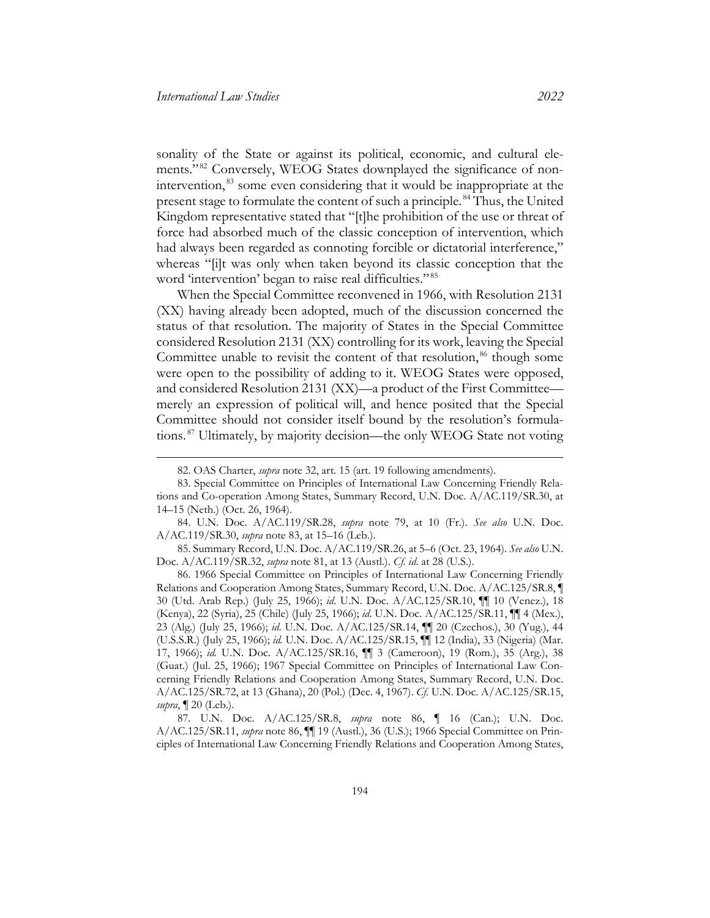sonality of the State or against its political, economic, and cultural elements."[82] Conversely, WEOG States downplayed the significance of non-intervention,[83] some even considering that it would be inappropriate at the present stage to formulate the content of such a principle.[84] Thus, the United Kingdom representative stated that "[t]he prohibition of the use or threat of force had absorbed much of the classic conception of intervention, which had always been regarded as connoting forcible or dictatorial interference," whereas "[i]t was only when taken beyond its classic conception that the word 'intervention' began to raise real difficulties."[85]

When the Special Committee reconvened in 1966, with Resolution 2131 (XX) having already been adopted, much of the discussion concerned the status of that resolution. The majority of States in the Special Committee considered Resolution 2131 (XX) controlling for its work, leaving the Special Committee unable to revisit the content of that resolution,[86] though some were open to the possibility of adding to it. WEOG States were opposed, and considered Resolution 2131 (XX)—a product of the First Committee—merely an expression of political will, and hence posited that the Special Committee should not consider itself bound by the resolution's formulations.[87] Ultimately, by majority decision—the only WEOG State not voting

---

82. OAS Charter, *supra* note 32, art. 15 (art. 19 following amendments).

83. Special Committee on Principles of International Law Concerning Friendly Relations and Co-operation Among States, Summary Record, U.N. Doc. A/AC.119/SR.30, at 14–15 (Neth.) (Oct. 26, 1964).

84. U.N. Doc. A/AC.119/SR.28, *supra* note 79, at 10 (Fr.). *See also* U.N. Doc. A/AC.119/SR.30, *supra* note 83, at 15–16 (Leb.).

85. Summary Record, U.N. Doc. A/AC.119/SR.26, at 5–6 (Oct. 23, 1964). *See also* U.N. Doc. A/AC.119/SR.32, *supra* note 81, at 13 (Austl.). *Cf. id.* at 28 (U.S.).

86. 1966 Special Committee on Principles of International Law Concerning Friendly Relations and Cooperation Among States, Summary Record, U.N. Doc. A/AC.125/SR.8, ¶ 30 (Utd. Arab Rep.) (July 25, 1966); *id.* U.N. Doc. A/AC.125/SR.10, ¶¶ 10 (Venez.), 18 (Kenya), 22 (Syria), 25 (Chile) (July 25, 1966); *id.* U.N. Doc. A/AC.125/SR.11, ¶¶ 4 (Mex.), 23 (Alg.) (July 25, 1966); *id.* U.N. Doc. A/AC.125/SR.14, ¶¶ 20 (Czechos.), 30 (Yug.), 44 (U.S.S.R.) (July 25, 1966); *id.* U.N. Doc. A/AC.125/SR.15, ¶¶ 12 (India), 33 (Nigeria) (Mar. 17, 1966); *id.* U.N. Doc. A/AC.125/SR.16, ¶¶ 3 (Cameroon), 19 (Rom.), 35 (Arg.), 38 (Guat.) (Jul. 25, 1966); 1967 Special Committee on Principles of International Law Concerning Friendly Relations and Cooperation Among States, Summary Record, U.N. Doc. A/AC.125/SR.72, at 13 (Ghana), 20 (Pol.) (Dec. 4, 1967). *Cf.* U.N. Doc. A/AC.125/SR.15, *supra*, ¶ 20 (Leb.).

87. U.N. Doc. A/AC.125/SR.8, *supra* note 86, ¶ 16 (Can.); U.N. Doc. A/AC.125/SR.11, *supra* note 86, ¶¶ 19 (Austl.), 36 (U.S.); 1966 Special Committee on Principles of International Law Concerning Friendly Relations and Cooperation Among States,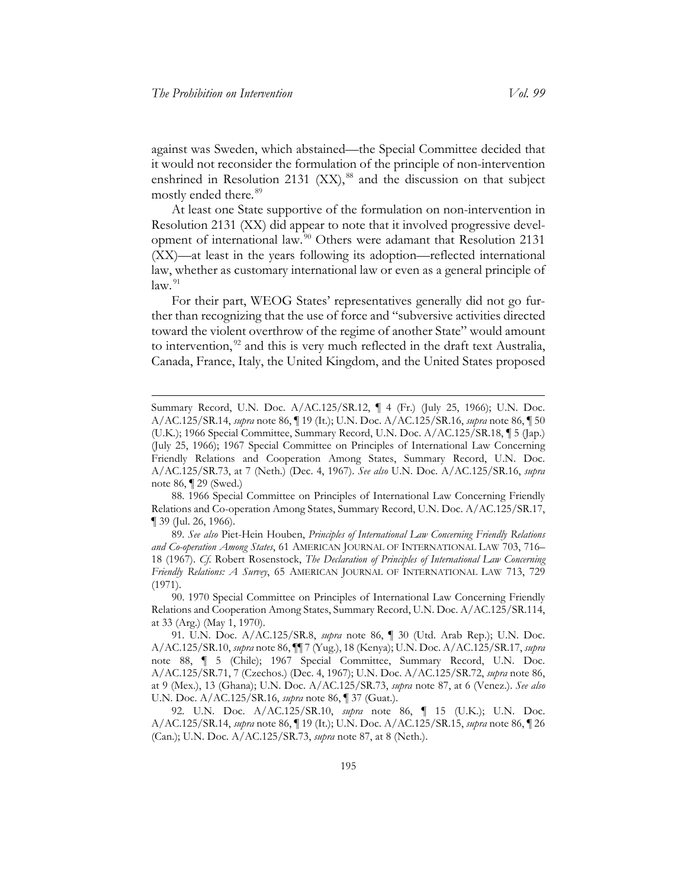against was Sweden, which abstained—the Special Committee decided that it would not reconsider the formulation of the principle of non-intervention enshrined in Resolution 2131 (XX),[88] and the discussion on that subject mostly ended there.[89]

At least one State supportive of the formulation on non-intervention in Resolution 2131 (XX) did appear to note that it involved progressive development of international law.[90] Others were adamant that Resolution 2131 (XX)—at least in the years following its adoption—reflected international law, whether as customary international law or even as a general principle of law.[91]

For their part, WEOG States' representatives generally did not go further than recognizing that the use of force and "subversive activities directed toward the violent overthrow of the regime of another State" would amount to intervention,[92] and this is very much reflected in the draft text Australia, Canada, France, Italy, the United Kingdom, and the United States proposed

---

Summary Record, U.N. Doc. A/AC.125/SR.12, ¶ 4 (Fr.) (July 25, 1966); U.N. Doc. A/AC.125/SR.14, *supra* note 86, ¶ 19 (It.); U.N. Doc. A/AC.125/SR.16, *supra* note 86, ¶ 50 (U.K.); 1966 Special Committee, Summary Record, U.N. Doc. A/AC.125/SR.18, ¶ 5 (Jap.) (July 25, 1966); 1967 Special Committee on Principles of International Law Concerning Friendly Relations and Cooperation Among States, Summary Record, U.N. Doc. A/AC.125/SR.73, at 7 (Neth.) (Dec. 4, 1967). *See also* U.N. Doc. A/AC.125/SR.16, *supra* note 86, ¶ 29 (Swed.)

88. 1966 Special Committee on Principles of International Law Concerning Friendly Relations and Co-operation Among States, Summary Record, U.N. Doc. A/AC.125/SR.17, ¶ 39 (Jul. 26, 1966).

89. *See also* Piet-Hein Houben, *Principles of International Law Concerning Friendly Relations and Co-operation Among States*, 61 AMERICAN JOURNAL OF INTERNATIONAL LAW 703, 716–18 (1967). *Cf.* Robert Rosenstock, *The Declaration of Principles of International Law Concerning Friendly Relations: A Survey*, 65 AMERICAN JOURNAL OF INTERNATIONAL LAW 713, 729 (1971).

90. 1970 Special Committee on Principles of International Law Concerning Friendly Relations and Cooperation Among States, Summary Record, U.N. Doc. A/AC.125/SR.114, at 33 (Arg.) (May 1, 1970).

91. U.N. Doc. A/AC.125/SR.8, *supra* note 86, ¶ 30 (Utd. Arab Rep.); U.N. Doc. A/AC.125/SR.10, *supra* note 86, ¶¶ 7 (Yug.), 18 (Kenya); U.N. Doc. A/AC.125/SR.17, *supra* note 88, ¶ 5 (Chile); 1967 Special Committee, Summary Record, U.N. Doc. A/AC.125/SR.71, 7 (Czechos.) (Dec. 4, 1967); U.N. Doc. A/AC.125/SR.72, *supra* note 86, at 9 (Mex.), 13 (Ghana); U.N. Doc. A/AC.125/SR.73, *supra* note 87, at 6 (Venez.). *See also* U.N. Doc. A/AC.125/SR.16, *supra* note 86, ¶ 37 (Guat.).

92. U.N. Doc. A/AC.125/SR.10, *supra* note 86, ¶ 15 (U.K.); U.N. Doc. A/AC.125/SR.14, *supra* note 86, ¶ 19 (It.); U.N. Doc. A/AC.125/SR.15, *supra* note 86, ¶ 26 (Can.); U.N. Doc. A/AC.125/SR.73, *supra* note 87, at 8 (Neth.).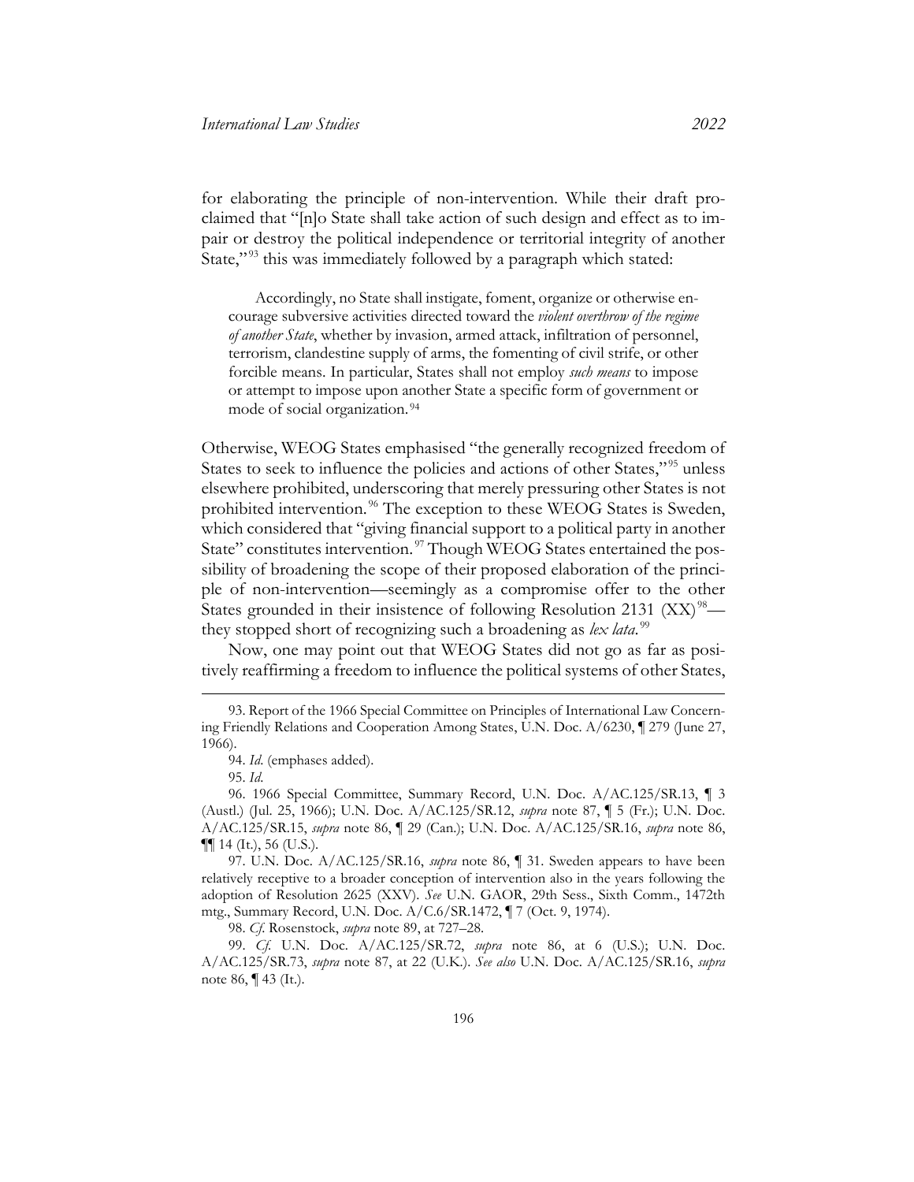for elaborating the principle of non-intervention. While their draft proclaimed that "[n]o State shall take action of such design and effect as to impair or destroy the political independence or territorial integrity of another State,"[93] this was immediately followed by a paragraph which stated:

> Accordingly, no State shall instigate, foment, organize or otherwise encourage subversive activities directed toward the *violent overthrow of the regime of another State*, whether by invasion, armed attack, infiltration of personnel, terrorism, clandestine supply of arms, the fomenting of civil strife, or other forcible means. In particular, States shall not employ *such means* to impose or attempt to impose upon another State a specific form of government or mode of social organization.[94]

Otherwise, WEOG States emphasised "the generally recognized freedom of States to seek to influence the policies and actions of other States,"[95] unless elsewhere prohibited, underscoring that merely pressuring other States is not prohibited intervention.[96] The exception to these WEOG States is Sweden, which considered that "giving financial support to a political party in another State" constitutes intervention.[97] Though WEOG States entertained the possibility of broadening the scope of their proposed elaboration of the principle of non-intervention—seemingly as a compromise offer to the other States grounded in their insistence of following Resolution 2131 (XX)[98]—they stopped short of recognizing such a broadening as *lex lata*.[99]

Now, one may point out that WEOG States did not go as far as positively reaffirming a freedom to influence the political systems of other States,

---

93. Report of the 1966 Special Committee on Principles of International Law Concerning Friendly Relations and Cooperation Among States, U.N. Doc. A/6230, ¶ 279 (June 27, 1966).

94. *Id*. (emphases added).

95. *Id*.

96. 1966 Special Committee, Summary Record, U.N. Doc. A/AC.125/SR.13, ¶ 3 (Austl.) (Jul. 25, 1966); U.N. Doc. A/AC.125/SR.12, *supra* note 87, ¶ 5 (Fr.); U.N. Doc. A/AC.125/SR.15, *supra* note 86, ¶ 29 (Can.); U.N. Doc. A/AC.125/SR.16, *supra* note 86, ¶¶ 14 (It.), 56 (U.S.).

97. U.N. Doc. A/AC.125/SR.16, *supra* note 86, ¶ 31. Sweden appears to have been relatively receptive to a broader conception of intervention also in the years following the adoption of Resolution 2625 (XXV). *See* U.N. GAOR, 29th Sess., Sixth Comm., 1472th mtg., Summary Record, U.N. Doc. A/C.6/SR.1472, ¶ 7 (Oct. 9, 1974).

98. *Cf*. Rosenstock, *supra* note 89, at 727–28.

99. *Cf*. U.N. Doc. A/AC.125/SR.72, *supra* note 86, at 6 (U.S.); U.N. Doc. A/AC.125/SR.73, *supra* note 87, at 22 (U.K.). *See also* U.N. Doc. A/AC.125/SR.16, *supra* note 86, ¶ 43 (It.).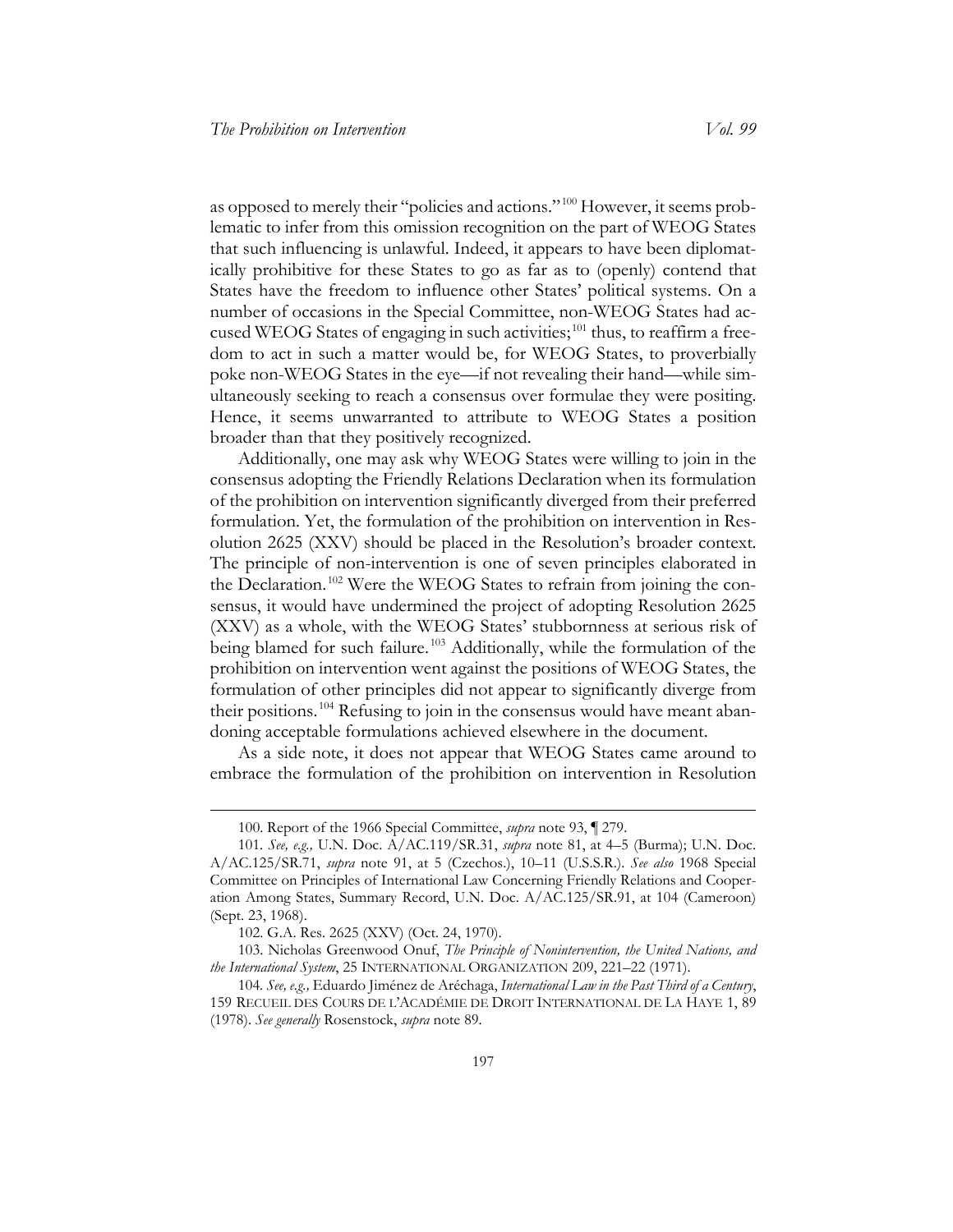as opposed to merely their "policies and actions."[100] However, it seems problematic to infer from this omission recognition on the part of WEOG States that such influencing is unlawful. Indeed, it appears to have been diplomatically prohibitive for these States to go as far as to (openly) contend that States have the freedom to influence other States' political systems. On a number of occasions in the Special Committee, non-WEOG States had accused WEOG States of engaging in such activities;[101] thus, to reaffirm a freedom to act in such a matter would be, for WEOG States, to proverbially poke non-WEOG States in the eye—if not revealing their hand—while simultaneously seeking to reach a consensus over formulae they were positing. Hence, it seems unwarranted to attribute to WEOG States a position broader than that they positively recognized.

Additionally, one may ask why WEOG States were willing to join in the consensus adopting the Friendly Relations Declaration when its formulation of the prohibition on intervention significantly diverged from their preferred formulation. Yet, the formulation of the prohibition on intervention in Resolution 2625 (XXV) should be placed in the Resolution's broader context. The principle of non-intervention is one of seven principles elaborated in the Declaration.[102] Were the WEOG States to refrain from joining the consensus, it would have undermined the project of adopting Resolution 2625 (XXV) as a whole, with the WEOG States' stubbornness at serious risk of being blamed for such failure.[103] Additionally, while the formulation of the prohibition on intervention went against the positions of WEOG States, the formulation of other principles did not appear to significantly diverge from their positions.[104] Refusing to join in the consensus would have meant abandoning acceptable formulations achieved elsewhere in the document.

As a side note, it does not appear that WEOG States came around to embrace the formulation of the prohibition on intervention in Resolution

---

100. Report of the 1966 Special Committee, *supra* note 93, ¶ 279.

101. *See, e.g.,* U.N. Doc. A/AC.119/SR.31, *supra* note 81, at 4–5 (Burma); U.N. Doc. A/AC.125/SR.71, *supra* note 91, at 5 (Czechos.), 10–11 (U.S.S.R.). *See also* 1968 Special Committee on Principles of International Law Concerning Friendly Relations and Cooperation Among States, Summary Record, U.N. Doc. A/AC.125/SR.91, at 104 (Cameroon) (Sept. 23, 1968).

102. G.A. Res. 2625 (XXV) (Oct. 24, 1970).

103. Nicholas Greenwood Onuf, *The Principle of Nonintervention, the United Nations, and the International System*, 25 INTERNATIONAL ORGANIZATION 209, 221–22 (1971).

104. *See, e.g.,* Eduardo Jiménez de Aréchaga, *International Law in the Past Third of a Century*, 159 RECUEIL DES COURS DE L'ACADÉMIE DE DROIT INTERNATIONAL DE LA HAYE 1, 89 (1978). *See generally* Rosenstock, *supra* note 89.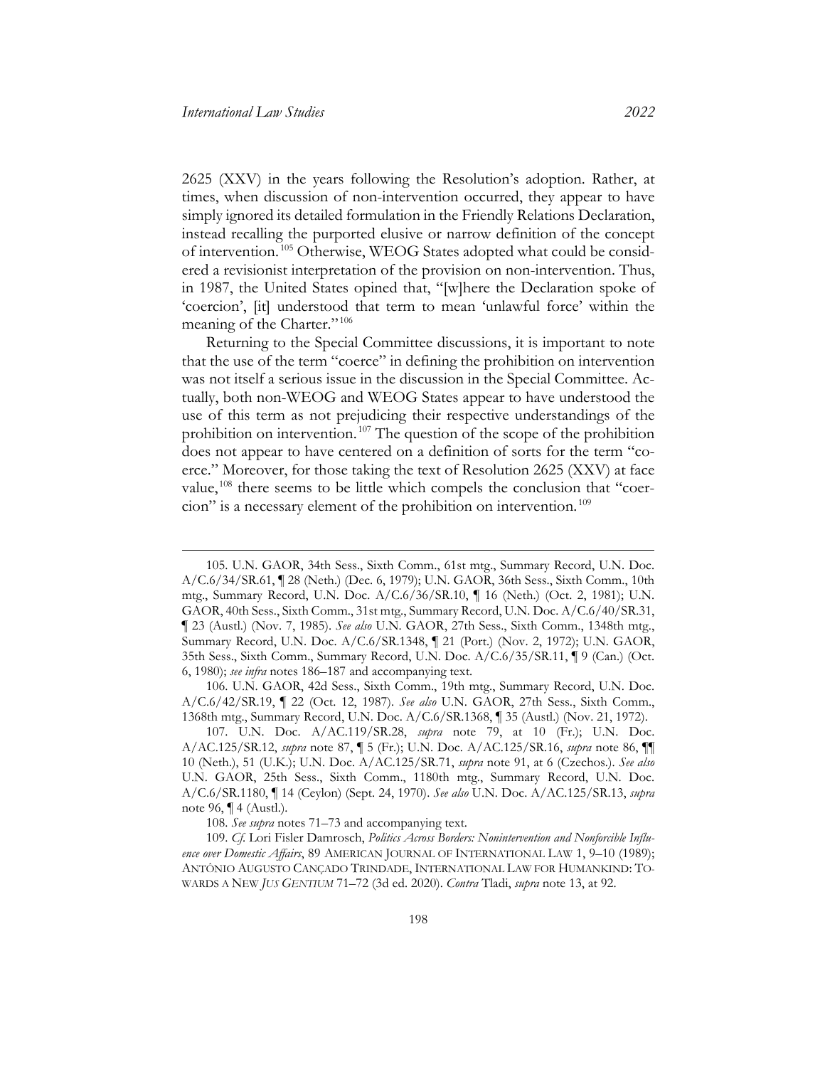2625 (XXV) in the years following the Resolution's adoption. Rather, at times, when discussion of non-intervention occurred, they appear to have simply ignored its detailed formulation in the Friendly Relations Declaration, instead recalling the purported elusive or narrow definition of the concept of intervention.[105] Otherwise, WEOG States adopted what could be considered a revisionist interpretation of the provision on non-intervention. Thus, in 1987, the United States opined that, "[w]here the Declaration spoke of 'coercion', [it] understood that term to mean 'unlawful force' within the meaning of the Charter."[106]

Returning to the Special Committee discussions, it is important to note that the use of the term "coerce" in defining the prohibition on intervention was not itself a serious issue in the discussion in the Special Committee. Actually, both non-WEOG and WEOG States appear to have understood the use of this term as not prejudicing their respective understandings of the prohibition on intervention.[107] The question of the scope of the prohibition does not appear to have centered on a definition of sorts for the term "coerce." Moreover, for those taking the text of Resolution 2625 (XXV) at face value,[108] there seems to be little which compels the conclusion that "coercion" is a necessary element of the prohibition on intervention.[109]

---

105. U.N. GAOR, 34th Sess., Sixth Comm., 61st mtg., Summary Record, U.N. Doc. A/C.6/34/SR.61, ¶ 28 (Neth.) (Dec. 6, 1979); U.N. GAOR, 36th Sess., Sixth Comm., 10th mtg., Summary Record, U.N. Doc. A/C.6/36/SR.10, ¶ 16 (Neth.) (Oct. 2, 1981); U.N. GAOR, 40th Sess., Sixth Comm., 31st mtg., Summary Record, U.N. Doc. A/C.6/40/SR.31, ¶ 23 (Austl.) (Nov. 7, 1985). *See also* U.N. GAOR, 27th Sess., Sixth Comm., 1348th mtg., Summary Record, U.N. Doc. A/C.6/SR.1348, ¶ 21 (Port.) (Nov. 2, 1972); U.N. GAOR, 35th Sess., Sixth Comm., Summary Record, U.N. Doc. A/C.6/35/SR.11, ¶ 9 (Can.) (Oct. 6, 1980); *see infra* notes 186–187 and accompanying text.

106. U.N. GAOR, 42d Sess., Sixth Comm., 19th mtg., Summary Record, U.N. Doc. A/C.6/42/SR.19, ¶ 22 (Oct. 12, 1987). *See also* U.N. GAOR, 27th Sess., Sixth Comm., 1368th mtg., Summary Record, U.N. Doc. A/C.6/SR.1368, ¶ 35 (Austl.) (Nov. 21, 1972).

107. U.N. Doc. A/AC.119/SR.28, *supra* note 79, at 10 (Fr.); U.N. Doc. A/AC.125/SR.12, *supra* note 87, ¶ 5 (Fr.); U.N. Doc. A/AC.125/SR.16, *supra* note 86, ¶¶ 10 (Neth.), 51 (U.K.); U.N. Doc. A/AC.125/SR.71, *supra* note 91, at 6 (Czechos.). *See also* U.N. GAOR, 25th Sess., Sixth Comm., 1180th mtg., Summary Record, U.N. Doc. A/C.6/SR.1180, ¶ 14 (Ceylon) (Sept. 24, 1970). *See also* U.N. Doc. A/AC.125/SR.13, *supra* note 96, ¶ 4 (Austl.).

108. *See supra* notes 71–73 and accompanying text.

109. *Cf.* Lori Fisler Damrosch, *Politics Across Borders: Nonintervention and Nonforcible Influence over Domestic Affairs*, 89 AMERICAN JOURNAL OF INTERNATIONAL LAW 1, 9–10 (1989); ANTÔNIO AUGUSTO CANÇADO TRINDADE, INTERNATIONAL LAW FOR HUMANKIND: TOWARDS A NEW *JUS GENTIUM* 71–72 (3d ed. 2020). *Contra* Tladi, *supra* note 13, at 92.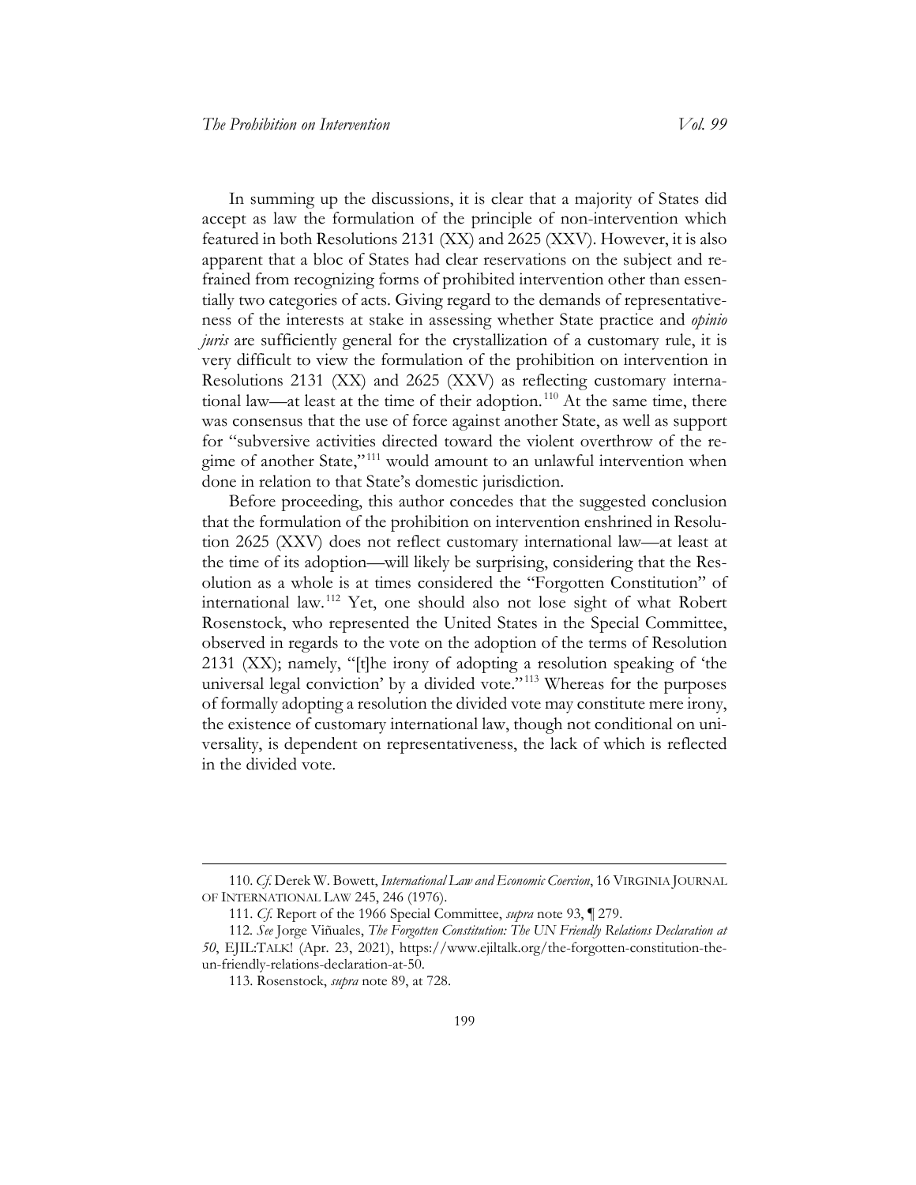In summing up the discussions, it is clear that a majority of States did accept as law the formulation of the principle of non-intervention which featured in both Resolutions 2131 (XX) and 2625 (XXV). However, it is also apparent that a bloc of States had clear reservations on the subject and refrained from recognizing forms of prohibited intervention other than essentially two categories of acts. Giving regard to the demands of representativeness of the interests at stake in assessing whether State practice and *opinio juris* are sufficiently general for the crystallization of a customary rule, it is very difficult to view the formulation of the prohibition on intervention in Resolutions 2131 (XX) and 2625 (XXV) as reflecting customary international law—at least at the time of their adoption.[110] At the same time, there was consensus that the use of force against another State, as well as support for "subversive activities directed toward the violent overthrow of the regime of another State,"[111] would amount to an unlawful intervention when done in relation to that State's domestic jurisdiction.

Before proceeding, this author concedes that the suggested conclusion that the formulation of the prohibition on intervention enshrined in Resolution 2625 (XXV) does not reflect customary international law—at least at the time of its adoption—will likely be surprising, considering that the Resolution as a whole is at times considered the "Forgotten Constitution" of international law.[112] Yet, one should also not lose sight of what Robert Rosenstock, who represented the United States in the Special Committee, observed in regards to the vote on the adoption of the terms of Resolution 2131 (XX); namely, "[t]he irony of adopting a resolution speaking of 'the universal legal conviction' by a divided vote."[113] Whereas for the purposes of formally adopting a resolution the divided vote may constitute mere irony, the existence of customary international law, though not conditional on universality, is dependent on representativeness, the lack of which is reflected in the divided vote.

---

110. *Cf.* Derek W. Bowett, *International Law and Economic Coercion*, 16 VIRGINIA JOURNAL OF INTERNATIONAL LAW 245, 246 (1976).

111. *Cf.* Report of the 1966 Special Committee, *supra* note 93, ¶ 279.

112. *See* Jorge Viñuales, *The Forgotten Constitution: The UN Friendly Relations Declaration at 50*, EJIL:TALK! (Apr. 23, 2021), https://www.ejiltalk.org/the-forgotten-constitution-the-un-friendly-relations-declaration-at-50.

113. Rosenstock, *supra* note 89, at 728.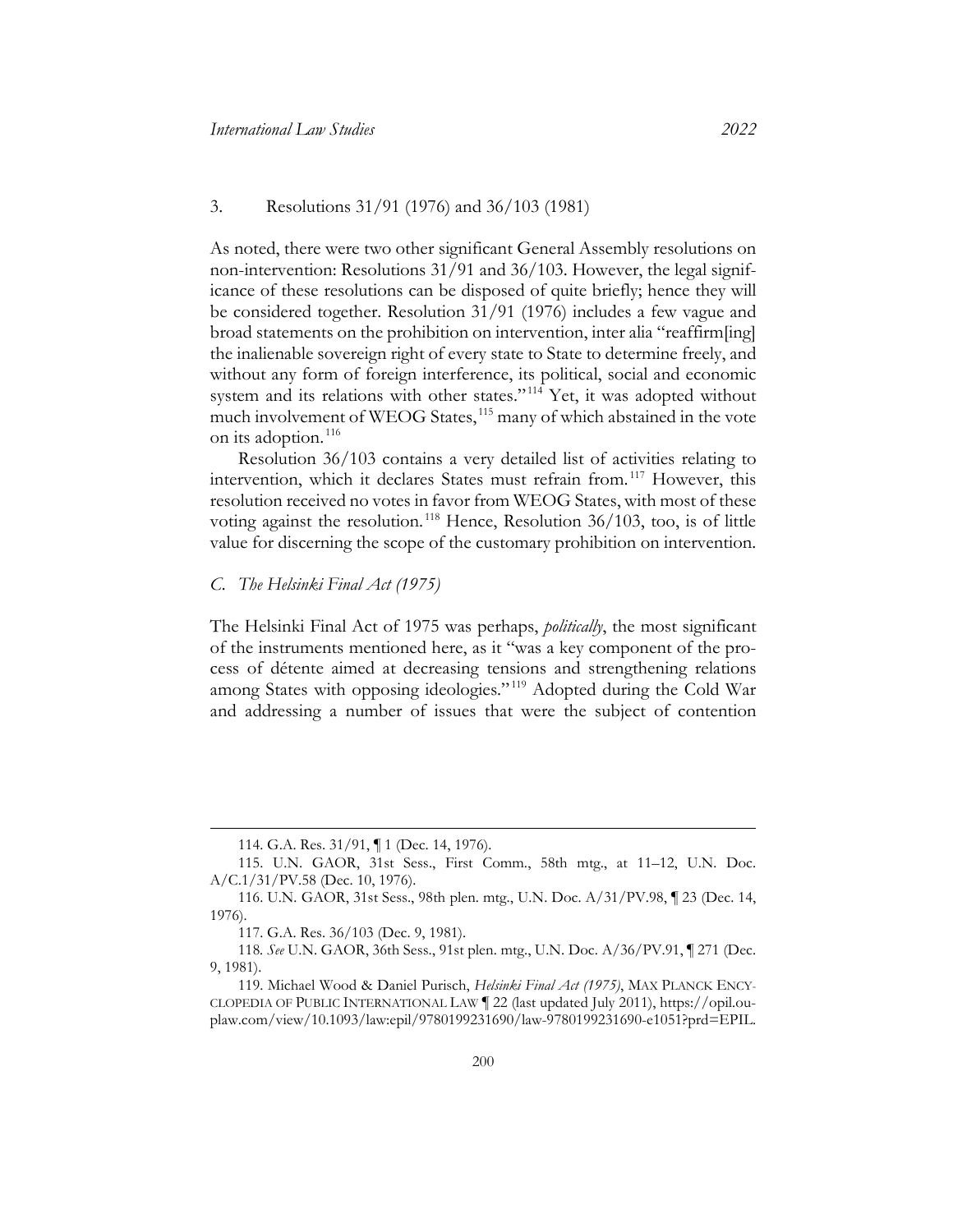### 3. Resolutions 31/91 (1976) and 36/103 (1981)

As noted, there were two other significant General Assembly resolutions on non-intervention: Resolutions 31/91 and 36/103. However, the legal significance of these resolutions can be disposed of quite briefly; hence they will be considered together. Resolution 31/91 (1976) includes a few vague and broad statements on the prohibition on intervention, inter alia "reaffirm[ing] the inalienable sovereign right of every state to State to determine freely, and without any form of foreign interference, its political, social and economic system and its relations with other states."[114] Yet, it was adopted without much involvement of WEOG States,[115] many of which abstained in the vote on its adoption.[116]

Resolution 36/103 contains a very detailed list of activities relating to intervention, which it declares States must refrain from.[117] However, this resolution received no votes in favor from WEOG States, with most of these voting against the resolution.[118] Hence, Resolution 36/103, too, is of little value for discerning the scope of the customary prohibition on intervention.

### *C. The Helsinki Final Act (1975)*

The Helsinki Final Act of 1975 was perhaps, *politically*, the most significant of the instruments mentioned here, as it "was a key component of the process of détente aimed at decreasing tensions and strengthening relations among States with opposing ideologies."[119] Adopted during the Cold War and addressing a number of issues that were the subject of contention

---

114. G.A. Res. 31/91, ¶ 1 (Dec. 14, 1976).

115. U.N. GAOR, 31st Sess., First Comm., 58th mtg., at 11–12, U.N. Doc. A/C.1/31/PV.58 (Dec. 10, 1976).

116. U.N. GAOR, 31st Sess., 98th plen. mtg., U.N. Doc. A/31/PV.98, ¶ 23 (Dec. 14, 1976).

117. G.A. Res. 36/103 (Dec. 9, 1981).

118. *See* U.N. GAOR, 36th Sess., 91st plen. mtg., U.N. Doc. A/36/PV.91, ¶ 271 (Dec. 9, 1981).

119. Michael Wood & Daniel Purisch, *Helsinki Final Act (1975)*, MAX PLANCK ENCYCLOPEDIA OF PUBLIC INTERNATIONAL LAW ¶ 22 (last updated July 2011), https://opil.ouplaw.com/view/10.1093/law:epil/9780199231690/law-9780199231690-e1051?prd=EPIL.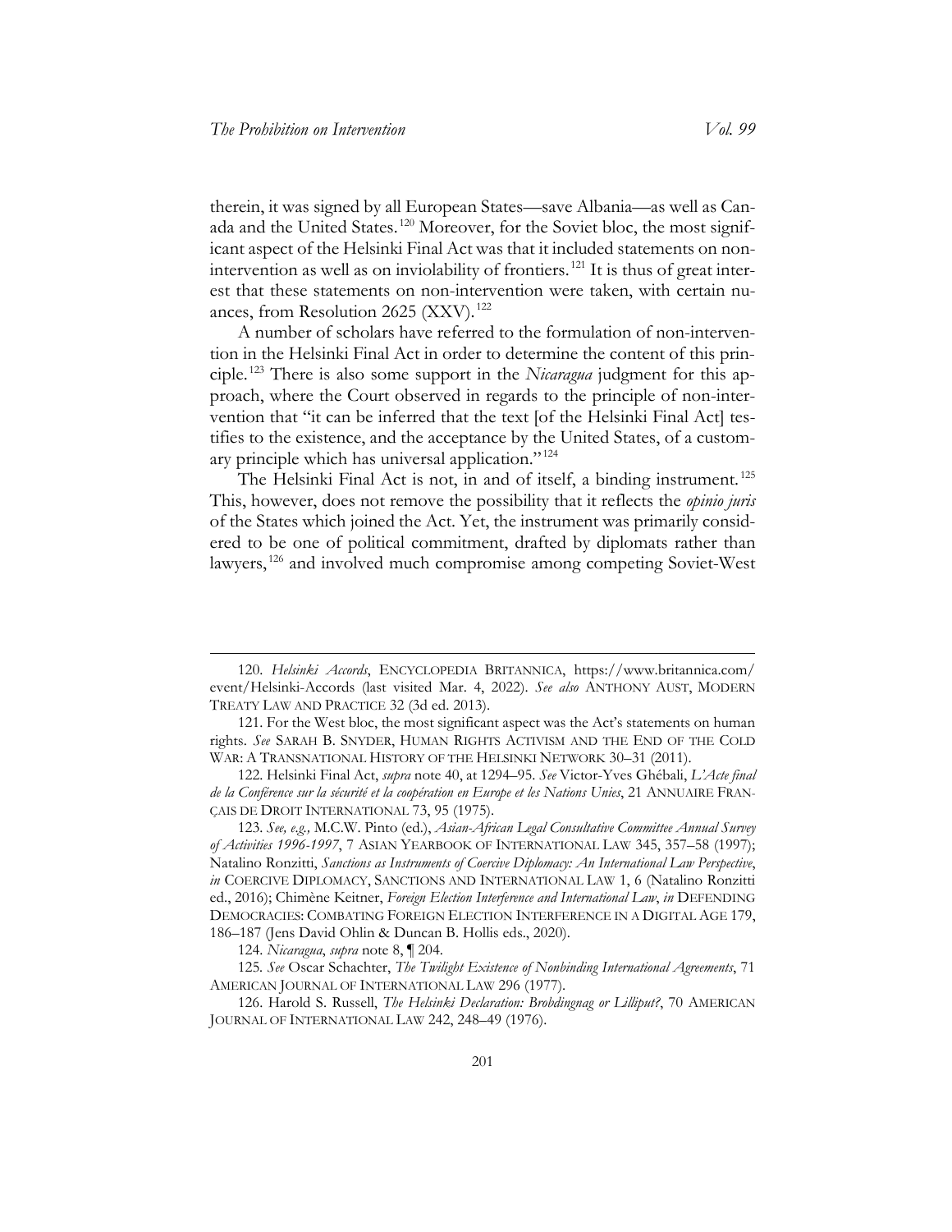therein, it was signed by all European States—save Albania—as well as Canada and the United States.[120] Moreover, for the Soviet bloc, the most significant aspect of the Helsinki Final Act was that it included statements on non-intervention as well as on inviolability of frontiers.[121] It is thus of great interest that these statements on non-intervention were taken, with certain nuances, from Resolution 2625 (XXV).[122]

A number of scholars have referred to the formulation of non-intervention in the Helsinki Final Act in order to determine the content of this principle.[123] There is also some support in the *Nicaragua* judgment for this approach, where the Court observed in regards to the principle of non-intervention that "it can be inferred that the text [of the Helsinki Final Act] testifies to the existence, and the acceptance by the United States, of a customary principle which has universal application."[124]

The Helsinki Final Act is not, in and of itself, a binding instrument.[125] This, however, does not remove the possibility that it reflects the *opinio juris* of the States which joined the Act. Yet, the instrument was primarily considered to be one of political commitment, drafted by diplomats rather than lawyers,[126] and involved much compromise among competing Soviet-West

---

120. *Helsinki Accords*, ENCYCLOPEDIA BRITANNICA, https://www.britannica.com/event/Helsinki-Accords (last visited Mar. 4, 2022). *See also* ANTHONY AUST, MODERN TREATY LAW AND PRACTICE 32 (3d ed. 2013).

121. For the West bloc, the most significant aspect was the Act's statements on human rights. *See* SARAH B. SNYDER, HUMAN RIGHTS ACTIVISM AND THE END OF THE COLD WAR: A TRANSNATIONAL HISTORY OF THE HELSINKI NETWORK 30–31 (2011).

122. Helsinki Final Act, *supra* note 40, at 1294–95. *See* Victor-Yves Ghébali, *L'Acte final de la Conférence sur la sécurité et la coopération en Europe et les Nations Unies*, 21 ANNUAIRE FRANÇAIS DE DROIT INTERNATIONAL 73, 95 (1975).

123. *See, e.g.,* M.C.W. Pinto (ed.), *Asian-African Legal Consultative Committee Annual Survey of Activities 1996-1997*, 7 ASIAN YEARBOOK OF INTERNATIONAL LAW 345, 357–58 (1997); Natalino Ronzitti, *Sanctions as Instruments of Coercive Diplomacy: An International Law Perspective*, *in* COERCIVE DIPLOMACY, SANCTIONS AND INTERNATIONAL LAW 1, 6 (Natalino Ronzitti ed., 2016); Chimène Keitner, *Foreign Election Interference and International Law*, *in* DEFENDING DEMOCRACIES: COMBATING FOREIGN ELECTION INTERFERENCE IN A DIGITAL AGE 179, 186–187 (Jens David Ohlin & Duncan B. Hollis eds., 2020).

124. *Nicaragua*, *supra* note 8, ¶ 204.

125. *See* Oscar Schachter, *The Twilight Existence of Nonbinding International Agreements*, 71 AMERICAN JOURNAL OF INTERNATIONAL LAW 296 (1977).

126. Harold S. Russell, *The Helsinki Declaration: Brobdingnag or Lilliput?*, 70 AMERICAN JOURNAL OF INTERNATIONAL LAW 242, 248–49 (1976).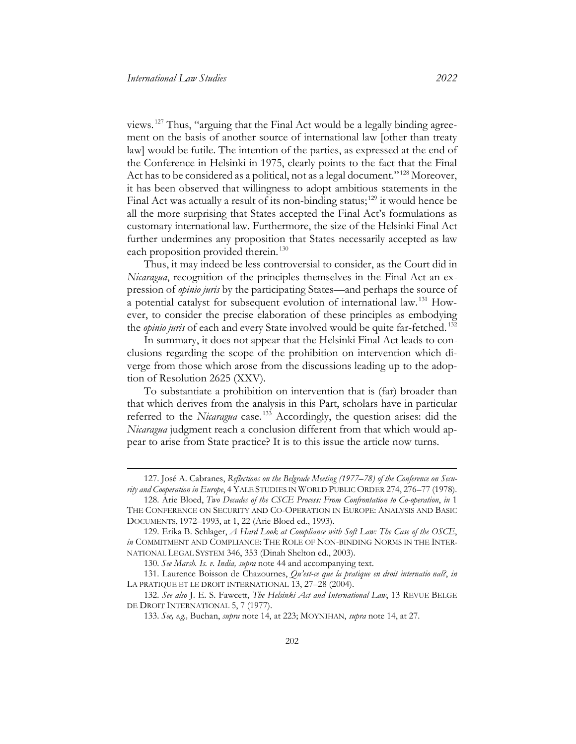views.[127] Thus, "arguing that the Final Act would be a legally binding agreement on the basis of another source of international law [other than treaty law] would be futile. The intention of the parties, as expressed at the end of the Conference in Helsinki in 1975, clearly points to the fact that the Final Act has to be considered as a political, not as a legal document."[128] Moreover, it has been observed that willingness to adopt ambitious statements in the Final Act was actually a result of its non-binding status;[129] it would hence be all the more surprising that States accepted the Final Act's formulations as customary international law. Furthermore, the size of the Helsinki Final Act further undermines any proposition that States necessarily accepted as law each proposition provided therein.[130]

Thus, it may indeed be less controversial to consider, as the Court did in *Nicaragua*, recognition of the principles themselves in the Final Act an expression of *opinio juris* by the participating States—and perhaps the source of a potential catalyst for subsequent evolution of international law.[131] However, to consider the precise elaboration of these principles as embodying the *opinio juris* of each and every State involved would be quite far-fetched.[132]

In summary, it does not appear that the Helsinki Final Act leads to conclusions regarding the scope of the prohibition on intervention which diverge from those which arose from the discussions leading up to the adoption of Resolution 2625 (XXV).

To substantiate a prohibition on intervention that is (far) broader than that which derives from the analysis in this Part, scholars have in particular referred to the *Nicaragua* case.[133] Accordingly, the question arises: did the *Nicaragua* judgment reach a conclusion different from that which would appear to arise from State practice? It is to this issue the article now turns.

---

127. José A. Cabranes, *Reflections on the Belgrade Meeting (1977–78) of the Conference on Security and Cooperation in Europe*, 4 YALE STUDIES IN WORLD PUBLIC ORDER 274, 276–77 (1978).

128. Arie Bloed, *Two Decades of the CSCE Process: From Confrontation to Co-operation*, *in* 1 THE CONFERENCE ON SECURITY AND CO-OPERATION IN EUROPE: ANALYSIS AND BASIC DOCUMENTS, 1972–1993, at 1, 22 (Arie Bloed ed., 1993).

129. Erika B. Schlager, *A Hard Look at Compliance with Soft Law: The Case of the OSCE*, *in* COMMITMENT AND COMPLIANCE: THE ROLE OF NON-BINDING NORMS IN THE INTERNATIONAL LEGAL SYSTEM 346, 353 (Dinah Shelton ed., 2003).

130. *See Marsh. Is. v. India, supra* note 44 and accompanying text.

131. Laurence Boisson de Chazournes, *Qu'est-ce que la pratique en droit internatio nal?*, *in* LA PRATIQUE ET LE DROIT INTERNATIONAL 13, 27–28 (2004).

132. *See also* J. E. S. Fawcett, *The Helsinki Act and International Law*, 13 REVUE BELGE DE DROIT INTERNATIONAL 5, 7 (1977).

133. *See, e.g.,* Buchan, *supra* note 14, at 223; MOYNIHAN, *supra* note 14, at 27.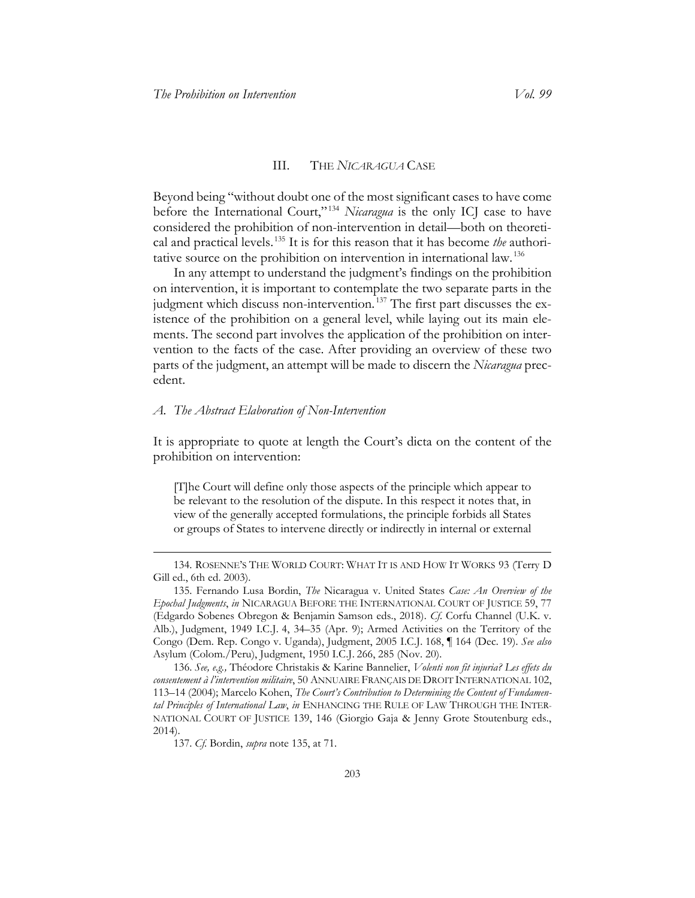## III. THE *NICARAGUA* CASE

Beyond being "without doubt one of the most significant cases to have come before the International Court,"[134] *Nicaragua* is the only ICJ case to have considered the prohibition of non-intervention in detail—both on theoretical and practical levels.[135] It is for this reason that it has become *the* authoritative source on the prohibition on intervention in international law.[136]

In any attempt to understand the judgment's findings on the prohibition on intervention, it is important to contemplate the two separate parts in the judgment which discuss non-intervention.[137] The first part discusses the existence of the prohibition on a general level, while laying out its main elements. The second part involves the application of the prohibition on intervention to the facts of the case. After providing an overview of these two parts of the judgment, an attempt will be made to discern the *Nicaragua* precedent.

### *A. The Abstract Elaboration of Non-Intervention*

It is appropriate to quote at length the Court's dicta on the content of the prohibition on intervention:

> [T]he Court will define only those aspects of the principle which appear to be relevant to the resolution of the dispute. In this respect it notes that, in view of the generally accepted formulations, the principle forbids all States or groups of States to intervene directly or indirectly in internal or external

---

134. ROSENNE'S THE WORLD COURT: WHAT IT IS AND HOW IT WORKS 93 (Terry D Gill ed., 6th ed. 2003).

135. Fernando Lusa Bordin, *The* Nicaragua v. United States *Case: An Overview of the Epochal Judgments*, *in* NICARAGUA BEFORE THE INTERNATIONAL COURT OF JUSTICE 59, 77 (Edgardo Sobenes Obregon & Benjamin Samson eds., 2018). *Cf.* Corfu Channel (U.K. v. Alb.), Judgment, 1949 I.C.J. 4, 34–35 (Apr. 9); Armed Activities on the Territory of the Congo (Dem. Rep. Congo v. Uganda), Judgment, 2005 I.C.J. 168, ¶ 164 (Dec. 19). *See also* Asylum (Colom./Peru), Judgment, 1950 I.C.J. 266, 285 (Nov. 20).

136. *See, e.g.,* Théodore Christakis & Karine Bannelier, *Volenti non fit injuria? Les effets du consentement à l'intervention militaire*, 50 ANNUAIRE FRANÇAIS DE DROIT INTERNATIONAL 102, 113–14 (2004); Marcelo Kohen, *The Court's Contribution to Determining the Content of Fundamental Principles of International Law*, *in* ENHANCING THE RULE OF LAW THROUGH THE INTERNATIONAL COURT OF JUSTICE 139, 146 (Giorgio Gaja & Jenny Grote Stoutenburg eds., 2014).

137. *Cf.* Bordin, *supra* note 135, at 71.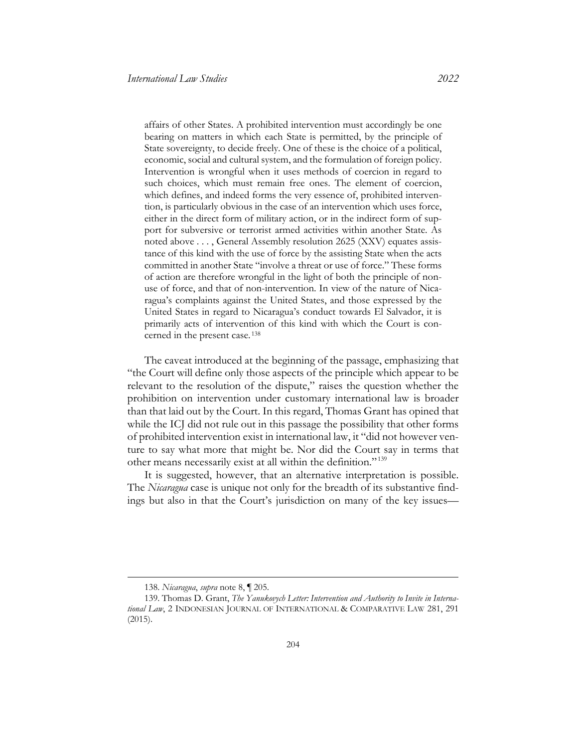> affairs of other States. A prohibited intervention must accordingly be one bearing on matters in which each State is permitted, by the principle of State sovereignty, to decide freely. One of these is the choice of a political, economic, social and cultural system, and the formulation of foreign policy. Intervention is wrongful when it uses methods of coercion in regard to such choices, which must remain free ones. The element of coercion, which defines, and indeed forms the very essence of, prohibited intervention, is particularly obvious in the case of an intervention which uses force, either in the direct form of military action, or in the indirect form of support for subversive or terrorist armed activities within another State. As noted above . . . , General Assembly resolution 2625 (XXV) equates assistance of this kind with the use of force by the assisting State when the acts committed in another State "involve a threat or use of force." These forms of action are therefore wrongful in the light of both the principle of non-use of force, and that of non-intervention. In view of the nature of Nicaragua's complaints against the United States, and those expressed by the United States in regard to Nicaragua's conduct towards El Salvador, it is primarily acts of intervention of this kind with which the Court is concerned in the present case.[138]

The caveat introduced at the beginning of the passage, emphasizing that "the Court will define only those aspects of the principle which appear to be relevant to the resolution of the dispute," raises the question whether the prohibition on intervention under customary international law is broader than that laid out by the Court. In this regard, Thomas Grant has opined that while the ICJ did not rule out in this passage the possibility that other forms of prohibited intervention exist in international law, it "did not however venture to say what more that might be. Nor did the Court say in terms that other means necessarily exist at all within the definition."[139]

It is suggested, however, that an alternative interpretation is possible. The *Nicaragua* case is unique not only for the breadth of its substantive findings but also in that the Court's jurisdiction on many of the key issues—

---

138. *Nicaragua*, *supra* note 8, ¶ 205.

139. Thomas D. Grant, *The Yanukovych Letter: Intervention and Authority to Invite in International Law*, 2 INDONESIAN JOURNAL OF INTERNATIONAL & COMPARATIVE LAW 281, 291 (2015).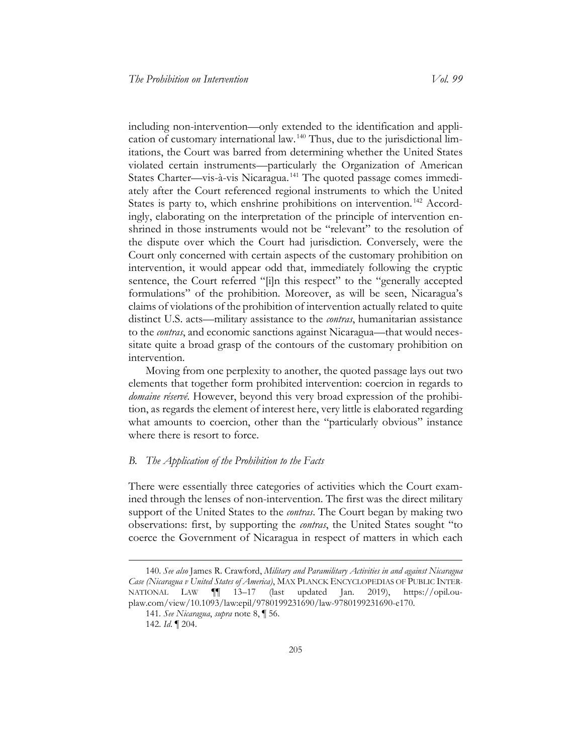including non-intervention—only extended to the identification and application of customary international law.[140] Thus, due to the jurisdictional limitations, the Court was barred from determining whether the United States violated certain instruments—particularly the Organization of American States Charter—vis-à-vis Nicaragua.[141] The quoted passage comes immediately after the Court referenced regional instruments to which the United States is party to, which enshrine prohibitions on intervention.[142] Accordingly, elaborating on the interpretation of the principle of intervention enshrined in those instruments would not be "relevant" to the resolution of the dispute over which the Court had jurisdiction. Conversely, were the Court only concerned with certain aspects of the customary prohibition on intervention, it would appear odd that, immediately following the cryptic sentence, the Court referred "[i]n this respect" to the "generally accepted formulations" of the prohibition. Moreover, as will be seen, Nicaragua's claims of violations of the prohibition of intervention actually related to quite distinct U.S. acts—military assistance to the *contras*, humanitarian assistance to the *contras*, and economic sanctions against Nicaragua—that would necessitate quite a broad grasp of the contours of the customary prohibition on intervention.

Moving from one perplexity to another, the quoted passage lays out two elements that together form prohibited intervention: coercion in regards to *domaine réservé*. However, beyond this very broad expression of the prohibition, as regards the element of interest here, very little is elaborated regarding what amounts to coercion, other than the "particularly obvious" instance where there is resort to force.

### *B. The Application of the Prohibition to the Facts*

There were essentially three categories of activities which the Court examined through the lenses of non-intervention. The first was the direct military support of the United States to the *contras*. The Court began by making two observations: first, by supporting the *contras*, the United States sought "to coerce the Government of Nicaragua in respect of matters in which each

---

140. *See also* James R. Crawford, *Military and Paramilitary Activities in and against Nicaragua Case (Nicaragua v United States of America)*, MAX PLANCK ENCYCLOPEDIAS OF PUBLIC INTERNATIONAL LAW ¶¶ 13–17 (last updated Jan. 2019), https://opil.ouplaw.com/view/10.1093/law:epil/9780199231690/law-9780199231690-e170.

141. *See Nicaragua*, *supra* note 8, ¶ 56.

142. *Id.* ¶ 204.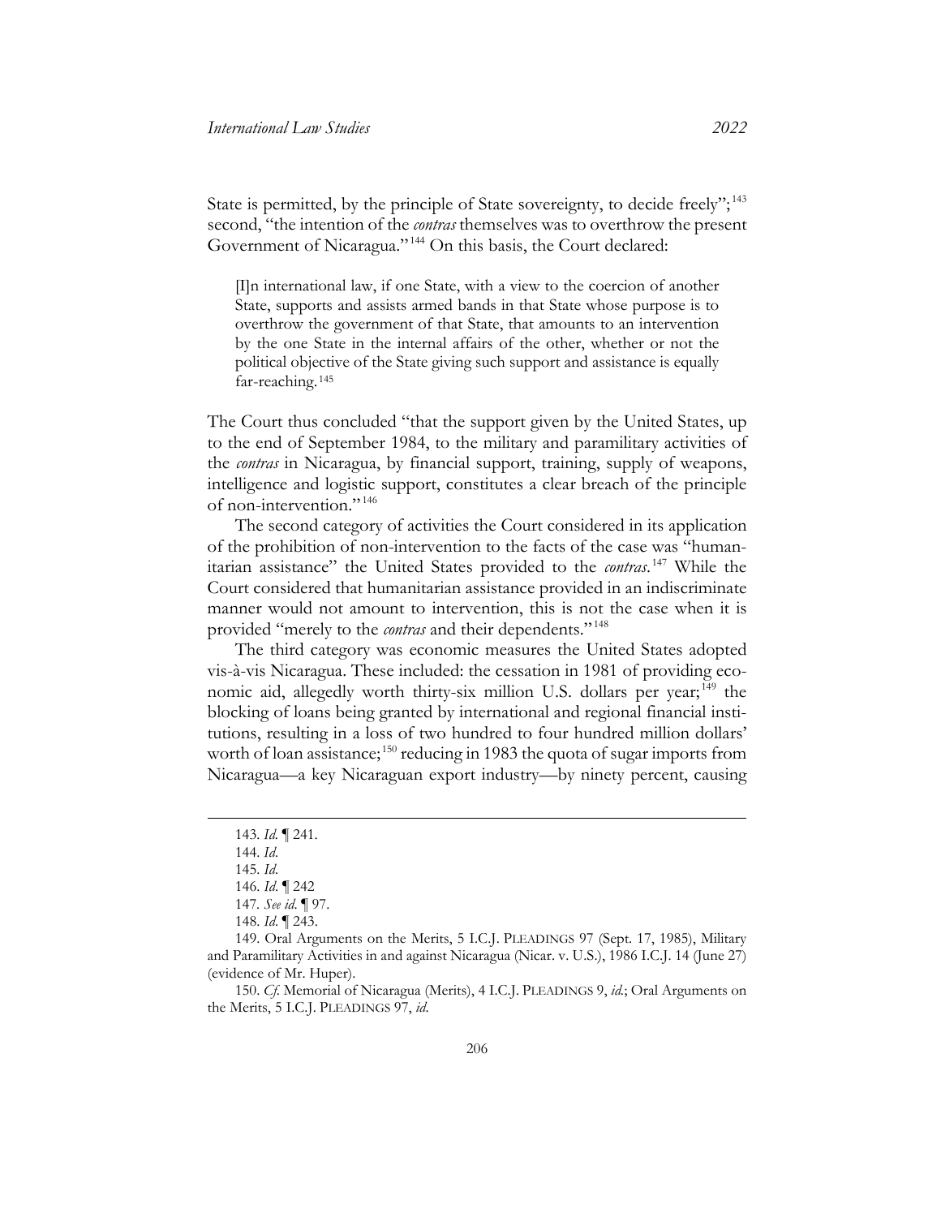State is permitted, by the principle of State sovereignty, to decide freely";[143] second, "the intention of the *contras* themselves was to overthrow the present Government of Nicaragua."[144] On this basis, the Court declared:

> [I]n international law, if one State, with a view to the coercion of another State, supports and assists armed bands in that State whose purpose is to overthrow the government of that State, that amounts to an intervention by the one State in the internal affairs of the other, whether or not the political objective of the State giving such support and assistance is equally far-reaching.[145]

The Court thus concluded "that the support given by the United States, up to the end of September 1984, to the military and paramilitary activities of the *contras* in Nicaragua, by financial support, training, supply of weapons, intelligence and logistic support, constitutes a clear breach of the principle of non-intervention."[146]

The second category of activities the Court considered in its application of the prohibition of non-intervention to the facts of the case was "humanitarian assistance" the United States provided to the *contras*.[147] While the Court considered that humanitarian assistance provided in an indiscriminate manner would not amount to intervention, this is not the case when it is provided "merely to the *contras* and their dependents."[148]

The third category was economic measures the United States adopted vis-à-vis Nicaragua. These included: the cessation in 1981 of providing economic aid, allegedly worth thirty-six million U.S. dollars per year;[149] the blocking of loans being granted by international and regional financial institutions, resulting in a loss of two hundred to four hundred million dollars' worth of loan assistance;[150] reducing in 1983 the quota of sugar imports from Nicaragua—a key Nicaraguan export industry—by ninety percent, causing

---

143. *Id.* ¶ 241.

144. *Id.*

145. *Id.*

146. *Id.* ¶ 242

147. *See id.* ¶ 97.

148. *Id.* ¶ 243.

149. Oral Arguments on the Merits, 5 I.C.J. PLEADINGS 97 (Sept. 17, 1985), Military and Paramilitary Activities in and against Nicaragua (Nicar. v. U.S.), 1986 I.C.J. 14 (June 27) (evidence of Mr. Huper).

150. *Cf.* Memorial of Nicaragua (Merits), 4 I.C.J. PLEADINGS 9, *id.*; Oral Arguments on the Merits, 5 I.C.J. PLEADINGS 97, *id.*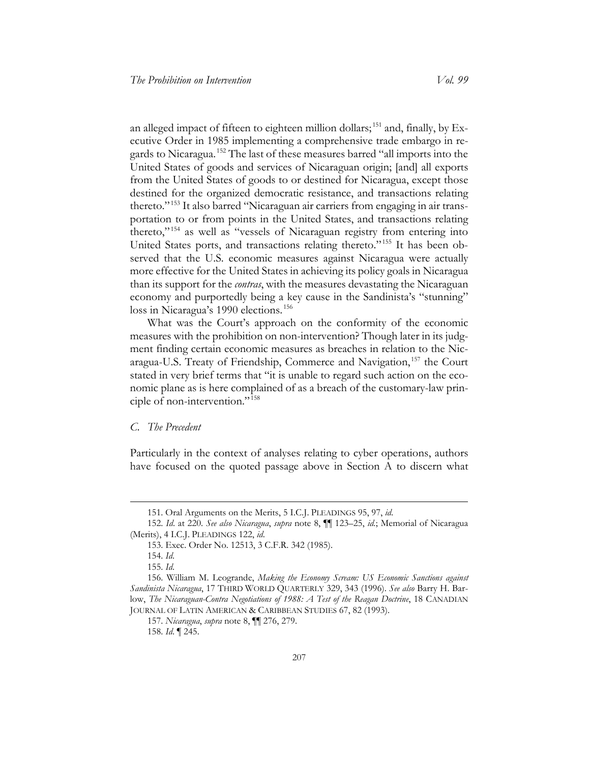an alleged impact of fifteen to eighteen million dollars;[151] and, finally, by Executive Order in 1985 implementing a comprehensive trade embargo in regards to Nicaragua.[152] The last of these measures barred "all imports into the United States of goods and services of Nicaraguan origin; [and] all exports from the United States of goods to or destined for Nicaragua, except those destined for the organized democratic resistance, and transactions relating thereto."[153] It also barred "Nicaraguan air carriers from engaging in air transportation to or from points in the United States, and transactions relating thereto,"[154] as well as "vessels of Nicaraguan registry from entering into United States ports, and transactions relating thereto."[155] It has been observed that the U.S. economic measures against Nicaragua were actually more effective for the United States in achieving its policy goals in Nicaragua than its support for the *contras*, with the measures devastating the Nicaraguan economy and purportedly being a key cause in the Sandinista's "stunning" loss in Nicaragua's 1990 elections.[156]

What was the Court's approach on the conformity of the economic measures with the prohibition on non-intervention? Though later in its judgment finding certain economic measures as breaches in relation to the Nicaragua-U.S. Treaty of Friendship, Commerce and Navigation,[157] the Court stated in very brief terms that "it is unable to regard such action on the economic plane as is here complained of as a breach of the customary-law principle of non-intervention."[158]

### *C. The Precedent*

Particularly in the context of analyses relating to cyber operations, authors have focused on the quoted passage above in Section A to discern what

---

151. Oral Arguments on the Merits, 5 I.C.J. PLEADINGS 95, 97, *id*.

152. *Id*. at 220. *See also Nicaragua*, *supra* note 8, ¶¶ 123–25, *id*.; Memorial of Nicaragua (Merits), 4 I.C.J. PLEADINGS 122, *id*.

153. Exec. Order No. 12513, 3 C.F.R. 342 (1985).

154. *Id*.

155. *Id*.

156. William M. Leogrande, *Making the Economy Scream: US Economic Sanctions against Sandinista Nicaragua*, 17 THIRD WORLD QUARTERLY 329, 343 (1996). *See also* Barry H. Barlow, *The Nicaraguan-Contra Negotiations of 1988: A Test of the Reagan Doctrine*, 18 CANADIAN JOURNAL OF LATIN AMERICAN & CARIBBEAN STUDIES 67, 82 (1993).

157. *Nicaragua*, *supra* note 8, ¶¶ 276, 279.

158. *Id*. ¶ 245.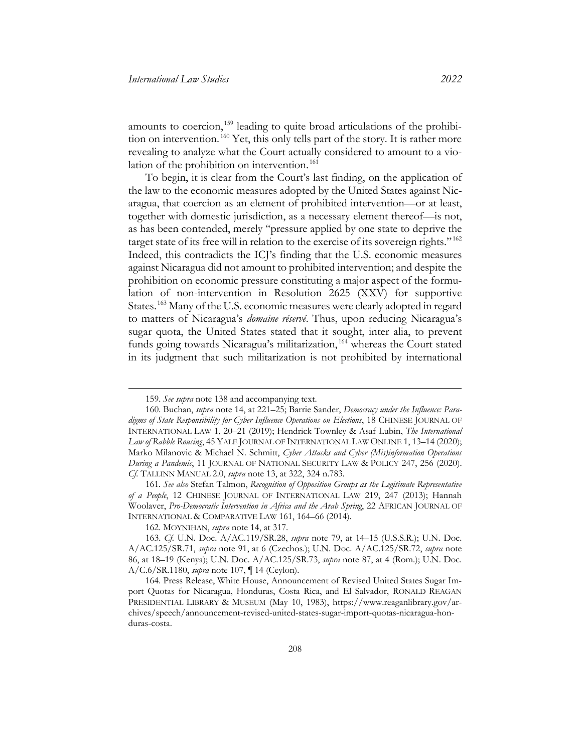amounts to coercion,[159] leading to quite broad articulations of the prohibition on intervention.[160] Yet, this only tells part of the story. It is rather more revealing to analyze what the Court actually considered to amount to a violation of the prohibition on intervention.[161]

To begin, it is clear from the Court's last finding, on the application of the law to the economic measures adopted by the United States against Nicaragua, that coercion as an element of prohibited intervention—or at least, together with domestic jurisdiction, as a necessary element thereof—is not, as has been contended, merely "pressure applied by one state to deprive the target state of its free will in relation to the exercise of its sovereign rights."[162] Indeed, this contradicts the ICJ's finding that the U.S. economic measures against Nicaragua did not amount to prohibited intervention; and despite the prohibition on economic pressure constituting a major aspect of the formulation of non-intervention in Resolution 2625 (XXV) for supportive States.[163] Many of the U.S. economic measures were clearly adopted in regard to matters of Nicaragua's *domaine réservé*. Thus, upon reducing Nicaragua's sugar quota, the United States stated that it sought, inter alia, to prevent funds going towards Nicaragua's militarization,[164] whereas the Court stated in its judgment that such militarization is not prohibited by international

---

159. *See supra* note 138 and accompanying text.

160. Buchan, *supra* note 14, at 221–25; Barrie Sander, *Democracy under the Influence: Paradigms of State Responsibility for Cyber Influence Operations on Elections*, 18 CHINESE JOURNAL OF INTERNATIONAL LAW 1, 20–21 (2019); Hendrick Townley & Asaf Lubin, *The International Law of Rabble Rousing*, 45 YALE JOURNAL OF INTERNATIONAL LAW ONLINE 1, 13–14 (2020); Marko Milanovic & Michael N. Schmitt, *Cyber Attacks and Cyber (Mis)information Operations During a Pandemic*, 11 JOURNAL OF NATIONAL SECURITY LAW & POLICY 247, 256 (2020). *Cf.* TALLINN MANUAL 2.0, *supra* note 13, at 322, 324 n.783.

161. *See also* Stefan Talmon, *Recognition of Opposition Groups as the Legitimate Representative of a People*, 12 CHINESE JOURNAL OF INTERNATIONAL LAW 219, 247 (2013); Hannah Woolaver, *Pro-Democratic Intervention in Africa and the Arab Spring*, 22 AFRICAN JOURNAL OF INTERNATIONAL & COMPARATIVE LAW 161, 164–66 (2014).

162. MOYNIHAN, *supra* note 14, at 317.

163. *Cf.* U.N. Doc. A/AC.119/SR.28, *supra* note 79, at 14–15 (U.S.S.R.); U.N. Doc. A/AC.125/SR.71, *supra* note 91, at 6 (Czechos.); U.N. Doc. A/AC.125/SR.72, *supra* note 86, at 18–19 (Kenya); U.N. Doc. A/AC.125/SR.73, *supra* note 87, at 4 (Rom.); U.N. Doc. A/C.6/SR.1180, *supra* note 107, ¶ 14 (Ceylon).

164. Press Release, White House, Announcement of Revised United States Sugar Import Quotas for Nicaragua, Honduras, Costa Rica, and El Salvador, RONALD REAGAN PRESIDENTIAL LIBRARY & MUSEUM (May 10, 1983), https://www.reaganlibrary.gov/archives/speech/announcement-revised-united-states-sugar-import-quotas-nicaragua-honduras-costa.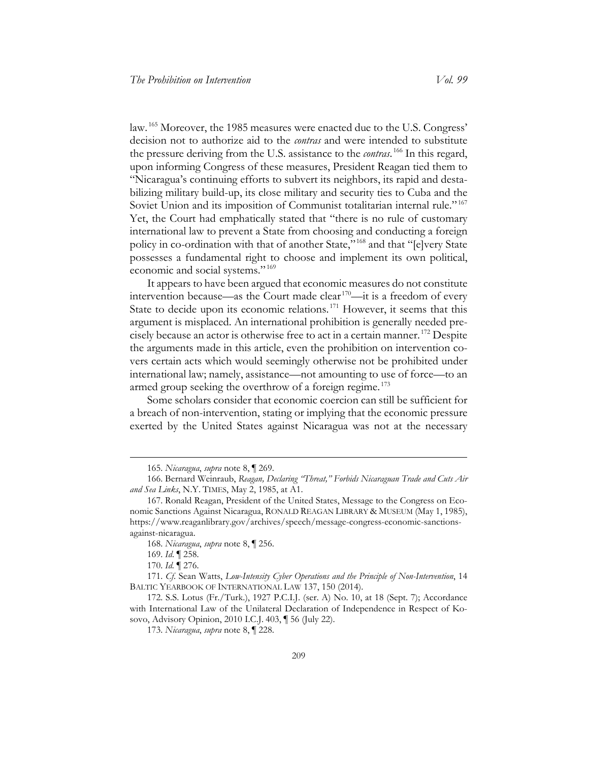law.[165] Moreover, the 1985 measures were enacted due to the U.S. Congress' decision not to authorize aid to the *contras* and were intended to substitute the pressure deriving from the U.S. assistance to the *contras*.[166] In this regard, upon informing Congress of these measures, President Reagan tied them to "Nicaragua's continuing efforts to subvert its neighbors, its rapid and destabilizing military build-up, its close military and security ties to Cuba and the Soviet Union and its imposition of Communist totalitarian internal rule."[167] Yet, the Court had emphatically stated that "there is no rule of customary international law to prevent a State from choosing and conducting a foreign policy in co-ordination with that of another State,"[168] and that "[e]very State possesses a fundamental right to choose and implement its own political, economic and social systems."[169]

It appears to have been argued that economic measures do not constitute intervention because—as the Court made clear[170]—it is a freedom of every State to decide upon its economic relations.[171] However, it seems that this argument is misplaced. An international prohibition is generally needed precisely because an actor is otherwise free to act in a certain manner.[172] Despite the arguments made in this article, even the prohibition on intervention covers certain acts which would seemingly otherwise not be prohibited under international law; namely, assistance—not amounting to use of force—to an armed group seeking the overthrow of a foreign regime.[173]

Some scholars consider that economic coercion can still be sufficient for a breach of non-intervention, stating or implying that the economic pressure exerted by the United States against Nicaragua was not at the necessary

---

165. *Nicaragua*, *supra* note 8, ¶ 269.

166. Bernard Weinraub, *Reagan, Declaring "Threat," Forbids Nicaraguan Trade and Cuts Air and Sea Links*, N.Y. TIMES, May 2, 1985, at A1.

167. Ronald Reagan, President of the United States, Message to the Congress on Economic Sanctions Against Nicaragua, RONALD REAGAN LIBRARY & MUSEUM (May 1, 1985), https://www.reaganlibrary.gov/archives/speech/message-congress-economic-sanctions-against-nicaragua.

168. *Nicaragua*, *supra* note 8, ¶ 256.

169. *Id.* ¶ 258.

170. *Id.* ¶ 276.

171. *Cf.* Sean Watts, *Low-Intensity Cyber Operations and the Principle of Non-Intervention*, 14 BALTIC YEARBOOK OF INTERNATIONAL LAW 137, 150 (2014).

172. S.S. Lotus (Fr./Turk.), 1927 P.C.I.J. (ser. A) No. 10, at 18 (Sept. 7); Accordance with International Law of the Unilateral Declaration of Independence in Respect of Kosovo, Advisory Opinion, 2010 I.C.J. 403, ¶ 56 (July 22).

173. *Nicaragua*, *supra* note 8, ¶ 228.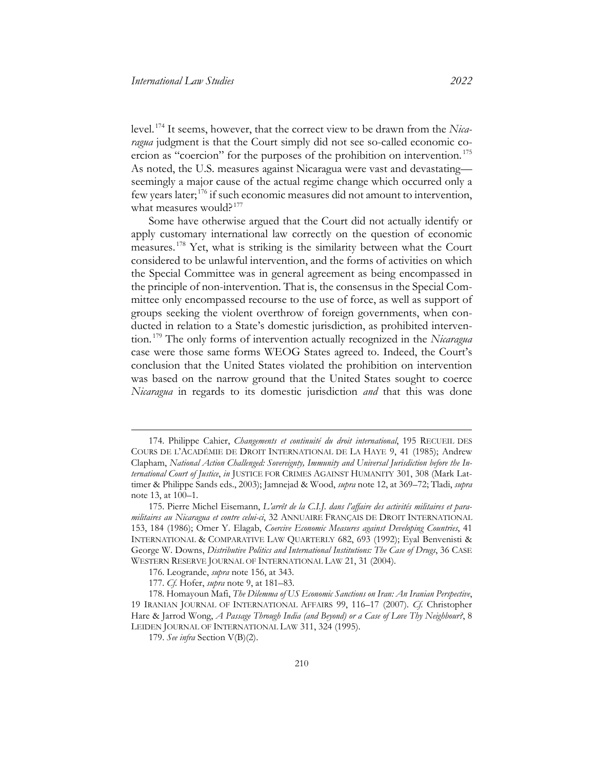level.[174] It seems, however, that the correct view to be drawn from the *Nicaragua* judgment is that the Court simply did not see so-called economic coercion as "coercion" for the purposes of the prohibition on intervention.[175] As noted, the U.S. measures against Nicaragua were vast and devastating—seemingly a major cause of the actual regime change which occurred only a few years later;[176] if such economic measures did not amount to intervention, what measures would?[177]

Some have otherwise argued that the Court did not actually identify or apply customary international law correctly on the question of economic measures.[178] Yet, what is striking is the similarity between what the Court considered to be unlawful intervention, and the forms of activities on which the Special Committee was in general agreement as being encompassed in the principle of non-intervention. That is, the consensus in the Special Committee only encompassed recourse to the use of force, as well as support of groups seeking the violent overthrow of foreign governments, when conducted in relation to a State's domestic jurisdiction, as prohibited intervention.[179] The only forms of intervention actually recognized in the *Nicaragua* case were those same forms WEOG States agreed to. Indeed, the Court's conclusion that the United States violated the prohibition on intervention was based on the narrow ground that the United States sought to coerce *Nicaragua* in regards to its domestic jurisdiction *and* that this was done

---

174. Philippe Cahier, *Changements et continuité du droit international*, 195 RECUEIL DES COURS DE L'ACADÉMIE DE DROIT INTERNATIONAL DE LA HAYE 9, 41 (1985); Andrew Clapham, *National Action Challenged: Sovereignty, Immunity and Universal Jurisdiction before the International Court of Justice*, *in* JUSTICE FOR CRIMES AGAINST HUMANITY 301, 308 (Mark Lattimer & Philippe Sands eds., 2003); Jamnejad & Wood, *supra* note 12, at 369–72; Tladi, *supra* note 13, at 100–1.

175. Pierre Michel Eisemann, *L'arrêt de la C.I.J. dans l'affaire des activités militaires et paramilitaires au Nicaragua et contre celui-ci*, 32 ANNUAIRE FRANÇAIS DE DROIT INTERNATIONAL 153, 184 (1986); Omer Y. Elagab, *Coercive Economic Measures against Developing Countries*, 41 INTERNATIONAL & COMPARATIVE LAW QUARTERLY 682, 693 (1992); Eyal Benvenisti & George W. Downs, *Distributive Politics and International Institutions: The Case of Drugs*, 36 CASE WESTERN RESERVE JOURNAL OF INTERNATIONAL LAW 21, 31 (2004).

176. Leogrande, *supra* note 156, at 343.

177. *Cf.* Hofer, *supra* note 9, at 181–83.

178. Homayoun Mafi, *The Dilemma of US Economic Sanctions on Iran: An Iranian Perspective*, 19 IRANIAN JOURNAL OF INTERNATIONAL AFFAIRS 99, 116–17 (2007). *Cf.* Christopher Hare & Jarrod Wong, *A Passage Through India (and Beyond) or a Case of Love Thy Neighbour?*, 8 LEIDEN JOURNAL OF INTERNATIONAL LAW 311, 324 (1995).

179. *See infra* Section V(B)(2).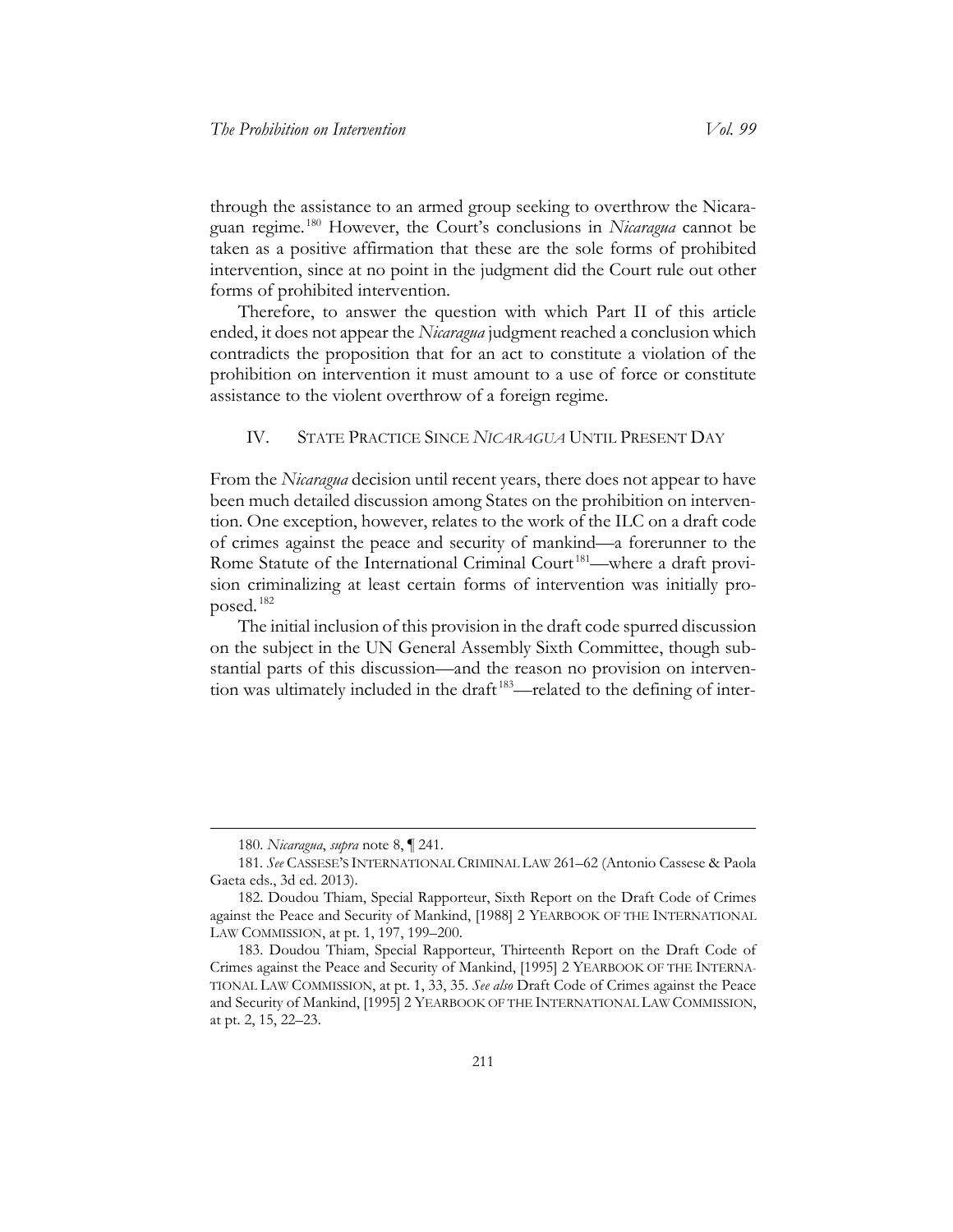through the assistance to an armed group seeking to overthrow the Nicaraguan regime.[180] However, the Court's conclusions in *Nicaragua* cannot be taken as a positive affirmation that these are the sole forms of prohibited intervention, since at no point in the judgment did the Court rule out other forms of prohibited intervention.

Therefore, to answer the question with which Part II of this article ended, it does not appear the *Nicaragua* judgment reached a conclusion which contradicts the proposition that for an act to constitute a violation of the prohibition on intervention it must amount to a use of force or constitute assistance to the violent overthrow of a foreign regime.

## IV. STATE PRACTICE SINCE *NICARAGUA* UNTIL PRESENT DAY

From the *Nicaragua* decision until recent years, there does not appear to have been much detailed discussion among States on the prohibition on intervention. One exception, however, relates to the work of the ILC on a draft code of crimes against the peace and security of mankind—a forerunner to the Rome Statute of the International Criminal Court[181]—where a draft provision criminalizing at least certain forms of intervention was initially proposed.[182]

The initial inclusion of this provision in the draft code spurred discussion on the subject in the UN General Assembly Sixth Committee, though substantial parts of this discussion—and the reason no provision on intervention was ultimately included in the draft[183]—related to the defining of inter-

---

180. *Nicaragua*, *supra* note 8, ¶ 241.

181. *See* CASSESE'S INTERNATIONAL CRIMINAL LAW 261–62 (Antonio Cassese & Paola Gaeta eds., 3d ed. 2013).

182. Doudou Thiam, Special Rapporteur, Sixth Report on the Draft Code of Crimes against the Peace and Security of Mankind, [1988] 2 YEARBOOK OF THE INTERNATIONAL LAW COMMISSION, at pt. 1, 197, 199–200.

183. Doudou Thiam, Special Rapporteur, Thirteenth Report on the Draft Code of Crimes against the Peace and Security of Mankind, [1995] 2 YEARBOOK OF THE INTERNATIONAL LAW COMMISSION, at pt. 1, 33, 35. *See also* Draft Code of Crimes against the Peace and Security of Mankind, [1995] 2 YEARBOOK OF THE INTERNATIONAL LAW COMMISSION, at pt. 2, 15, 22–23.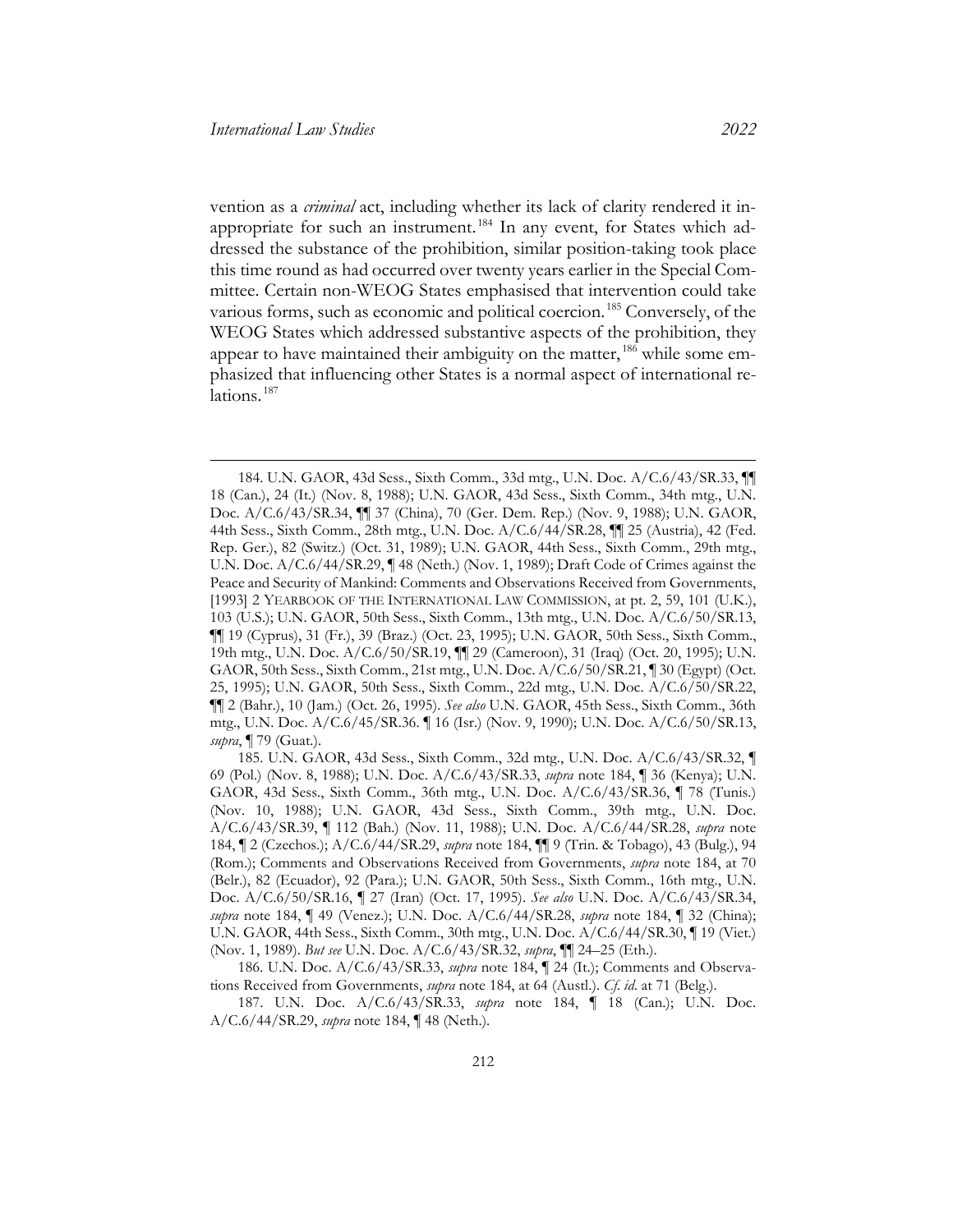vention as a *criminal* act, including whether its lack of clarity rendered it inappropriate for such an instrument.[184] In any event, for States which addressed the substance of the prohibition, similar position-taking took place this time round as had occurred over twenty years earlier in the Special Committee. Certain non-WEOG States emphasised that intervention could take various forms, such as economic and political coercion.[185] Conversely, of the WEOG States which addressed substantive aspects of the prohibition, they appear to have maintained their ambiguity on the matter,[186] while some emphasized that influencing other States is a normal aspect of international relations.[187]

---

184. U.N. GAOR, 43d Sess., Sixth Comm., 33d mtg., U.N. Doc. A/C.6/43/SR.33, ¶¶ 18 (Can.), 24 (It.) (Nov. 8, 1988); U.N. GAOR, 43d Sess., Sixth Comm., 34th mtg., U.N. Doc. A/C.6/43/SR.34, ¶¶ 37 (China), 70 (Ger. Dem. Rep.) (Nov. 9, 1988); U.N. GAOR, 44th Sess., Sixth Comm., 28th mtg., U.N. Doc. A/C.6/44/SR.28, ¶¶ 25 (Austria), 42 (Fed. Rep. Ger.), 82 (Switz.) (Oct. 31, 1989); U.N. GAOR, 44th Sess., Sixth Comm., 29th mtg., U.N. Doc. A/C.6/44/SR.29, ¶ 48 (Neth.) (Nov. 1, 1989); Draft Code of Crimes against the Peace and Security of Mankind: Comments and Observations Received from Governments, [1993] 2 YEARBOOK OF THE INTERNATIONAL LAW COMMISSION, at pt. 2, 59, 101 (U.K.), 103 (U.S.); U.N. GAOR, 50th Sess., Sixth Comm., 13th mtg., U.N. Doc. A/C.6/50/SR.13, ¶¶ 19 (Cyprus), 31 (Fr.), 39 (Braz.) (Oct. 23, 1995); U.N. GAOR, 50th Sess., Sixth Comm., 19th mtg., U.N. Doc. A/C.6/50/SR.19, ¶¶ 29 (Cameroon), 31 (Iraq) (Oct. 20, 1995); U.N. GAOR, 50th Sess., Sixth Comm., 21st mtg., U.N. Doc. A/C.6/50/SR.21, ¶ 30 (Egypt) (Oct. 25, 1995); U.N. GAOR, 50th Sess., Sixth Comm., 22d mtg., U.N. Doc. A/C.6/50/SR.22, ¶¶ 2 (Bahr.), 10 (Jam.) (Oct. 26, 1995). *See also* U.N. GAOR, 45th Sess., Sixth Comm., 36th mtg., U.N. Doc. A/C.6/45/SR.36. ¶ 16 (Isr.) (Nov. 9, 1990); U.N. Doc. A/C.6/50/SR.13, *supra*, ¶ 79 (Guat.).

185. U.N. GAOR, 43d Sess., Sixth Comm., 32d mtg., U.N. Doc. A/C.6/43/SR.32, ¶ 69 (Pol.) (Nov. 8, 1988); U.N. Doc. A/C.6/43/SR.33, *supra* note 184, ¶ 36 (Kenya); U.N. GAOR, 43d Sess., Sixth Comm., 36th mtg., U.N. Doc. A/C.6/43/SR.36, ¶ 78 (Tunis.) (Nov. 10, 1988); U.N. GAOR, 43d Sess., Sixth Comm., 39th mtg., U.N. Doc. A/C.6/43/SR.39, ¶ 112 (Bah.) (Nov. 11, 1988); U.N. Doc. A/C.6/44/SR.28, *supra* note 184, ¶ 2 (Czechos.); A/C.6/44/SR.29, *supra* note 184, ¶¶ 9 (Trin. & Tobago), 43 (Bulg.), 94 (Rom.); Comments and Observations Received from Governments, *supra* note 184, at 70 (Belr.), 82 (Ecuador), 92 (Para.); U.N. GAOR, 50th Sess., Sixth Comm., 16th mtg., U.N. Doc. A/C.6/50/SR.16, ¶ 27 (Iran) (Oct. 17, 1995). *See also* U.N. Doc. A/C.6/43/SR.34, *supra* note 184, ¶ 49 (Venez.); U.N. Doc. A/C.6/44/SR.28, *supra* note 184, ¶ 32 (China); U.N. GAOR, 44th Sess., Sixth Comm., 30th mtg., U.N. Doc. A/C.6/44/SR.30, ¶ 19 (Viet.) (Nov. 1, 1989). *But see* U.N. Doc. A/C.6/43/SR.32, *supra*, ¶¶ 24–25 (Eth.).

186. U.N. Doc. A/C.6/43/SR.33, *supra* note 184, ¶ 24 (It.); Comments and Observations Received from Governments, *supra* note 184, at 64 (Austl.). *Cf. id.* at 71 (Belg.).

187. U.N. Doc. A/C.6/43/SR.33, *supra* note 184, ¶ 18 (Can.); U.N. Doc. A/C.6/44/SR.29, *supra* note 184, ¶ 48 (Neth.).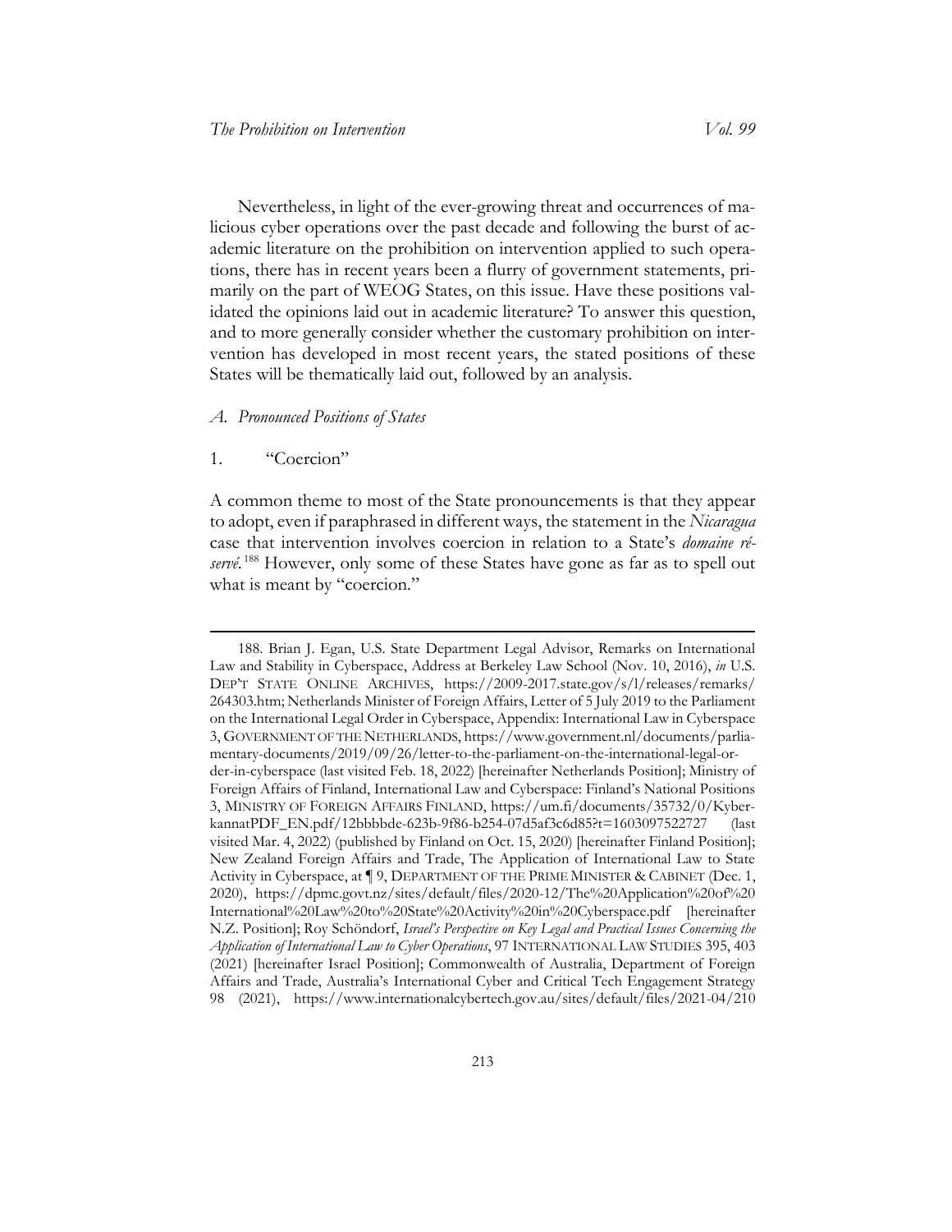Nevertheless, in light of the ever-growing threat and occurrences of malicious cyber operations over the past decade and following the burst of academic literature on the prohibition on intervention applied to such operations, there has in recent years been a flurry of government statements, primarily on the part of WEOG States, on this issue. Have these positions validated the opinions laid out in academic literature? To answer this question, and to more generally consider whether the customary prohibition on intervention has developed in most recent years, the stated positions of these States will be thematically laid out, followed by an analysis.

### *A. Pronounced Positions of States*

#### 1. "Coercion"

A common theme to most of the State pronouncements is that they appear to adopt, even if paraphrased in different ways, the statement in the *Nicaragua* case that intervention involves coercion in relation to a State's *domaine réservé*.[188] However, only some of these States have gone as far as to spell out what is meant by "coercion."

---

188. Brian J. Egan, U.S. State Department Legal Advisor, Remarks on International Law and Stability in Cyberspace, Address at Berkeley Law School (Nov. 10, 2016), *in* U.S. DEP'T STATE ONLINE ARCHIVES, https://2009-2017.state.gov/s/l/releases/remarks/264303.htm; Netherlands Minister of Foreign Affairs, Letter of 5 July 2019 to the Parliament on the International Legal Order in Cyberspace, Appendix: International Law in Cyberspace 3, GOVERNMENT OF THE NETHERLANDS, https://www.government.nl/documents/parliamentary-documents/2019/09/26/letter-to-the-parliament-on-the-international-legal-order-in-cyberspace (last visited Feb. 18, 2022) [hereinafter Netherlands Position]; Ministry of Foreign Affairs of Finland, International Law and Cyberspace: Finland's National Positions 3, MINISTRY OF FOREIGN AFFAIRS FINLAND, https://um.fi/documents/35732/0/KyberkannatPDF_EN.pdf/12bbbbde-623b-9f86-b254-07d5af3c6d85?t=1603097522727 (last visited Mar. 4, 2022) (published by Finland on Oct. 15, 2020) [hereinafter Finland Position]; New Zealand Foreign Affairs and Trade, The Application of International Law to State Activity in Cyberspace, at ¶ 9, DEPARTMENT OF THE PRIME MINISTER & CABINET (Dec. 1, 2020), https://dpmc.govt.nz/sites/default/files/2020-12/The%20Application%20of%20International%20Law%20to%20State%20Activity%20in%20Cyberspace.pdf [hereinafter N.Z. Position]; Roy Schöndorf, *Israel's Perspective on Key Legal and Practical Issues Concerning the Application of International Law to Cyber Operations*, 97 INTERNATIONAL LAW STUDIES 395, 403 (2021) [hereinafter Israel Position]; Commonwealth of Australia, Department of Foreign Affairs and Trade, Australia's International Cyber and Critical Tech Engagement Strategy 98 (2021), https://www.internationalcybertech.gov.au/sites/default/files/2021-04/210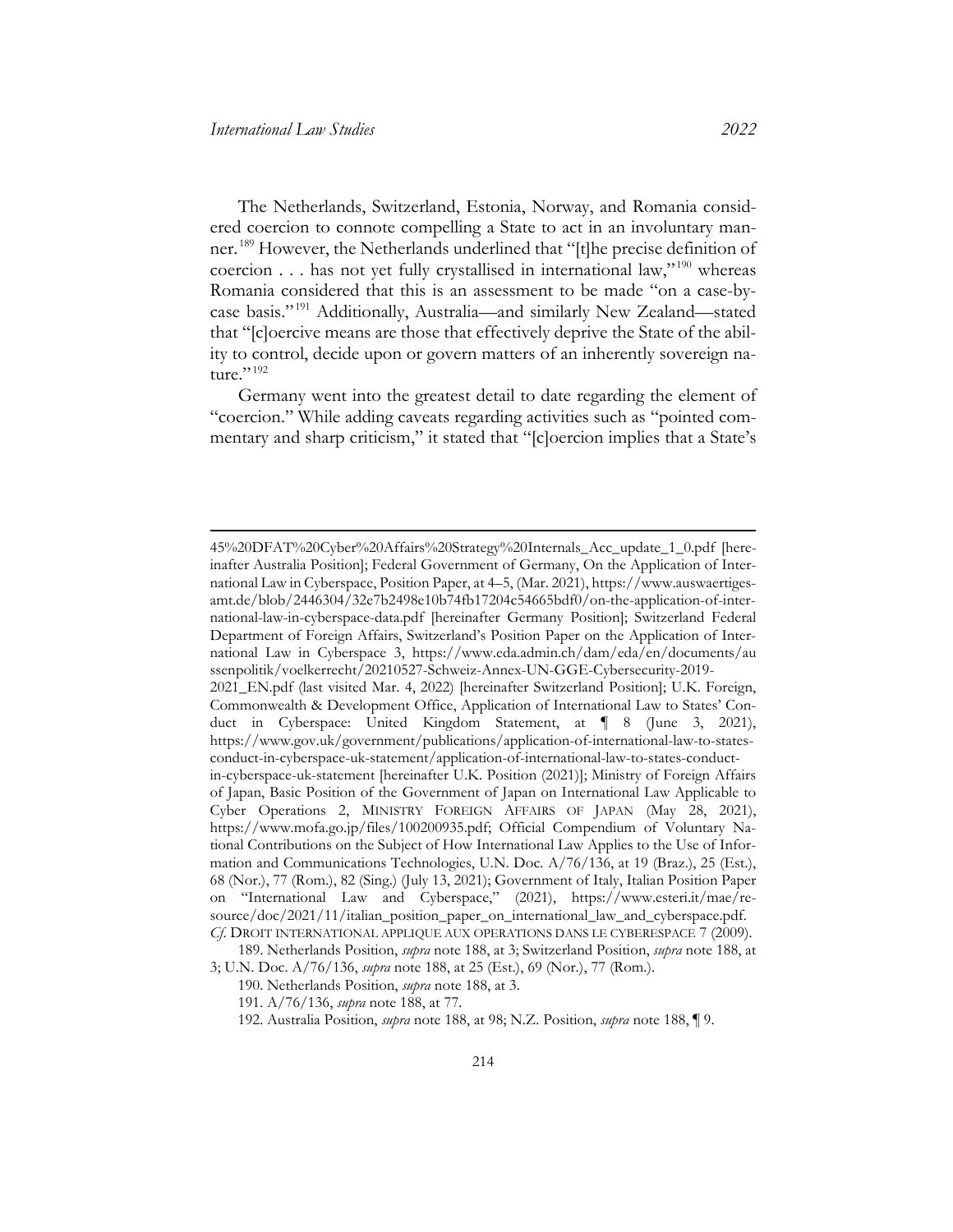The Netherlands, Switzerland, Estonia, Norway, and Romania considered coercion to connote compelling a State to act in an involuntary manner.[189] However, the Netherlands underlined that "[t]he precise definition of coercion . . . has not yet fully crystallised in international law,"[190] whereas Romania considered that this is an assessment to be made "on a case-by-case basis."[191] Additionally, Australia—and similarly New Zealand—stated that "[c]oercive means are those that effectively deprive the State of the ability to control, decide upon or govern matters of an inherently sovereign nature."[192]

Germany went into the greatest detail to date regarding the element of "coercion." While adding caveats regarding activities such as "pointed commentary and sharp criticism," it stated that "[c]oercion implies that a State's

---

45%20DFAT%20Cyber%20Affairs%20Strategy%20Internals_Acc_update_1_0.pdf [hereinafter Australia Position]; Federal Government of Germany, On the Application of International Law in Cyberspace, Position Paper, at 4–5, (Mar. 2021), https://www.auswaertiges-amt.de/blob/2446304/32e7b2498e10b74fb17204c54665bdf0/on-the-application-of-international-law-in-cyberspace-data.pdf [hereinafter Germany Position]; Switzerland Federal Department of Foreign Affairs, Switzerland's Position Paper on the Application of International Law in Cyberspace 3, https://www.eda.admin.ch/dam/eda/en/documents/aussenpolitik/voelkerrecht/20210527-Schweiz-Annex-UN-GGE-Cybersecurity-2019-2021_EN.pdf (last visited Mar. 4, 2022) [hereinafter Switzerland Position]; U.K. Foreign, Commonwealth & Development Office, Application of International Law to States' Conduct in Cyberspace: United Kingdom Statement, at ¶ 8 (June 3, 2021), https://www.gov.uk/government/publications/application-of-international-law-to-states-conduct-in-cyberspace-uk-statement/application-of-international-law-to-states-conduct-in-cyberspace-uk-statement [hereinafter U.K. Position (2021)]; Ministry of Foreign Affairs of Japan, Basic Position of the Government of Japan on International Law Applicable to Cyber Operations 2, MINISTRY FOREIGN AFFAIRS OF JAPAN (May 28, 2021), https://www.mofa.go.jp/files/100200935.pdf; Official Compendium of Voluntary National Contributions on the Subject of How International Law Applies to the Use of Information and Communications Technologies, U.N. Doc. A/76/136, at 19 (Braz.), 25 (Est.), 68 (Nor.), 77 (Rom.), 82 (Sing.) (July 13, 2021); Government of Italy, Italian Position Paper on "International Law and Cyberspace," (2021), https://www.esteri.it/mae/resource/doc/2021/11/italian_position_paper_on_international_law_and_cyberspace.pdf. *Cf.* DROIT INTERNATIONAL APPLIQUE AUX OPERATIONS DANS LE CYBERESPACE 7 (2009).

189. Netherlands Position, *supra* note 188, at 3; Switzerland Position, *supra* note 188, at 3; U.N. Doc. A/76/136, *supra* note 188, at 25 (Est.), 69 (Nor.), 77 (Rom.).

190. Netherlands Position, *supra* note 188, at 3.

191. A/76/136, *supra* note 188, at 77.

192. Australia Position, *supra* note 188, at 98; N.Z. Position, *supra* note 188, ¶ 9.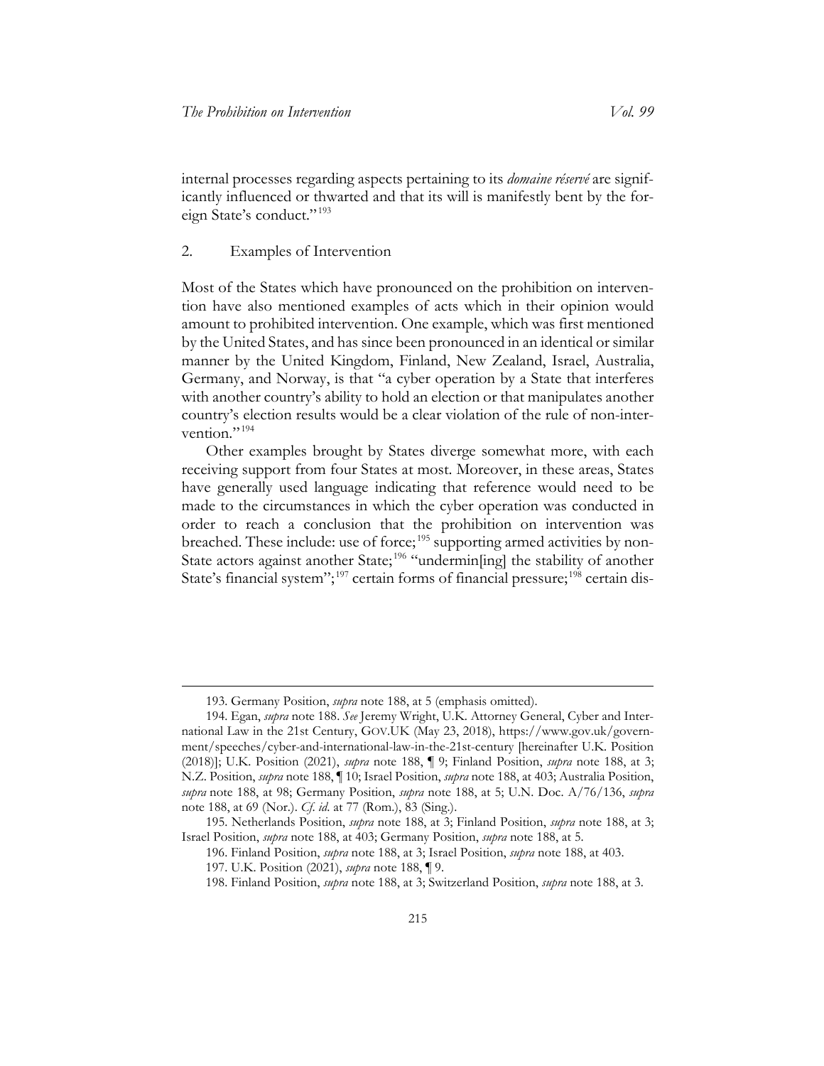internal processes regarding aspects pertaining to its *domaine réservé* are significantly influenced or thwarted and that its will is manifestly bent by the foreign State's conduct."[193]

## 2. Examples of Intervention

Most of the States which have pronounced on the prohibition on intervention have also mentioned examples of acts which in their opinion would amount to prohibited intervention. One example, which was first mentioned by the United States, and has since been pronounced in an identical or similar manner by the United Kingdom, Finland, New Zealand, Israel, Australia, Germany, and Norway, is that "a cyber operation by a State that interferes with another country's ability to hold an election or that manipulates another country's election results would be a clear violation of the rule of non-intervention."[194]

Other examples brought by States diverge somewhat more, with each receiving support from four States at most. Moreover, in these areas, States have generally used language indicating that reference would need to be made to the circumstances in which the cyber operation was conducted in order to reach a conclusion that the prohibition on intervention was breached. These include: use of force;[195] supporting armed activities by non-State actors against another State;[196] "undermin[ing] the stability of another State's financial system";[197] certain forms of financial pressure;[198] certain dis-

---

193. Germany Position, *supra* note 188, at 5 (emphasis omitted).

194. Egan, *supra* note 188. *See* Jeremy Wright, U.K. Attorney General, Cyber and International Law in the 21st Century, GOV.UK (May 23, 2018), https://www.gov.uk/government/speeches/cyber-and-international-law-in-the-21st-century [hereinafter U.K. Position (2018)]; U.K. Position (2021), *supra* note 188, ¶ 9; Finland Position, *supra* note 188, at 3; N.Z. Position, *supra* note 188, ¶ 10; Israel Position, *supra* note 188, at 403; Australia Position, *supra* note 188, at 98; Germany Position, *supra* note 188, at 5; U.N. Doc. A/76/136, *supra* note 188, at 69 (Nor.). *Cf. id.* at 77 (Rom.), 83 (Sing.).

195. Netherlands Position, *supra* note 188, at 3; Finland Position, *supra* note 188, at 3; Israel Position, *supra* note 188, at 403; Germany Position, *supra* note 188, at 5.

196. Finland Position, *supra* note 188, at 3; Israel Position, *supra* note 188, at 403.

197. U.K. Position (2021), *supra* note 188, ¶ 9.

198. Finland Position, *supra* note 188, at 3; Switzerland Position, *supra* note 188, at 3.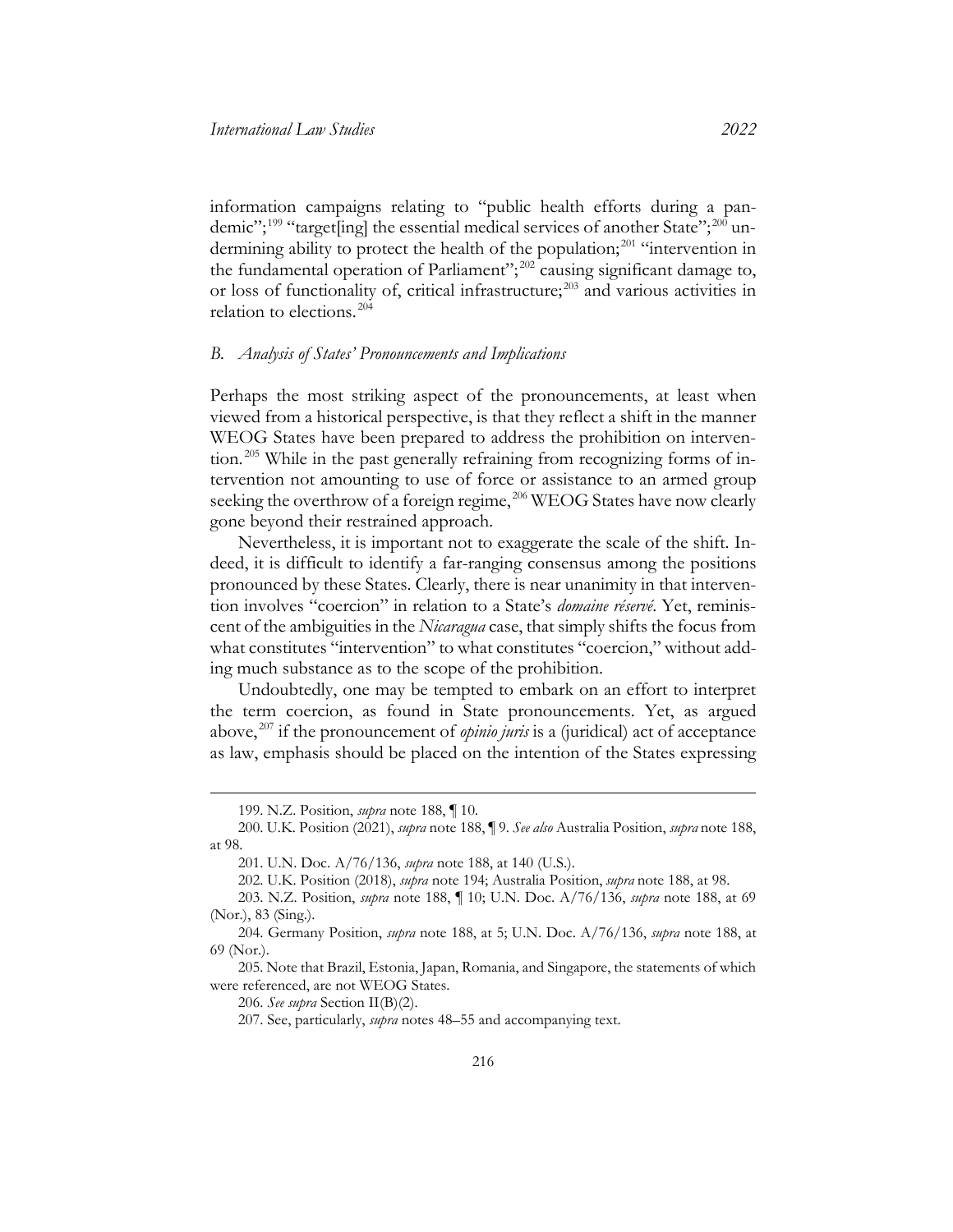information campaigns relating to "public health efforts during a pandemic";[199] "target[ing] the essential medical services of another State";[200] undermining ability to protect the health of the population;[201] "intervention in the fundamental operation of Parliament";[202] causing significant damage to, or loss of functionality of, critical infrastructure;[203] and various activities in relation to elections.[204]

### B. *Analysis of States' Pronouncements and Implications*

Perhaps the most striking aspect of the pronouncements, at least when viewed from a historical perspective, is that they reflect a shift in the manner WEOG States have been prepared to address the prohibition on intervention.[205] While in the past generally refraining from recognizing forms of intervention not amounting to use of force or assistance to an armed group seeking the overthrow of a foreign regime,[206] WEOG States have now clearly gone beyond their restrained approach.

Nevertheless, it is important not to exaggerate the scale of the shift. Indeed, it is difficult to identify a far-ranging consensus among the positions pronounced by these States. Clearly, there is near unanimity in that intervention involves "coercion" in relation to a State's *domaine réservé*. Yet, reminiscent of the ambiguities in the *Nicaragua* case, that simply shifts the focus from what constitutes "intervention" to what constitutes "coercion," without adding much substance as to the scope of the prohibition.

Undoubtedly, one may be tempted to embark on an effort to interpret the term coercion, as found in State pronouncements. Yet, as argued above,[207] if the pronouncement of *opinio juris* is a (juridical) act of acceptance as law, emphasis should be placed on the intention of the States expressing

---

199. N.Z. Position, *supra* note 188, ¶ 10.

200. U.K. Position (2021), *supra* note 188, ¶ 9. *See also* Australia Position, *supra* note 188, at 98.

201. U.N. Doc. A/76/136, *supra* note 188, at 140 (U.S.).

202. U.K. Position (2018), *supra* note 194; Australia Position, *supra* note 188, at 98.

203. N.Z. Position, *supra* note 188, ¶ 10; U.N. Doc. A/76/136, *supra* note 188, at 69 (Nor.), 83 (Sing.).

204. Germany Position, *supra* note 188, at 5; U.N. Doc. A/76/136, *supra* note 188, at 69 (Nor.).

205. Note that Brazil, Estonia, Japan, Romania, and Singapore, the statements of which were referenced, are not WEOG States.

206. *See supra* Section II(B)(2).

207. See, particularly, *supra* notes 48–55 and accompanying text.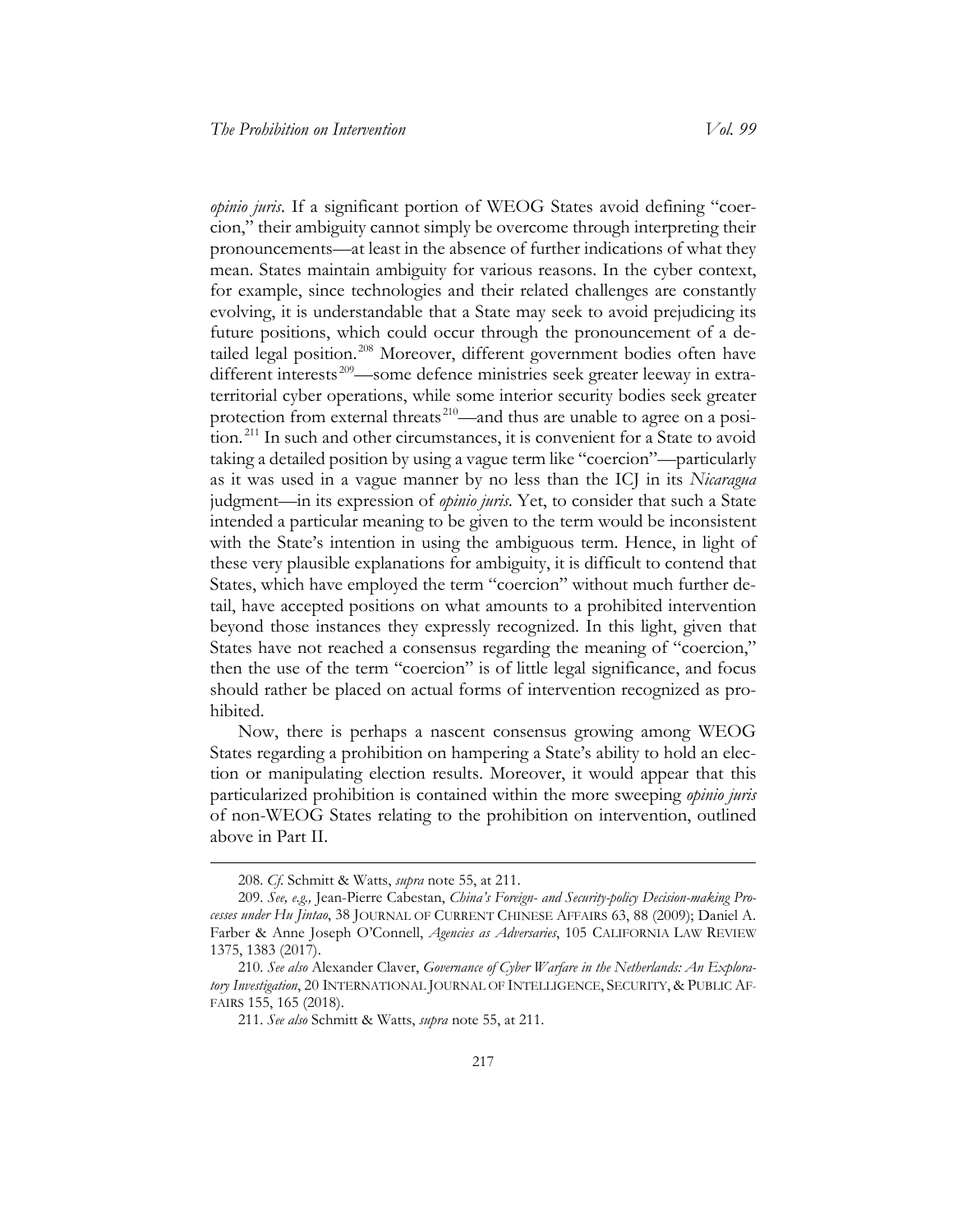*opinio juris*. If a significant portion of WEOG States avoid defining "coercion," their ambiguity cannot simply be overcome through interpreting their pronouncements—at least in the absence of further indications of what they mean. States maintain ambiguity for various reasons. In the cyber context, for example, since technologies and their related challenges are constantly evolving, it is understandable that a State may seek to avoid prejudicing its future positions, which could occur through the pronouncement of a detailed legal position.[208] Moreover, different government bodies often have different interests[209]—some defence ministries seek greater leeway in extraterritorial cyber operations, while some interior security bodies seek greater protection from external threats[210]—and thus are unable to agree on a position.[211] In such and other circumstances, it is convenient for a State to avoid taking a detailed position by using a vague term like "coercion"—particularly as it was used in a vague manner by no less than the ICJ in its *Nicaragua* judgment—in its expression of *opinio juris*. Yet, to consider that such a State intended a particular meaning to be given to the term would be inconsistent with the State's intention in using the ambiguous term. Hence, in light of these very plausible explanations for ambiguity, it is difficult to contend that States, which have employed the term "coercion" without much further detail, have accepted positions on what amounts to a prohibited intervention beyond those instances they expressly recognized. In this light, given that States have not reached a consensus regarding the meaning of "coercion," then the use of the term "coercion" is of little legal significance, and focus should rather be placed on actual forms of intervention recognized as prohibited.

Now, there is perhaps a nascent consensus growing among WEOG States regarding a prohibition on hampering a State's ability to hold an election or manipulating election results. Moreover, it would appear that this particularized prohibition is contained within the more sweeping *opinio juris* of non-WEOG States relating to the prohibition on intervention, outlined above in Part II.

---

208. *Cf.* Schmitt & Watts, *supra* note 55, at 211.

209. *See, e.g.,* Jean-Pierre Cabestan, *China's Foreign- and Security-policy Decision-making Processes under Hu Jintao*, 38 JOURNAL OF CURRENT CHINESE AFFAIRS 63, 88 (2009); Daniel A. Farber & Anne Joseph O'Connell, *Agencies as Adversaries*, 105 CALIFORNIA LAW REVIEW 1375, 1383 (2017).

210. *See also* Alexander Claver, *Governance of Cyber Warfare in the Netherlands: An Exploratory Investigation*, 20 INTERNATIONAL JOURNAL OF INTELLIGENCE, SECURITY, & PUBLIC AFFAIRS 155, 165 (2018).

211. *See also* Schmitt & Watts, *supra* note 55, at 211.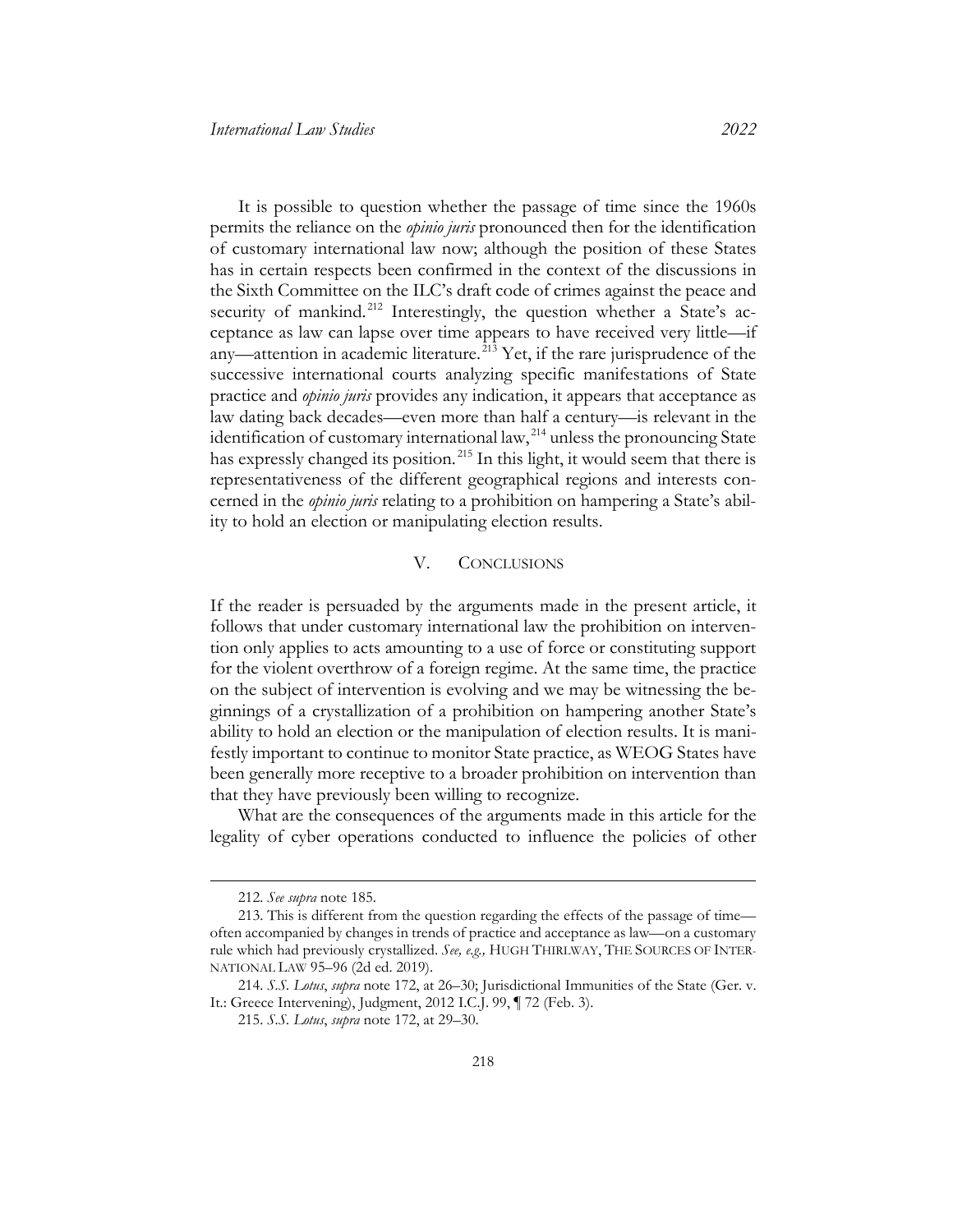It is possible to question whether the passage of time since the 1960s permits the reliance on the *opinio juris* pronounced then for the identification of customary international law now; although the position of these States has in certain respects been confirmed in the context of the discussions in the Sixth Committee on the ILC's draft code of crimes against the peace and security of mankind.[212] Interestingly, the question whether a State's acceptance as law can lapse over time appears to have received very little—if any—attention in academic literature.[213] Yet, if the rare jurisprudence of the successive international courts analyzing specific manifestations of State practice and *opinio juris* provides any indication, it appears that acceptance as law dating back decades—even more than half a century—is relevant in the identification of customary international law,[214] unless the pronouncing State has expressly changed its position.[215] In this light, it would seem that there is representativeness of the different geographical regions and interests concerned in the *opinio juris* relating to a prohibition on hampering a State's ability to hold an election or manipulating election results.

## V. Conclusions

If the reader is persuaded by the arguments made in the present article, it follows that under customary international law the prohibition on intervention only applies to acts amounting to a use of force or constituting support for the violent overthrow of a foreign regime. At the same time, the practice on the subject of intervention is evolving and we may be witnessing the beginnings of a crystallization of a prohibition on hampering another State's ability to hold an election or the manipulation of election results. It is manifestly important to continue to monitor State practice, as WEOG States have been generally more receptive to a broader prohibition on intervention than that they have previously been willing to recognize.

What are the consequences of the arguments made in this article for the legality of cyber operations conducted to influence the policies of other

---

212. *See supra* note 185.

213. This is different from the question regarding the effects of the passage of time—often accompanied by changes in trends of practice and acceptance as law—on a customary rule which had previously crystallized. *See, e.g.,* HUGH THIRLWAY, THE SOURCES OF INTERNATIONAL LAW 95–96 (2d ed. 2019).

214. *S.S. Lotus*, *supra* note 172, at 26–30; Jurisdictional Immunities of the State (Ger. v. It.: Greece Intervening), Judgment, 2012 I.C.J. 99, ¶ 72 (Feb. 3).

215. *S.S. Lotus*, *supra* note 172, at 29–30.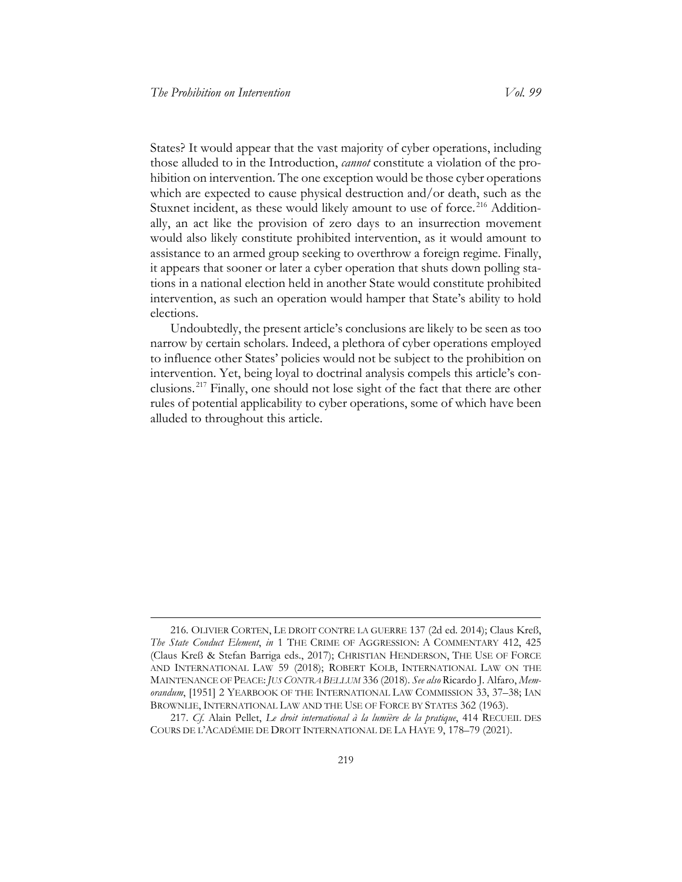States? It would appear that the vast majority of cyber operations, including those alluded to in the Introduction, *cannot* constitute a violation of the prohibition on intervention. The one exception would be those cyber operations which are expected to cause physical destruction and/or death, such as the Stuxnet incident, as these would likely amount to use of force.[216] Additionally, an act like the provision of zero days to an insurrection movement would also likely constitute prohibited intervention, as it would amount to assistance to an armed group seeking to overthrow a foreign regime. Finally, it appears that sooner or later a cyber operation that shuts down polling stations in a national election held in another State would constitute prohibited intervention, as such an operation would hamper that State's ability to hold elections.

Undoubtedly, the present article's conclusions are likely to be seen as too narrow by certain scholars. Indeed, a plethora of cyber operations employed to influence other States' policies would not be subject to the prohibition on intervention. Yet, being loyal to doctrinal analysis compels this article's conclusions.[217] Finally, one should not lose sight of the fact that there are other rules of potential applicability to cyber operations, some of which have been alluded to throughout this article.

---

216. OLIVIER CORTEN, LE DROIT CONTRE LA GUERRE 137 (2d ed. 2014); Claus Kreß, *The State Conduct Element*, *in* 1 THE CRIME OF AGGRESSION: A COMMENTARY 412, 425 (Claus Kreß & Stefan Barriga eds., 2017); CHRISTIAN HENDERSON, THE USE OF FORCE AND INTERNATIONAL LAW 59 (2018); ROBERT KOLB, INTERNATIONAL LAW ON THE MAINTENANCE OF PEACE: *JUS CONTRA BELLUM* 336 (2018). *See also* Ricardo J. Alfaro, *Memorandum*, [1951] 2 YEARBOOK OF THE INTERNATIONAL LAW COMMISSION 33, 37–38; IAN BROWNLIE, INTERNATIONAL LAW AND THE USE OF FORCE BY STATES 362 (1963).

217. *Cf.* Alain Pellet, *Le droit international à la lumière de la pratique*, 414 RECUEIL DES COURS DE L'ACADÉMIE DE DROIT INTERNATIONAL DE LA HAYE 9, 178–79 (2021).